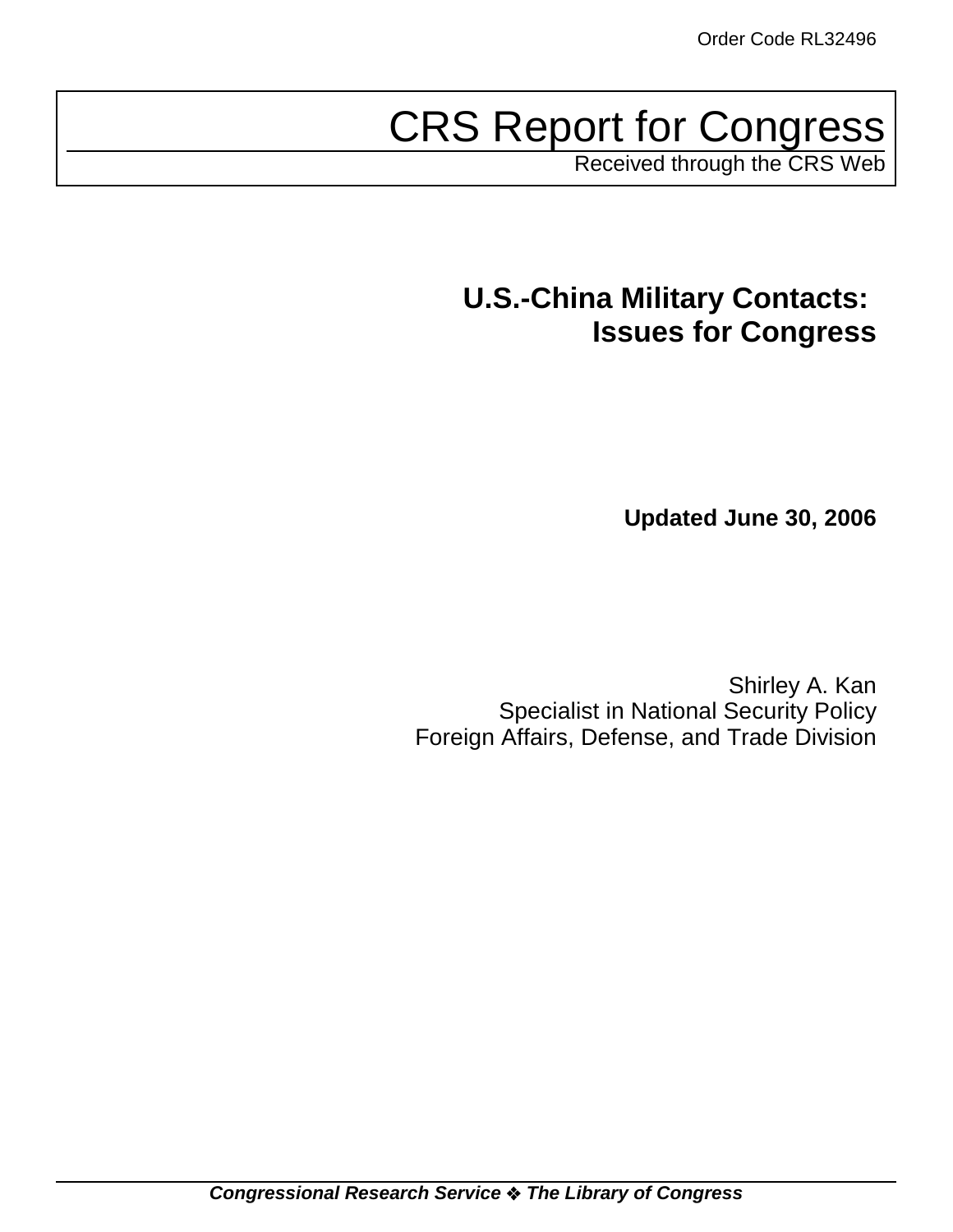Order Code RL32496

# CRS Report for Congress

Received through the CRS Web

## U.S.-China Military Contacts: Issues for Congress

**Updated June 30, 2006**

Shirley A. Kan
Specialist in National Security Policy
Foreign Affairs, Defense, and Trade Division

***Congressional Research Service ❖ The Library of Congress***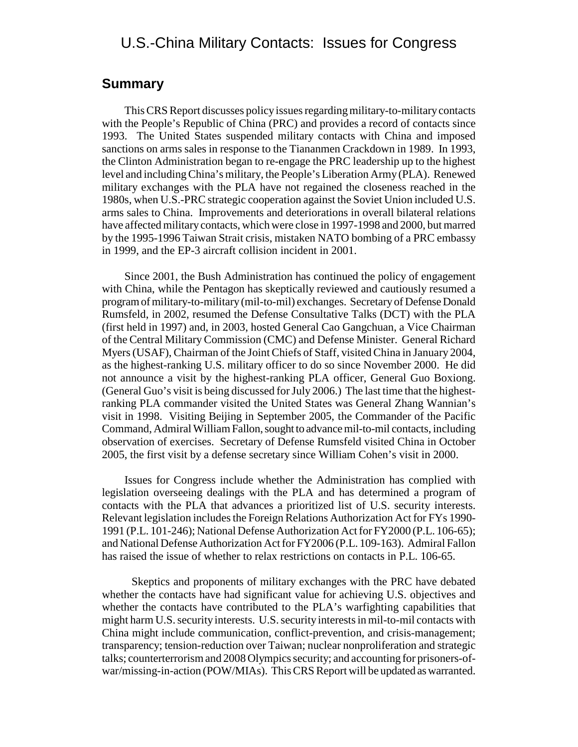# U.S.-China Military Contacts: Issues for Congress

## Summary

This CRS Report discusses policy issues regarding military-to-military contacts with the People's Republic of China (PRC) and provides a record of contacts since 1993. The United States suspended military contacts with China and imposed sanctions on arms sales in response to the Tiananmen Crackdown in 1989. In 1993, the Clinton Administration began to re-engage the PRC leadership up to the highest level and including China's military, the People's Liberation Army (PLA). Renewed military exchanges with the PLA have not regained the closeness reached in the 1980s, when U.S.-PRC strategic cooperation against the Soviet Union included U.S. arms sales to China. Improvements and deteriorations in overall bilateral relations have affected military contacts, which were close in 1997-1998 and 2000, but marred by the 1995-1996 Taiwan Strait crisis, mistaken NATO bombing of a PRC embassy in 1999, and the EP-3 aircraft collision incident in 2001.

Since 2001, the Bush Administration has continued the policy of engagement with China, while the Pentagon has skeptically reviewed and cautiously resumed a program of military-to-military (mil-to-mil) exchanges. Secretary of Defense Donald Rumsfeld, in 2002, resumed the Defense Consultative Talks (DCT) with the PLA (first held in 1997) and, in 2003, hosted General Cao Gangchuan, a Vice Chairman of the Central Military Commission (CMC) and Defense Minister. General Richard Myers (USAF), Chairman of the Joint Chiefs of Staff, visited China in January 2004, as the highest-ranking U.S. military officer to do so since November 2000. He did not announce a visit by the highest-ranking PLA officer, General Guo Boxiong. (General Guo's visit is being discussed for July 2006.) The last time that the highest-ranking PLA commander visited the United States was General Zhang Wannian's visit in 1998. Visiting Beijing in September 2005, the Commander of the Pacific Command, Admiral William Fallon, sought to advance mil-to-mil contacts, including observation of exercises. Secretary of Defense Rumsfeld visited China in October 2005, the first visit by a defense secretary since William Cohen's visit in 2000.

Issues for Congress include whether the Administration has complied with legislation overseeing dealings with the PLA and has determined a program of contacts with the PLA that advances a prioritized list of U.S. security interests. Relevant legislation includes the Foreign Relations Authorization Act for FYs 1990-1991 (P.L. 101-246); National Defense Authorization Act for FY2000 (P.L. 106-65); and National Defense Authorization Act for FY2006 (P.L. 109-163). Admiral Fallon has raised the issue of whether to relax restrictions on contacts in P.L. 106-65.

Skeptics and proponents of military exchanges with the PRC have debated whether the contacts have had significant value for achieving U.S. objectives and whether the contacts have contributed to the PLA's warfighting capabilities that might harm U.S. security interests. U.S. security interests in mil-to-mil contacts with China might include communication, conflict-prevention, and crisis-management; transparency; tension-reduction over Taiwan; nuclear nonproliferation and strategic talks; counterterrorism and 2008 Olympics security; and accounting for prisoners-of-war/missing-in-action (POW/MIAs). This CRS Report will be updated as warranted.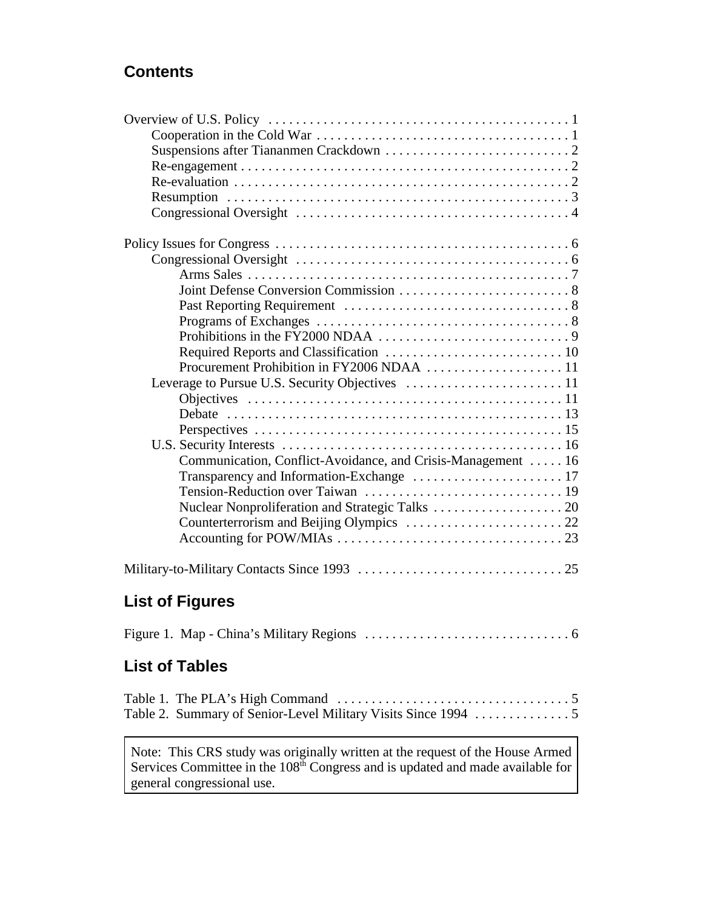## Contents

Overview of U.S. Policy . . . . . . . . . . . . . . . . . . . . . . . . . . . . . . . . . . . . . . . . . . . . 1
- Cooperation in the Cold War . . . . . . . . . . . . . . . . . . . . . . . . . . . . . . . . . . . . . 1
- Suspensions after Tiananmen Crackdown . . . . . . . . . . . . . . . . . . . . . . . . . . . 2
- Re-engagement . . . . . . . . . . . . . . . . . . . . . . . . . . . . . . . . . . . . . . . . . . . . . . . . 2
- Re-evaluation . . . . . . . . . . . . . . . . . . . . . . . . . . . . . . . . . . . . . . . . . . . . . . . . . 2
- Resumption . . . . . . . . . . . . . . . . . . . . . . . . . . . . . . . . . . . . . . . . . . . . . . . . . . 3
- Congressional Oversight . . . . . . . . . . . . . . . . . . . . . . . . . . . . . . . . . . . . . . . . 4

Policy Issues for Congress . . . . . . . . . . . . . . . . . . . . . . . . . . . . . . . . . . . . . . . . . . . 6
- Congressional Oversight . . . . . . . . . . . . . . . . . . . . . . . . . . . . . . . . . . . . . . . . 6
  - Arms Sales . . . . . . . . . . . . . . . . . . . . . . . . . . . . . . . . . . . . . . . . . . . . . . . 7
  - Joint Defense Conversion Commission . . . . . . . . . . . . . . . . . . . . . . . . . 8
  - Past Reporting Requirement . . . . . . . . . . . . . . . . . . . . . . . . . . . . . . . . . 8
  - Programs of Exchanges . . . . . . . . . . . . . . . . . . . . . . . . . . . . . . . . . . . . . 8
  - Prohibitions in the FY2000 NDAA . . . . . . . . . . . . . . . . . . . . . . . . . . . . 9
  - Required Reports and Classification . . . . . . . . . . . . . . . . . . . . . . . . . . 10
  - Procurement Prohibition in FY2006 NDAA . . . . . . . . . . . . . . . . . . . . 11
- Leverage to Pursue U.S. Security Objectives . . . . . . . . . . . . . . . . . . . . . . . 11
  - Objectives . . . . . . . . . . . . . . . . . . . . . . . . . . . . . . . . . . . . . . . . . . . . . . 11
  - Debate . . . . . . . . . . . . . . . . . . . . . . . . . . . . . . . . . . . . . . . . . . . . . . . . . 13
  - Perspectives . . . . . . . . . . . . . . . . . . . . . . . . . . . . . . . . . . . . . . . . . . . . . 15
- U.S. Security Interests . . . . . . . . . . . . . . . . . . . . . . . . . . . . . . . . . . . . . . . . . 16
  - Communication, Conflict-Avoidance, and Crisis-Management . . . . . 16
  - Transparency and Information-Exchange . . . . . . . . . . . . . . . . . . . . . . 17
  - Tension-Reduction over Taiwan . . . . . . . . . . . . . . . . . . . . . . . . . . . . . 19
  - Nuclear Nonproliferation and Strategic Talks . . . . . . . . . . . . . . . . . . . 20
  - Counterterrorism and Beijing Olympics . . . . . . . . . . . . . . . . . . . . . . . 22
  - Accounting for POW/MIAs . . . . . . . . . . . . . . . . . . . . . . . . . . . . . . . . . 23

Military-to-Military Contacts Since 1993 . . . . . . . . . . . . . . . . . . . . . . . . . . . . . . 25

## List of Figures

Figure 1. Map - China's Military Regions . . . . . . . . . . . . . . . . . . . . . . . . . . . . . . 6

## List of Tables

Table 1. The PLA's High Command . . . . . . . . . . . . . . . . . . . . . . . . . . . . . . . . . . 5
Table 2. Summary of Senior-Level Military Visits Since 1994 . . . . . . . . . . . . . . 5

Note: This CRS study was originally written at the request of the House Armed Services Committee in the 108th Congress and is updated and made available for general congressional use.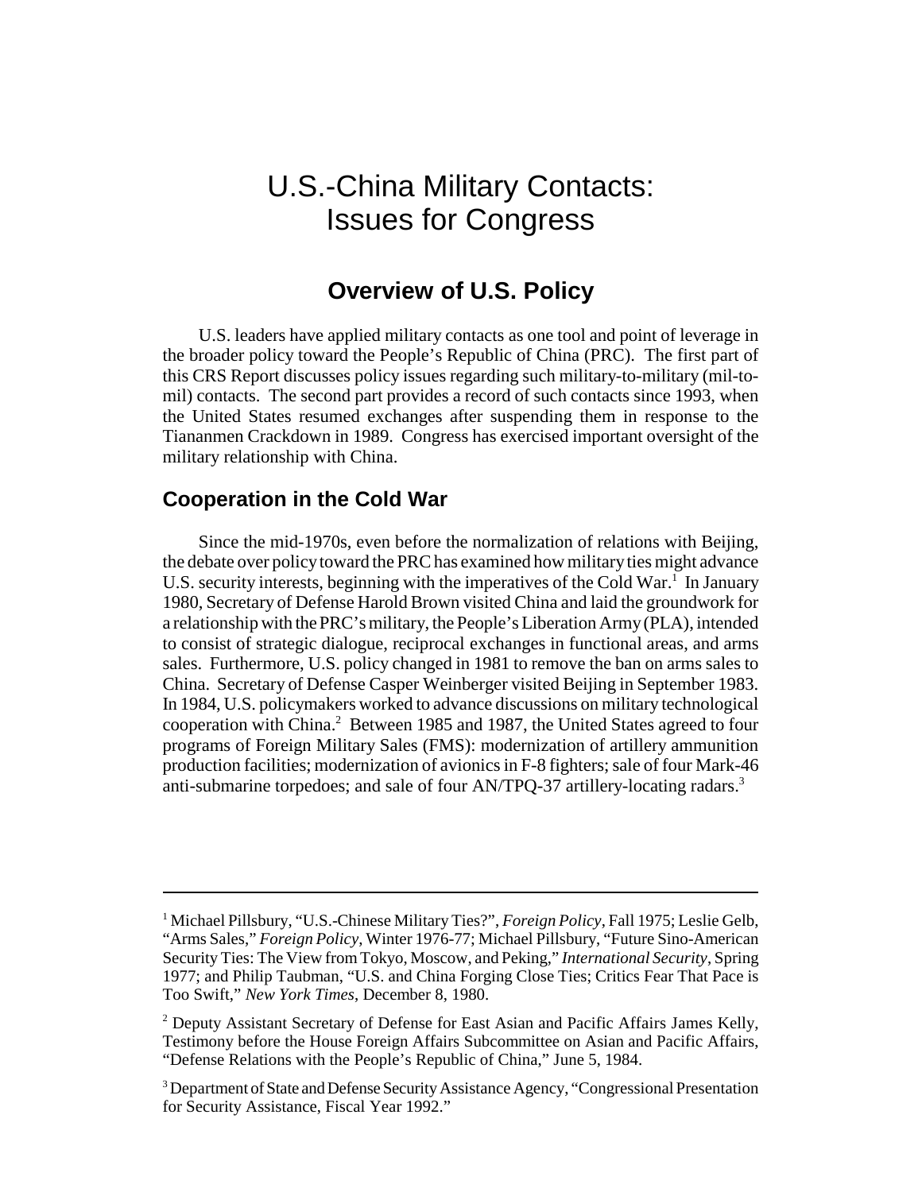# U.S.-China Military Contacts: Issues for Congress

## Overview of U.S. Policy

U.S. leaders have applied military contacts as one tool and point of leverage in the broader policy toward the People's Republic of China (PRC). The first part of this CRS Report discusses policy issues regarding such military-to-military (mil-to-mil) contacts. The second part provides a record of such contacts since 1993, when the United States resumed exchanges after suspending them in response to the Tiananmen Crackdown in 1989. Congress has exercised important oversight of the military relationship with China.

### Cooperation in the Cold War

Since the mid-1970s, even before the normalization of relations with Beijing, the debate over policy toward the PRC has examined how military ties might advance U.S. security interests, beginning with the imperatives of the Cold War.[1] In January 1980, Secretary of Defense Harold Brown visited China and laid the groundwork for a relationship with the PRC's military, the People's Liberation Army (PLA), intended to consist of strategic dialogue, reciprocal exchanges in functional areas, and arms sales. Furthermore, U.S. policy changed in 1981 to remove the ban on arms sales to China. Secretary of Defense Casper Weinberger visited Beijing in September 1983. In 1984, U.S. policymakers worked to advance discussions on military technological cooperation with China.[2] Between 1985 and 1987, the United States agreed to four programs of Foreign Military Sales (FMS): modernization of artillery ammunition production facilities; modernization of avionics in F-8 fighters; sale of four Mark-46 anti-submarine torpedoes; and sale of four AN/TPQ-37 artillery-locating radars.[3]

---

[1] Michael Pillsbury, "U.S.-Chinese Military Ties?", *Foreign Policy*, Fall 1975; Leslie Gelb, "Arms Sales," *Foreign Policy*, Winter 1976-77; Michael Pillsbury, "Future Sino-American Security Ties: The View from Tokyo, Moscow, and Peking," *International Security*, Spring 1977; and Philip Taubman, "U.S. and China Forging Close Ties; Critics Fear That Pace is Too Swift," *New York Times*, December 8, 1980.

[2] Deputy Assistant Secretary of Defense for East Asian and Pacific Affairs James Kelly, Testimony before the House Foreign Affairs Subcommittee on Asian and Pacific Affairs, "Defense Relations with the People's Republic of China," June 5, 1984.

[3] Department of State and Defense Security Assistance Agency, "Congressional Presentation for Security Assistance, Fiscal Year 1992."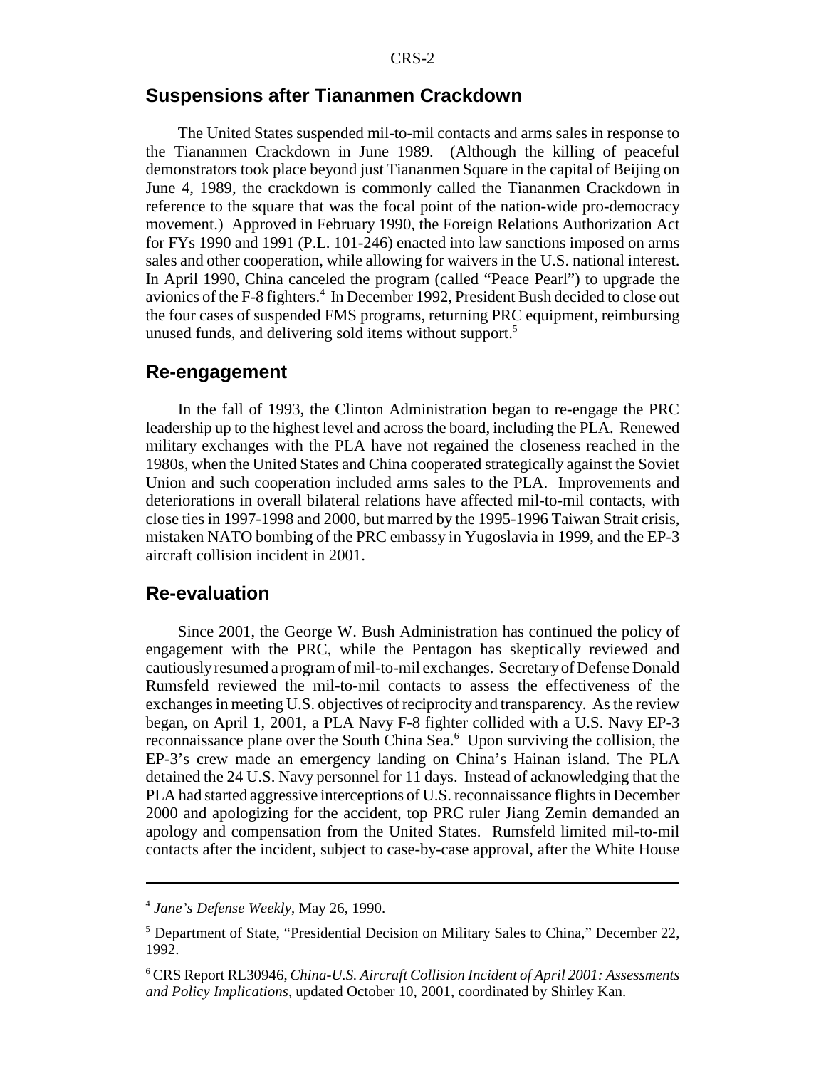## Suspensions after Tiananmen Crackdown

The United States suspended mil-to-mil contacts and arms sales in response to the Tiananmen Crackdown in June 1989. (Although the killing of peaceful demonstrators took place beyond just Tiananmen Square in the capital of Beijing on June 4, 1989, the crackdown is commonly called the Tiananmen Crackdown in reference to the square that was the focal point of the nation-wide pro-democracy movement.) Approved in February 1990, the Foreign Relations Authorization Act for FYs 1990 and 1991 (P.L. 101-246) enacted into law sanctions imposed on arms sales and other cooperation, while allowing for waivers in the U.S. national interest. In April 1990, China canceled the program (called "Peace Pearl") to upgrade the avionics of the F-8 fighters.[4] In December 1992, President Bush decided to close out the four cases of suspended FMS programs, returning PRC equipment, reimbursing unused funds, and delivering sold items without support.[5]

## Re-engagement

In the fall of 1993, the Clinton Administration began to re-engage the PRC leadership up to the highest level and across the board, including the PLA. Renewed military exchanges with the PLA have not regained the closeness reached in the 1980s, when the United States and China cooperated strategically against the Soviet Union and such cooperation included arms sales to the PLA. Improvements and deteriorations in overall bilateral relations have affected mil-to-mil contacts, with close ties in 1997-1998 and 2000, but marred by the 1995-1996 Taiwan Strait crisis, mistaken NATO bombing of the PRC embassy in Yugoslavia in 1999, and the EP-3 aircraft collision incident in 2001.

## Re-evaluation

Since 2001, the George W. Bush Administration has continued the policy of engagement with the PRC, while the Pentagon has skeptically reviewed and cautiously resumed a program of mil-to-mil exchanges. Secretary of Defense Donald Rumsfeld reviewed the mil-to-mil contacts to assess the effectiveness of the exchanges in meeting U.S. objectives of reciprocity and transparency. As the review began, on April 1, 2001, a PLA Navy F-8 fighter collided with a U.S. Navy EP-3 reconnaissance plane over the South China Sea.[6] Upon surviving the collision, the EP-3's crew made an emergency landing on China's Hainan island. The PLA detained the 24 U.S. Navy personnel for 11 days. Instead of acknowledging that the PLA had started aggressive interceptions of U.S. reconnaissance flights in December 2000 and apologizing for the accident, top PRC ruler Jiang Zemin demanded an apology and compensation from the United States. Rumsfeld limited mil-to-mil contacts after the incident, subject to case-by-case approval, after the White House

---

[4] *Jane's Defense Weekly*, May 26, 1990.

[5] Department of State, "Presidential Decision on Military Sales to China," December 22, 1992.

[6] CRS Report RL30946, *China-U.S. Aircraft Collision Incident of April 2001: Assessments and Policy Implications*, updated October 10, 2001, coordinated by Shirley Kan.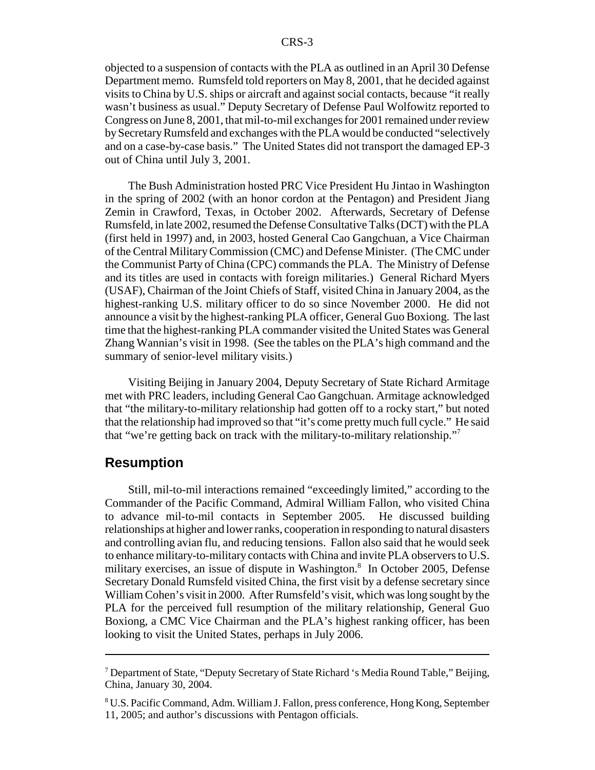objected to a suspension of contacts with the PLA as outlined in an April 30 Defense Department memo. Rumsfeld told reporters on May 8, 2001, that he decided against visits to China by U.S. ships or aircraft and against social contacts, because "it really wasn't business as usual." Deputy Secretary of Defense Paul Wolfowitz reported to Congress on June 8, 2001, that mil-to-mil exchanges for 2001 remained under review by Secretary Rumsfeld and exchanges with the PLA would be conducted "selectively and on a case-by-case basis." The United States did not transport the damaged EP-3 out of China until July 3, 2001.

The Bush Administration hosted PRC Vice President Hu Jintao in Washington in the spring of 2002 (with an honor cordon at the Pentagon) and President Jiang Zemin in Crawford, Texas, in October 2002. Afterwards, Secretary of Defense Rumsfeld, in late 2002, resumed the Defense Consultative Talks (DCT) with the PLA (first held in 1997) and, in 2003, hosted General Cao Gangchuan, a Vice Chairman of the Central Military Commission (CMC) and Defense Minister. (The CMC under the Communist Party of China (CPC) commands the PLA. The Ministry of Defense and its titles are used in contacts with foreign militaries.) General Richard Myers (USAF), Chairman of the Joint Chiefs of Staff, visited China in January 2004, as the highest-ranking U.S. military officer to do so since November 2000. He did not announce a visit by the highest-ranking PLA officer, General Guo Boxiong. The last time that the highest-ranking PLA commander visited the United States was General Zhang Wannian's visit in 1998. (See the tables on the PLA's high command and the summary of senior-level military visits.)

Visiting Beijing in January 2004, Deputy Secretary of State Richard Armitage met with PRC leaders, including General Cao Gangchuan. Armitage acknowledged that "the military-to-military relationship had gotten off to a rocky start," but noted that the relationship had improved so that "it's come pretty much full cycle." He said that "we're getting back on track with the military-to-military relationship."[7]

## Resumption

Still, mil-to-mil interactions remained "exceedingly limited," according to the Commander of the Pacific Command, Admiral William Fallon, who visited China to advance mil-to-mil contacts in September 2005. He discussed building relationships at higher and lower ranks, cooperation in responding to natural disasters and controlling avian flu, and reducing tensions. Fallon also said that he would seek to enhance military-to-military contacts with China and invite PLA observers to U.S. military exercises, an issue of dispute in Washington.[8] In October 2005, Defense Secretary Donald Rumsfeld visited China, the first visit by a defense secretary since William Cohen's visit in 2000. After Rumsfeld's visit, which was long sought by the PLA for the perceived full resumption of the military relationship, General Guo Boxiong, a CMC Vice Chairman and the PLA's highest ranking officer, has been looking to visit the United States, perhaps in July 2006.

---

[7] Department of State, "Deputy Secretary of State Richard 's Media Round Table," Beijing, China, January 30, 2004.

[8] U.S. Pacific Command, Adm. William J. Fallon, press conference, Hong Kong, September 11, 2005; and author's discussions with Pentagon officials.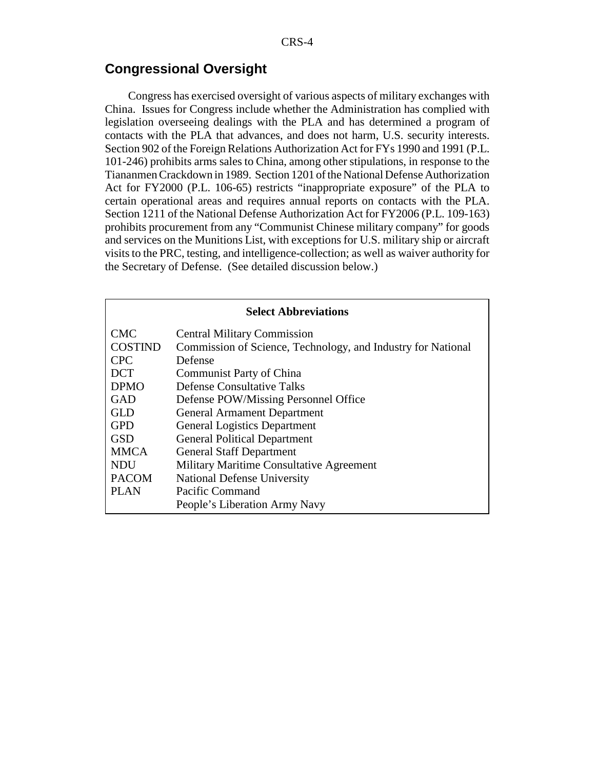## Congressional Oversight

Congress has exercised oversight of various aspects of military exchanges with China. Issues for Congress include whether the Administration has complied with legislation overseeing dealings with the PLA and has determined a program of contacts with the PLA that advances, and does not harm, U.S. security interests. Section 902 of the Foreign Relations Authorization Act for FYs 1990 and 1991 (P.L. 101-246) prohibits arms sales to China, among other stipulations, in response to the Tiananmen Crackdown in 1989. Section 1201 of the National Defense Authorization Act for FY2000 (P.L. 106-65) restricts "inappropriate exposure" of the PLA to certain operational areas and requires annual reports on contacts with the PLA. Section 1211 of the National Defense Authorization Act for FY2006 (P.L. 109-163) prohibits procurement from any "Communist Chinese military company" for goods and services on the Munitions List, with exceptions for U.S. military ship or aircraft visits to the PRC, testing, and intelligence-collection; as well as waiver authority for the Secretary of Defense. (See detailed discussion below.)

**Select Abbreviations**

| | |
|---|---|
| CMC | Central Military Commission |
| COSTIND | Commission of Science, Technology, and Industry for National Defense |
| CPC | Communist Party of China |
| DCT | Defense Consultative Talks |
| DPMO | Defense POW/Missing Personnel Office |
| GAD | General Armament Department |
| GLD | General Logistics Department |
| GPD | General Political Department |
| GSD | General Staff Department |
| MMCA | Military Maritime Consultative Agreement |
| NDU | National Defense University |
| PACOM | Pacific Command |
| PLAN | People's Liberation Army Navy |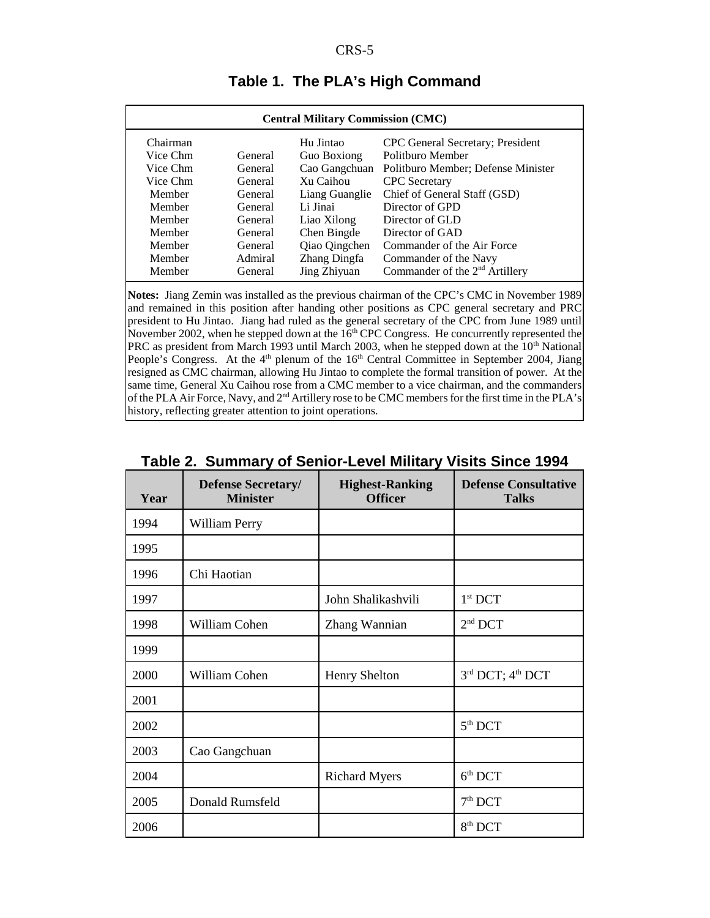## Table 1. The PLA's High Command

| Central Military Commission (CMC) | | | |
|---|---|---|---|
| Chairman | | Hu Jintao | CPC General Secretary; President |
| Vice Chm | General | Guo Boxiong | Politburo Member |
| Vice Chm | General | Cao Gangchuan | Politburo Member; Defense Minister |
| Vice Chm | General | Xu Caihou | CPC Secretary |
| Member | General | Liang Guanglie | Chief of General Staff (GSD) |
| Member | General | Li Jinai | Director of GPD |
| Member | General | Liao Xilong | Director of GLD |
| Member | General | Chen Bingde | Director of GAD |
| Member | General | Qiao Qingchen | Commander of the Air Force |
| Member | Admiral | Zhang Dingfa | Commander of the Navy |
| Member | General | Jing Zhiyuan | Commander of the 2nd Artillery |

**Notes:** Jiang Zemin was installed as the previous chairman of the CPC's CMC in November 1989 and remained in this position after handing other positions as CPC general secretary and PRC president to Hu Jintao. Jiang had ruled as the general secretary of the CPC from June 1989 until November 2002, when he stepped down at the 16th CPC Congress. He concurrently represented the PRC as president from March 1993 until March 2003, when he stepped down at the 10th National People's Congress. At the 4th plenum of the 16th Central Committee in September 2004, Jiang resigned as CMC chairman, allowing Hu Jintao to complete the formal transition of power. At the same time, General Xu Caihou rose from a CMC member to a vice chairman, and the commanders of the PLA Air Force, Navy, and 2nd Artillery rose to be CMC members for the first time in the PLA's history, reflecting greater attention to joint operations.

## Table 2. Summary of Senior-Level Military Visits Since 1994

| Year | Defense Secretary/ Minister | Highest-Ranking Officer | Defense Consultative Talks |
|---|---|---|---|
| 1994 | William Perry | | |
| 1995 | | | |
| 1996 | Chi Haotian | | |
| 1997 | | John Shalikashvili | 1st DCT |
| 1998 | William Cohen | Zhang Wannian | 2nd DCT |
| 1999 | | | |
| 2000 | William Cohen | Henry Shelton | 3rd DCT; 4th DCT |
| 2001 | | | |
| 2002 | | | 5th DCT |
| 2003 | Cao Gangchuan | | |
| 2004 | | Richard Myers | 6th DCT |
| 2005 | Donald Rumsfeld | | 7th DCT |
| 2006 | | | 8th DCT |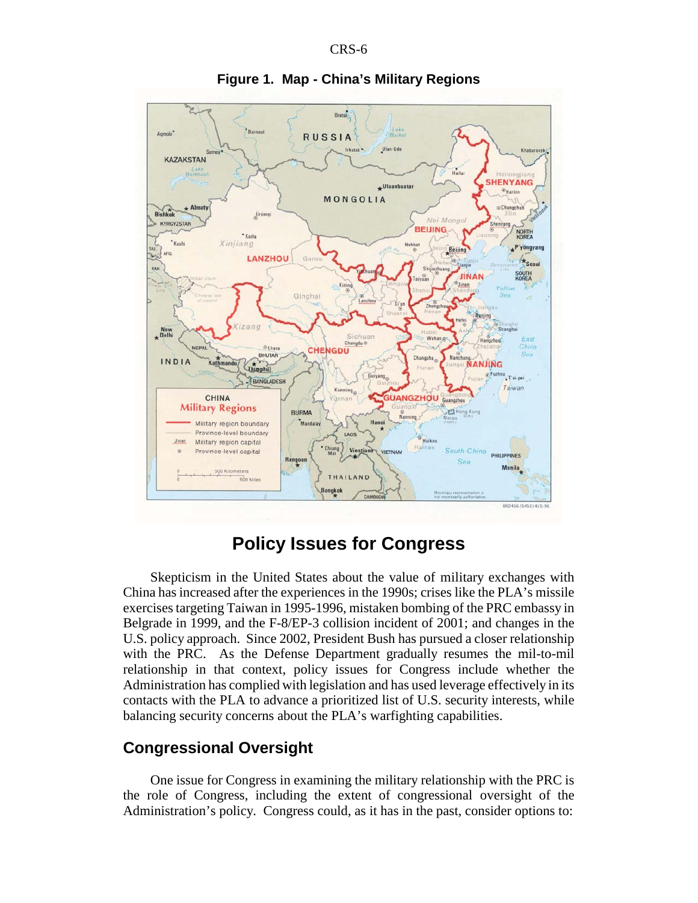**Figure 1. Map - China's Military Regions**

# Policy Issues for Congress

Skepticism in the United States about the value of military exchanges with China has increased after the experiences in the 1990s; crises like the PLA's missile exercises targeting Taiwan in 1995-1996, mistaken bombing of the PRC embassy in Belgrade in 1999, and the F-8/EP-3 collision incident of 2001; and changes in the U.S. policy approach. Since 2002, President Bush has pursued a closer relationship with the PRC. As the Defense Department gradually resumes the mil-to-mil relationship in that context, policy issues for Congress include whether the Administration has complied with legislation and has used leverage effectively in its contacts with the PLA to advance a prioritized list of U.S. security interests, while balancing security concerns about the PLA's warfighting capabilities.

## Congressional Oversight

One issue for Congress in examining the military relationship with the PRC is the role of Congress, including the extent of congressional oversight of the Administration's policy. Congress could, as it has in the past, consider options to: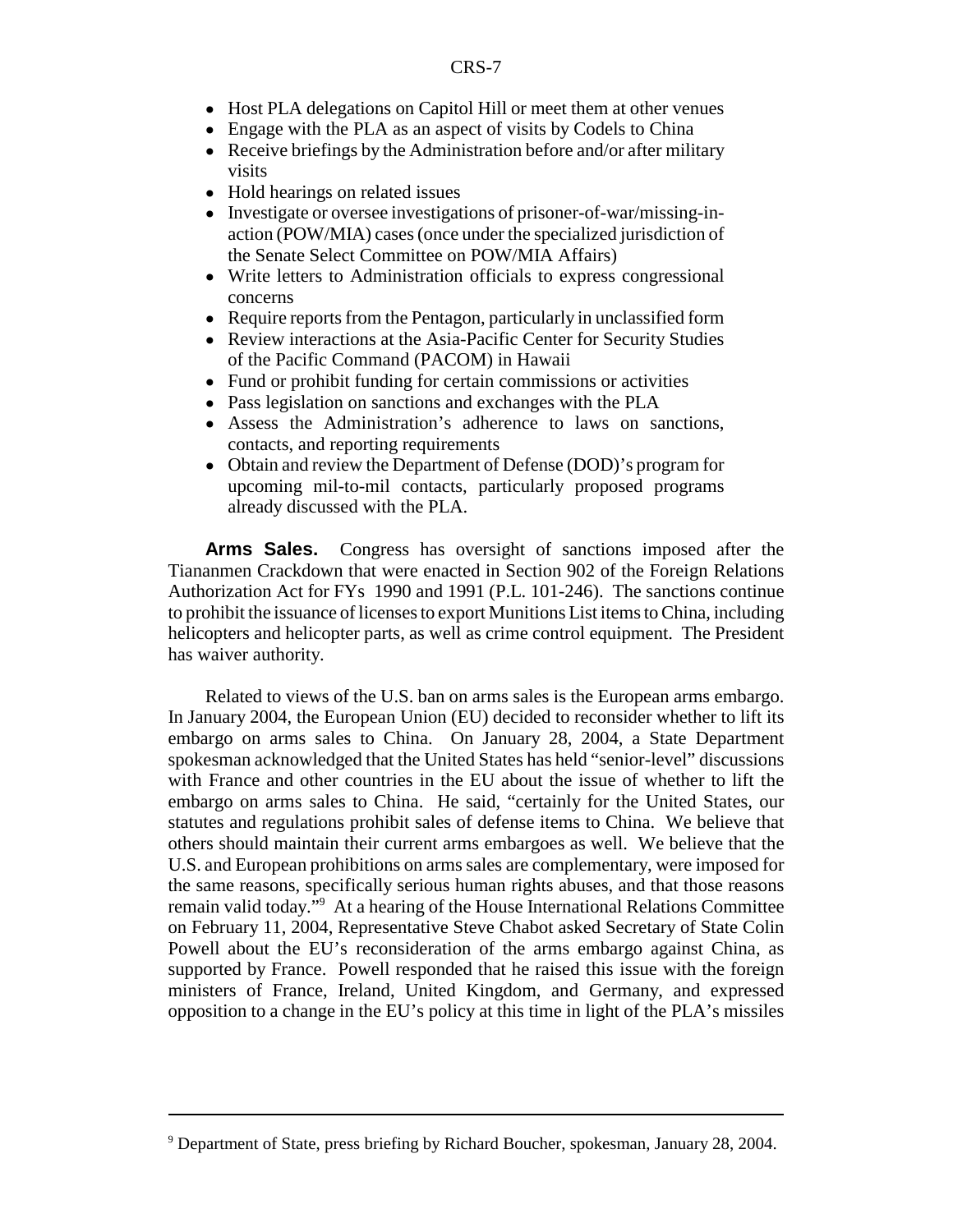- Host PLA delegations on Capitol Hill or meet them at other venues
- Engage with the PLA as an aspect of visits by Codels to China
- Receive briefings by the Administration before and/or after military visits
- Hold hearings on related issues
- Investigate or oversee investigations of prisoner-of-war/missing-in-action (POW/MIA) cases (once under the specialized jurisdiction of the Senate Select Committee on POW/MIA Affairs)
- Write letters to Administration officials to express congressional concerns
- Require reports from the Pentagon, particularly in unclassified form
- Review interactions at the Asia-Pacific Center for Security Studies of the Pacific Command (PACOM) in Hawaii
- Fund or prohibit funding for certain commissions or activities
- Pass legislation on sanctions and exchanges with the PLA
- Assess the Administration's adherence to laws on sanctions, contacts, and reporting requirements
- Obtain and review the Department of Defense (DOD)'s program for upcoming mil-to-mil contacts, particularly proposed programs already discussed with the PLA.

**Arms Sales.** Congress has oversight of sanctions imposed after the Tiananmen Crackdown that were enacted in Section 902 of the Foreign Relations Authorization Act for FYs 1990 and 1991 (P.L. 101-246). The sanctions continue to prohibit the issuance of licenses to export Munitions List items to China, including helicopters and helicopter parts, as well as crime control equipment. The President has waiver authority.

Related to views of the U.S. ban on arms sales is the European arms embargo. In January 2004, the European Union (EU) decided to reconsider whether to lift its embargo on arms sales to China. On January 28, 2004, a State Department spokesman acknowledged that the United States has held "senior-level" discussions with France and other countries in the EU about the issue of whether to lift the embargo on arms sales to China. He said, "certainly for the United States, our statutes and regulations prohibit sales of defense items to China. We believe that others should maintain their current arms embargoes as well. We believe that the U.S. and European prohibitions on arms sales are complementary, were imposed for the same reasons, specifically serious human rights abuses, and that those reasons remain valid today."[9] At a hearing of the House International Relations Committee on February 11, 2004, Representative Steve Chabot asked Secretary of State Colin Powell about the EU's reconsideration of the arms embargo against China, as supported by France. Powell responded that he raised this issue with the foreign ministers of France, Ireland, United Kingdom, and Germany, and expressed opposition to a change in the EU's policy at this time in light of the PLA's missiles

[9] Department of State, press briefing by Richard Boucher, spokesman, January 28, 2004.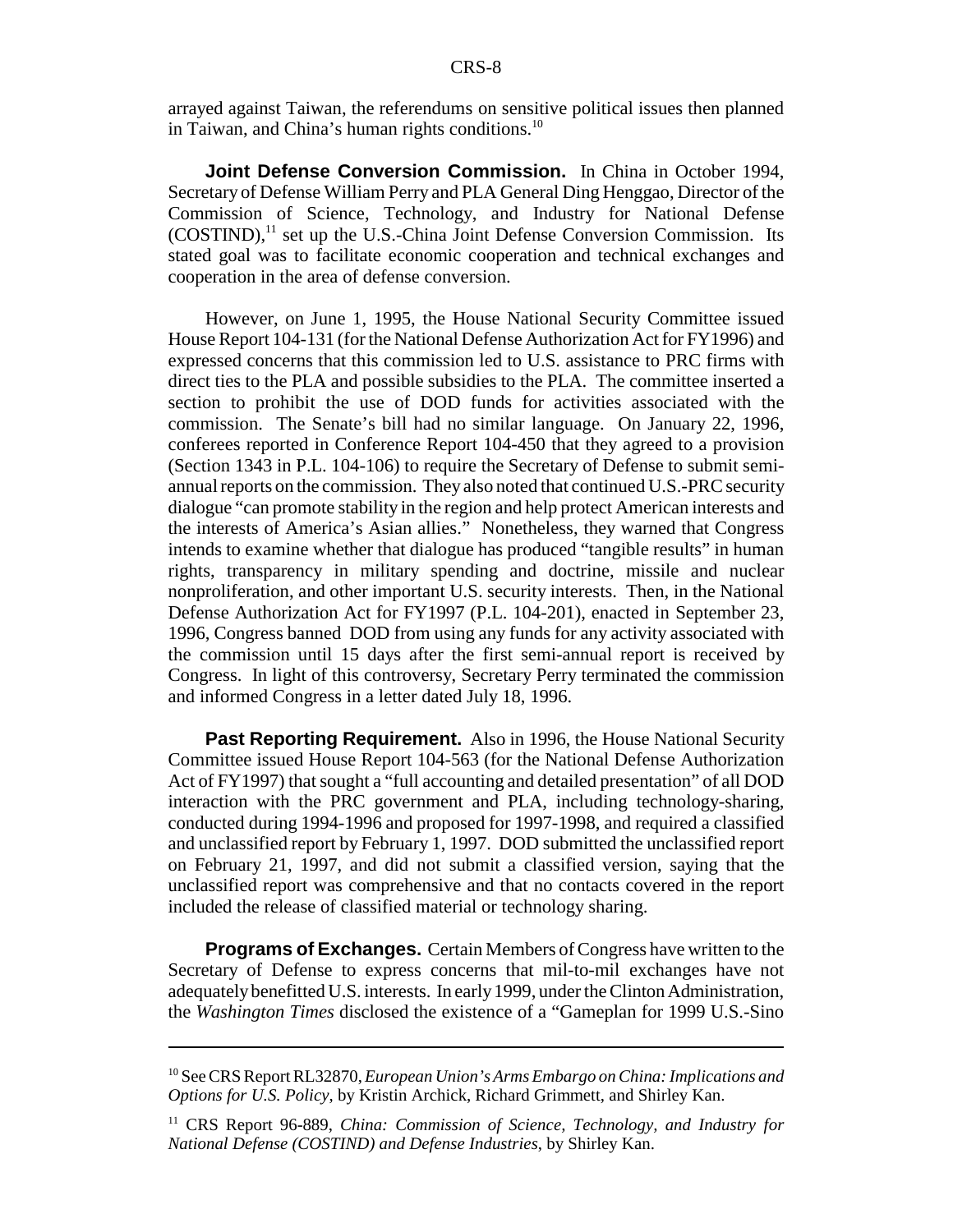arrayed against Taiwan, the referendums on sensitive political issues then planned in Taiwan, and China's human rights conditions.[10]

**Joint Defense Conversion Commission.** In China in October 1994, Secretary of Defense William Perry and PLA General Ding Henggao, Director of the Commission of Science, Technology, and Industry for National Defense (COSTIND),[11] set up the U.S.-China Joint Defense Conversion Commission. Its stated goal was to facilitate economic cooperation and technical exchanges and cooperation in the area of defense conversion.

However, on June 1, 1995, the House National Security Committee issued House Report 104-131 (for the National Defense Authorization Act for FY1996) and expressed concerns that this commission led to U.S. assistance to PRC firms with direct ties to the PLA and possible subsidies to the PLA. The committee inserted a section to prohibit the use of DOD funds for activities associated with the commission. The Senate's bill had no similar language. On January 22, 1996, conferees reported in Conference Report 104-450 that they agreed to a provision (Section 1343 in P.L. 104-106) to require the Secretary of Defense to submit semi-annual reports on the commission. They also noted that continued U.S.-PRC security dialogue "can promote stability in the region and help protect American interests and the interests of America's Asian allies." Nonetheless, they warned that Congress intends to examine whether that dialogue has produced "tangible results" in human rights, transparency in military spending and doctrine, missile and nuclear nonproliferation, and other important U.S. security interests. Then, in the National Defense Authorization Act for FY1997 (P.L. 104-201), enacted in September 23, 1996, Congress banned DOD from using any funds for any activity associated with the commission until 15 days after the first semi-annual report is received by Congress. In light of this controversy, Secretary Perry terminated the commission and informed Congress in a letter dated July 18, 1996.

**Past Reporting Requirement.** Also in 1996, the House National Security Committee issued House Report 104-563 (for the National Defense Authorization Act of FY1997) that sought a "full accounting and detailed presentation" of all DOD interaction with the PRC government and PLA, including technology-sharing, conducted during 1994-1996 and proposed for 1997-1998, and required a classified and unclassified report by February 1, 1997. DOD submitted the unclassified report on February 21, 1997, and did not submit a classified version, saying that the unclassified report was comprehensive and that no contacts covered in the report included the release of classified material or technology sharing.

**Programs of Exchanges.** Certain Members of Congress have written to the Secretary of Defense to express concerns that mil-to-mil exchanges have not adequately benefitted U.S. interests. In early 1999, under the Clinton Administration, the *Washington Times* disclosed the existence of a "Gameplan for 1999 U.S.-Sino

---

[10] See CRS Report RL32870, *European Union's Arms Embargo on China: Implications and Options for U.S. Policy*, by Kristin Archick, Richard Grimmett, and Shirley Kan.

[11] CRS Report 96-889, *China: Commission of Science, Technology, and Industry for National Defense (COSTIND) and Defense Industries*, by Shirley Kan.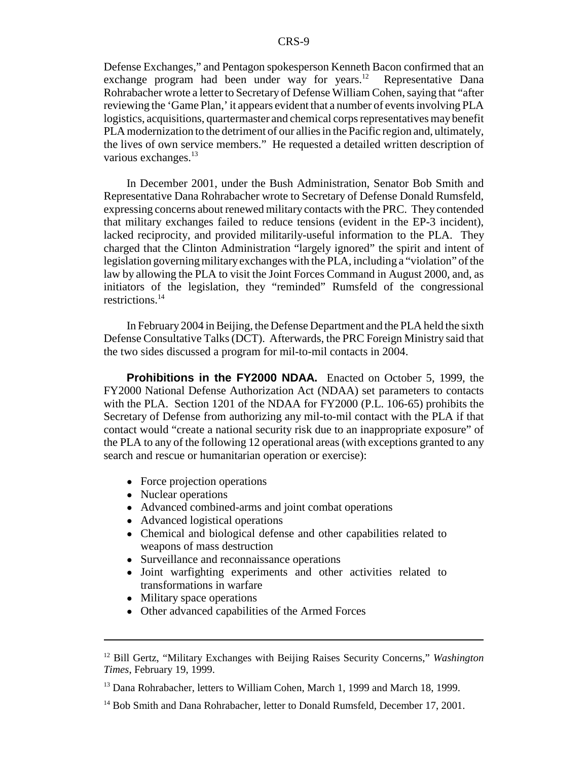Defense Exchanges," and Pentagon spokesperson Kenneth Bacon confirmed that an exchange program had been under way for years.[12] Representative Dana Rohrabacher wrote a letter to Secretary of Defense William Cohen, saying that "after reviewing the 'Game Plan,' it appears evident that a number of events involving PLA logistics, acquisitions, quartermaster and chemical corps representatives may benefit PLA modernization to the detriment of our allies in the Pacific region and, ultimately, the lives of own service members." He requested a detailed written description of various exchanges.[13]

In December 2001, under the Bush Administration, Senator Bob Smith and Representative Dana Rohrabacher wrote to Secretary of Defense Donald Rumsfeld, expressing concerns about renewed military contacts with the PRC. They contended that military exchanges failed to reduce tensions (evident in the EP-3 incident), lacked reciprocity, and provided militarily-useful information to the PLA. They charged that the Clinton Administration "largely ignored" the spirit and intent of legislation governing military exchanges with the PLA, including a "violation" of the law by allowing the PLA to visit the Joint Forces Command in August 2000, and, as initiators of the legislation, they "reminded" Rumsfeld of the congressional restrictions.[14]

In February 2004 in Beijing, the Defense Department and the PLA held the sixth Defense Consultative Talks (DCT). Afterwards, the PRC Foreign Ministry said that the two sides discussed a program for mil-to-mil contacts in 2004.

**Prohibitions in the FY2000 NDAA.** Enacted on October 5, 1999, the FY2000 National Defense Authorization Act (NDAA) set parameters to contacts with the PLA. Section 1201 of the NDAA for FY2000 (P.L. 106-65) prohibits the Secretary of Defense from authorizing any mil-to-mil contact with the PLA if that contact would "create a national security risk due to an inappropriate exposure" of the PLA to any of the following 12 operational areas (with exceptions granted to any search and rescue or humanitarian operation or exercise):

- Force projection operations
- Nuclear operations
- Advanced combined-arms and joint combat operations
- Advanced logistical operations
- Chemical and biological defense and other capabilities related to weapons of mass destruction
- Surveillance and reconnaissance operations
- Joint warfighting experiments and other activities related to transformations in warfare
- Military space operations
- Other advanced capabilities of the Armed Forces

---

[12] Bill Gertz, "Military Exchanges with Beijing Raises Security Concerns," *Washington Times*, February 19, 1999.

[13] Dana Rohrabacher, letters to William Cohen, March 1, 1999 and March 18, 1999.

[14] Bob Smith and Dana Rohrabacher, letter to Donald Rumsfeld, December 17, 2001.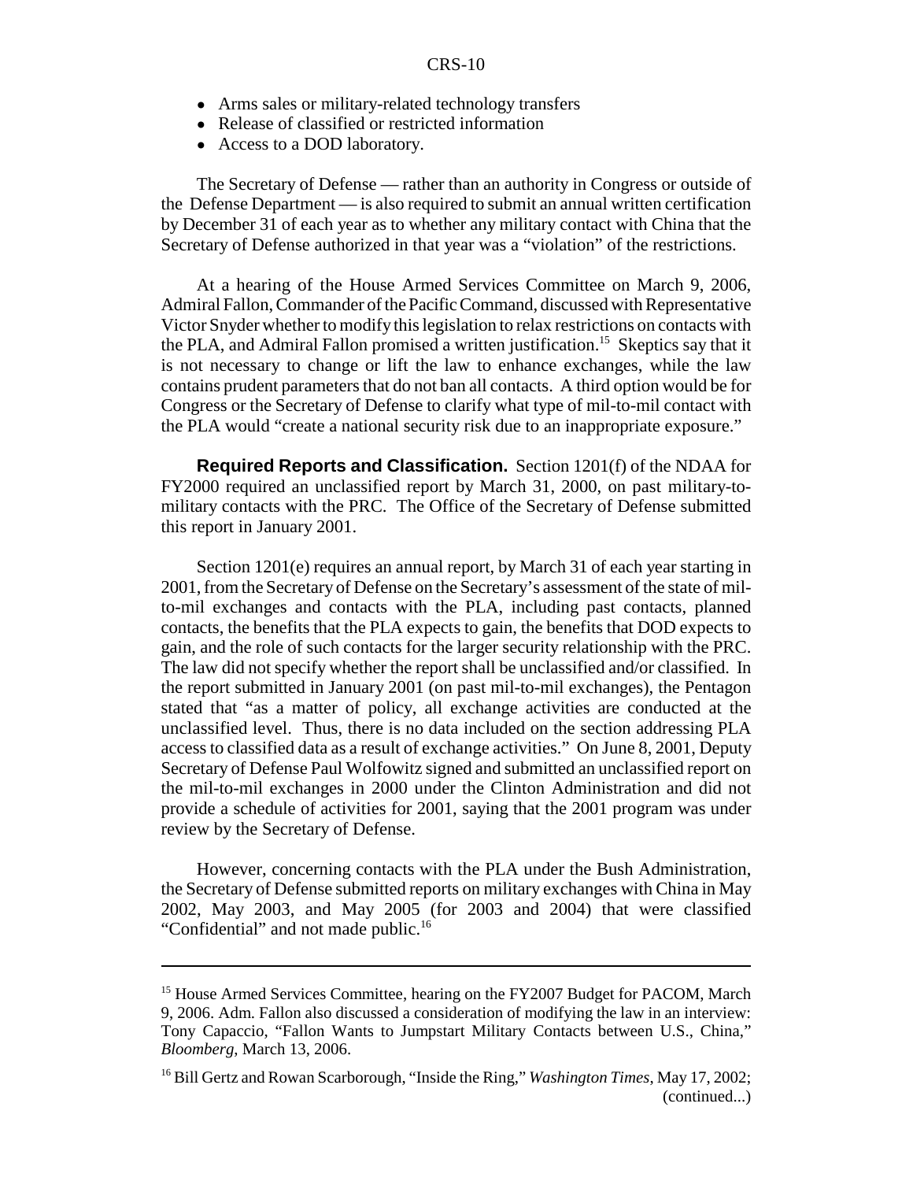- Arms sales or military-related technology transfers
- Release of classified or restricted information
- Access to a DOD laboratory.

The Secretary of Defense — rather than an authority in Congress or outside of the Defense Department — is also required to submit an annual written certification by December 31 of each year as to whether any military contact with China that the Secretary of Defense authorized in that year was a "violation" of the restrictions.

At a hearing of the House Armed Services Committee on March 9, 2006, Admiral Fallon, Commander of the Pacific Command, discussed with Representative Victor Snyder whether to modify this legislation to relax restrictions on contacts with the PLA, and Admiral Fallon promised a written justification.[15] Skeptics say that it is not necessary to change or lift the law to enhance exchanges, while the law contains prudent parameters that do not ban all contacts. A third option would be for Congress or the Secretary of Defense to clarify what type of mil-to-mil contact with the PLA would "create a national security risk due to an inappropriate exposure."

**Required Reports and Classification.** Section 1201(f) of the NDAA for FY2000 required an unclassified report by March 31, 2000, on past military-to-military contacts with the PRC. The Office of the Secretary of Defense submitted this report in January 2001.

Section 1201(e) requires an annual report, by March 31 of each year starting in 2001, from the Secretary of Defense on the Secretary's assessment of the state of mil-to-mil exchanges and contacts with the PLA, including past contacts, planned contacts, the benefits that the PLA expects to gain, the benefits that DOD expects to gain, and the role of such contacts for the larger security relationship with the PRC. The law did not specify whether the report shall be unclassified and/or classified. In the report submitted in January 2001 (on past mil-to-mil exchanges), the Pentagon stated that "as a matter of policy, all exchange activities are conducted at the unclassified level. Thus, there is no data included on the section addressing PLA access to classified data as a result of exchange activities." On June 8, 2001, Deputy Secretary of Defense Paul Wolfowitz signed and submitted an unclassified report on the mil-to-mil exchanges in 2000 under the Clinton Administration and did not provide a schedule of activities for 2001, saying that the 2001 program was under review by the Secretary of Defense.

However, concerning contacts with the PLA under the Bush Administration, the Secretary of Defense submitted reports on military exchanges with China in May 2002, May 2003, and May 2005 (for 2003 and 2004) that were classified "Confidential" and not made public.[16]

---

[15] House Armed Services Committee, hearing on the FY2007 Budget for PACOM, March 9, 2006. Adm. Fallon also discussed a consideration of modifying the law in an interview: Tony Capaccio, "Fallon Wants to Jumpstart Military Contacts between U.S., China," *Bloomberg*, March 13, 2006.

[16] Bill Gertz and Rowan Scarborough, "Inside the Ring," *Washington Times*, May 17, 2002; (continued...)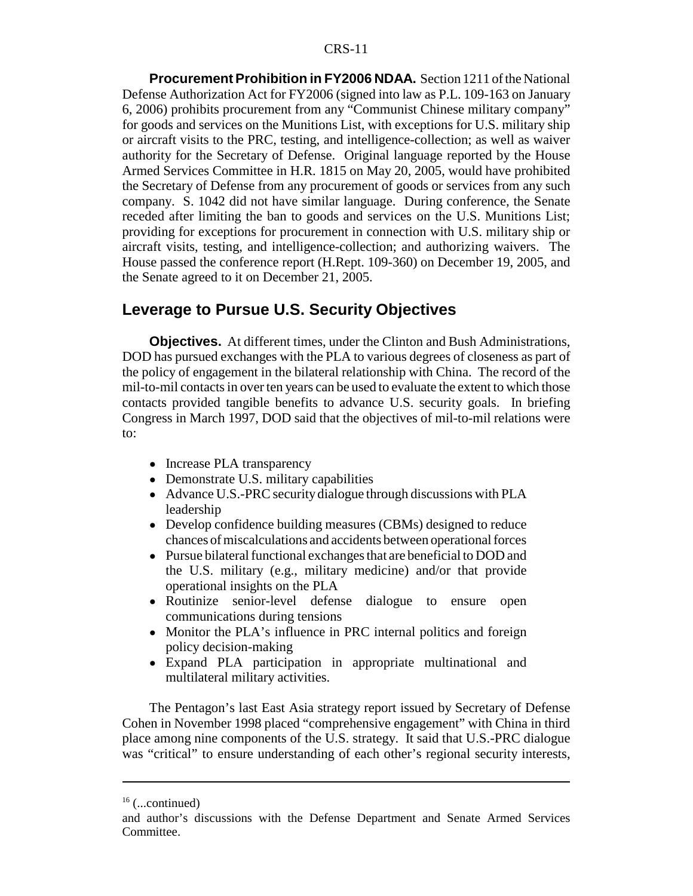**Procurement Prohibition in FY2006 NDAA.** Section 1211 of the National Defense Authorization Act for FY2006 (signed into law as P.L. 109-163 on January 6, 2006) prohibits procurement from any "Communist Chinese military company" for goods and services on the Munitions List, with exceptions for U.S. military ship or aircraft visits to the PRC, testing, and intelligence-collection; as well as waiver authority for the Secretary of Defense. Original language reported by the House Armed Services Committee in H.R. 1815 on May 20, 2005, would have prohibited the Secretary of Defense from any procurement of goods or services from any such company. S. 1042 did not have similar language. During conference, the Senate receded after limiting the ban to goods and services on the U.S. Munitions List; providing for exceptions for procurement in connection with U.S. military ship or aircraft visits, testing, and intelligence-collection; and authorizing waivers. The House passed the conference report (H.Rept. 109-360) on December 19, 2005, and the Senate agreed to it on December 21, 2005.

## Leverage to Pursue U.S. Security Objectives

**Objectives.** At different times, under the Clinton and Bush Administrations, DOD has pursued exchanges with the PLA to various degrees of closeness as part of the policy of engagement in the bilateral relationship with China. The record of the mil-to-mil contacts in over ten years can be used to evaluate the extent to which those contacts provided tangible benefits to advance U.S. security goals. In briefing Congress in March 1997, DOD said that the objectives of mil-to-mil relations were to:

- Increase PLA transparency
- Demonstrate U.S. military capabilities
- Advance U.S.-PRC security dialogue through discussions with PLA leadership
- Develop confidence building measures (CBMs) designed to reduce chances of miscalculations and accidents between operational forces
- Pursue bilateral functional exchanges that are beneficial to DOD and the U.S. military (e.g., military medicine) and/or that provide operational insights on the PLA
- Routinize senior-level defense dialogue to ensure open communications during tensions
- Monitor the PLA's influence in PRC internal politics and foreign policy decision-making
- Expand PLA participation in appropriate multinational and multilateral military activities.

The Pentagon's last East Asia strategy report issued by Secretary of Defense Cohen in November 1998 placed "comprehensive engagement" with China in third place among nine components of the U.S. strategy. It said that U.S.-PRC dialogue was "critical" to ensure understanding of each other's regional security interests,

---

[16] (...continued)
and author's discussions with the Defense Department and Senate Armed Services Committee.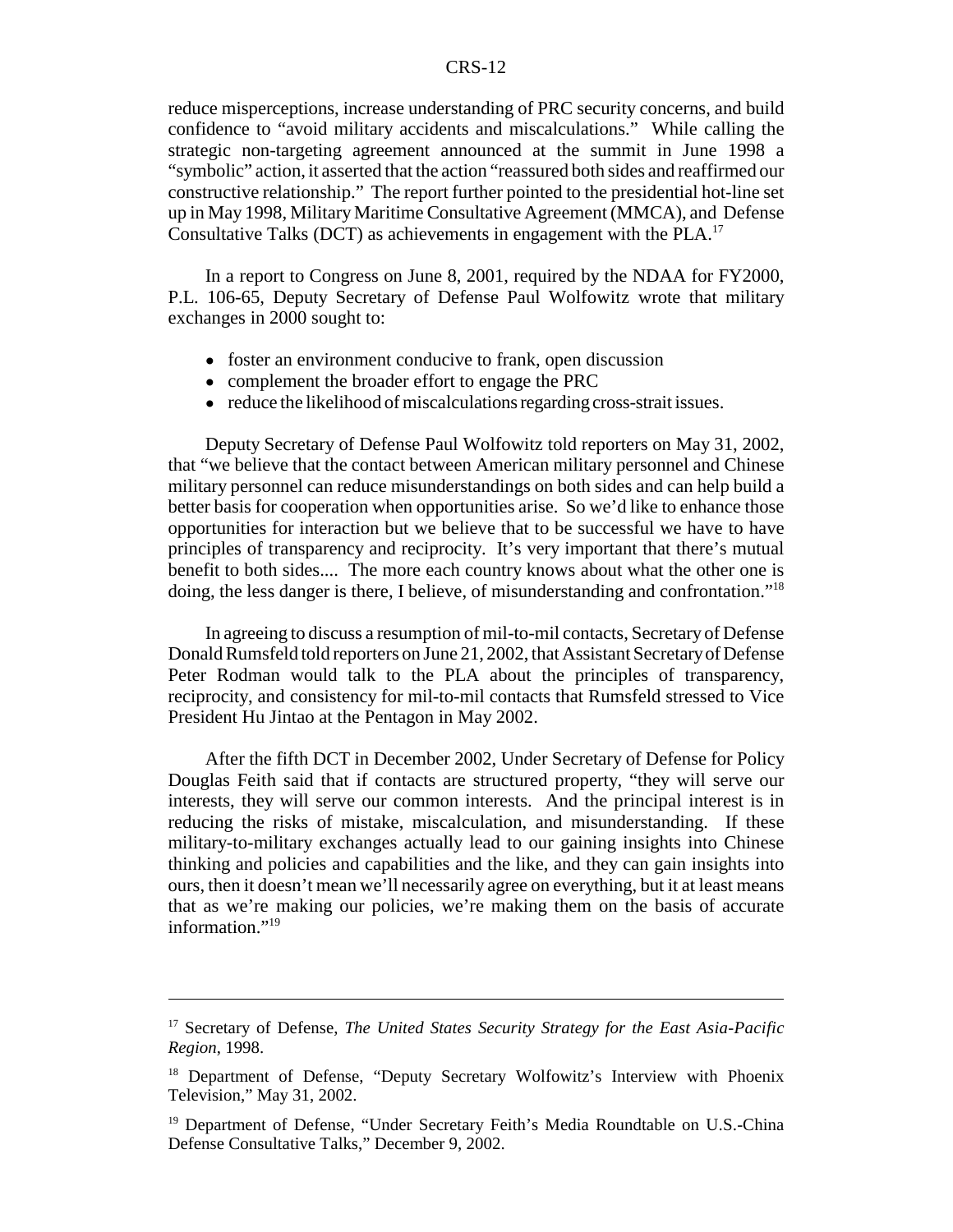reduce misperceptions, increase understanding of PRC security concerns, and build confidence to "avoid military accidents and miscalculations." While calling the strategic non-targeting agreement announced at the summit in June 1998 a "symbolic" action, it asserted that the action "reassured both sides and reaffirmed our constructive relationship." The report further pointed to the presidential hot-line set up in May 1998, Military Maritime Consultative Agreement (MMCA), and Defense Consultative Talks (DCT) as achievements in engagement with the PLA.[17]

In a report to Congress on June 8, 2001, required by the NDAA for FY2000, P.L. 106-65, Deputy Secretary of Defense Paul Wolfowitz wrote that military exchanges in 2000 sought to:

- foster an environment conducive to frank, open discussion
- complement the broader effort to engage the PRC
- reduce the likelihood of miscalculations regarding cross-strait issues.

Deputy Secretary of Defense Paul Wolfowitz told reporters on May 31, 2002, that "we believe that the contact between American military personnel and Chinese military personnel can reduce misunderstandings on both sides and can help build a better basis for cooperation when opportunities arise. So we'd like to enhance those opportunities for interaction but we believe that to be successful we have to have principles of transparency and reciprocity. It's very important that there's mutual benefit to both sides.... The more each country knows about what the other one is doing, the less danger is there, I believe, of misunderstanding and confrontation."[18]

In agreeing to discuss a resumption of mil-to-mil contacts, Secretary of Defense Donald Rumsfeld told reporters on June 21, 2002, that Assistant Secretary of Defense Peter Rodman would talk to the PLA about the principles of transparency, reciprocity, and consistency for mil-to-mil contacts that Rumsfeld stressed to Vice President Hu Jintao at the Pentagon in May 2002.

After the fifth DCT in December 2002, Under Secretary of Defense for Policy Douglas Feith said that if contacts are structured property, "they will serve our interests, they will serve our common interests. And the principal interest is in reducing the risks of mistake, miscalculation, and misunderstanding. If these military-to-military exchanges actually lead to our gaining insights into Chinese thinking and policies and capabilities and the like, and they can gain insights into ours, then it doesn't mean we'll necessarily agree on everything, but it at least means that as we're making our policies, we're making them on the basis of accurate information."[19]

---

[17] Secretary of Defense, *The United States Security Strategy for the East Asia-Pacific Region*, 1998.

[18] Department of Defense, "Deputy Secretary Wolfowitz's Interview with Phoenix Television," May 31, 2002.

[19] Department of Defense, "Under Secretary Feith's Media Roundtable on U.S.-China Defense Consultative Talks," December 9, 2002.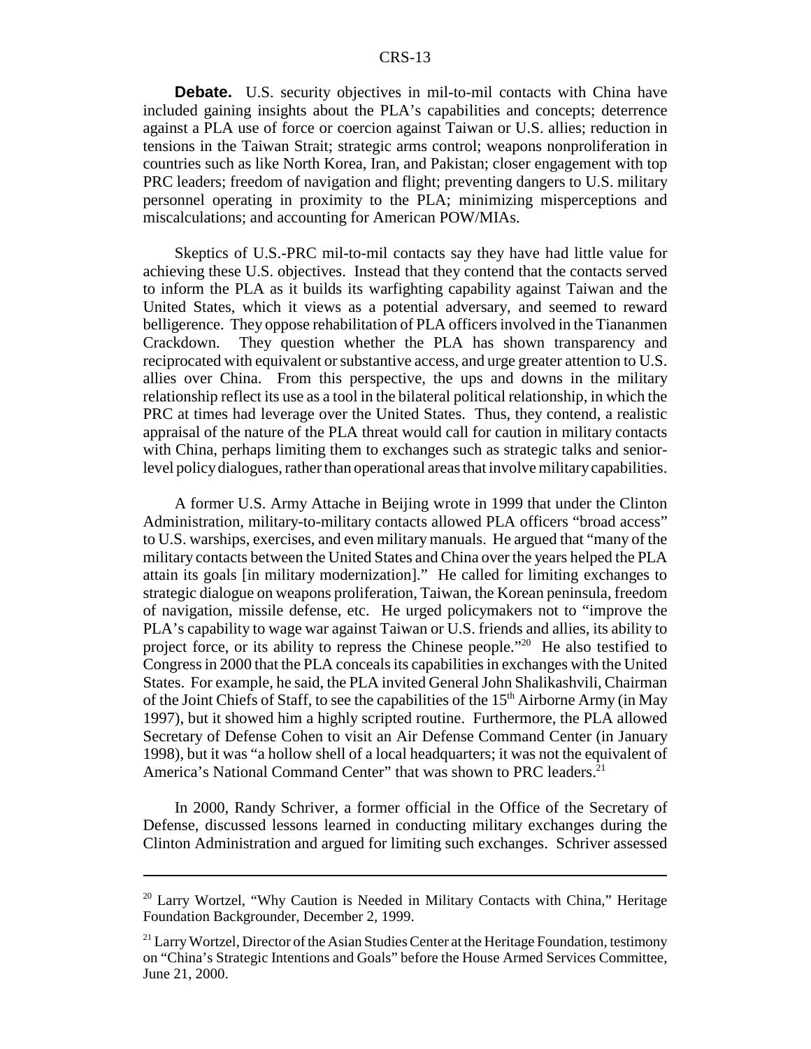**Debate.** U.S. security objectives in mil-to-mil contacts with China have included gaining insights about the PLA's capabilities and concepts; deterrence against a PLA use of force or coercion against Taiwan or U.S. allies; reduction in tensions in the Taiwan Strait; strategic arms control; weapons nonproliferation in countries such as like North Korea, Iran, and Pakistan; closer engagement with top PRC leaders; freedom of navigation and flight; preventing dangers to U.S. military personnel operating in proximity to the PLA; minimizing misperceptions and miscalculations; and accounting for American POW/MIAs.

Skeptics of U.S.-PRC mil-to-mil contacts say they have had little value for achieving these U.S. objectives. Instead that they contend that the contacts served to inform the PLA as it builds its warfighting capability against Taiwan and the United States, which it views as a potential adversary, and seemed to reward belligerence. They oppose rehabilitation of PLA officers involved in the Tiananmen Crackdown. They question whether the PLA has shown transparency and reciprocated with equivalent or substantive access, and urge greater attention to U.S. allies over China. From this perspective, the ups and downs in the military relationship reflect its use as a tool in the bilateral political relationship, in which the PRC at times had leverage over the United States. Thus, they contend, a realistic appraisal of the nature of the PLA threat would call for caution in military contacts with China, perhaps limiting them to exchanges such as strategic talks and senior-level policy dialogues, rather than operational areas that involve military capabilities.

A former U.S. Army Attache in Beijing wrote in 1999 that under the Clinton Administration, military-to-military contacts allowed PLA officers "broad access" to U.S. warships, exercises, and even military manuals. He argued that "many of the military contacts between the United States and China over the years helped the PLA attain its goals [in military modernization]." He called for limiting exchanges to strategic dialogue on weapons proliferation, Taiwan, the Korean peninsula, freedom of navigation, missile defense, etc. He urged policymakers not to "improve the PLA's capability to wage war against Taiwan or U.S. friends and allies, its ability to project force, or its ability to repress the Chinese people."[20] He also testified to Congress in 2000 that the PLA conceals its capabilities in exchanges with the United States. For example, he said, the PLA invited General John Shalikashvili, Chairman of the Joint Chiefs of Staff, to see the capabilities of the 15th Airborne Army (in May 1997), but it showed him a highly scripted routine. Furthermore, the PLA allowed Secretary of Defense Cohen to visit an Air Defense Command Center (in January 1998), but it was "a hollow shell of a local headquarters; it was not the equivalent of America's National Command Center" that was shown to PRC leaders.[21]

In 2000, Randy Schriver, a former official in the Office of the Secretary of Defense, discussed lessons learned in conducting military exchanges during the Clinton Administration and argued for limiting such exchanges. Schriver assessed

---

[20] Larry Wortzel, "Why Caution is Needed in Military Contacts with China," Heritage Foundation Backgrounder, December 2, 1999.

[21] Larry Wortzel, Director of the Asian Studies Center at the Heritage Foundation, testimony on "China's Strategic Intentions and Goals" before the House Armed Services Committee, June 21, 2000.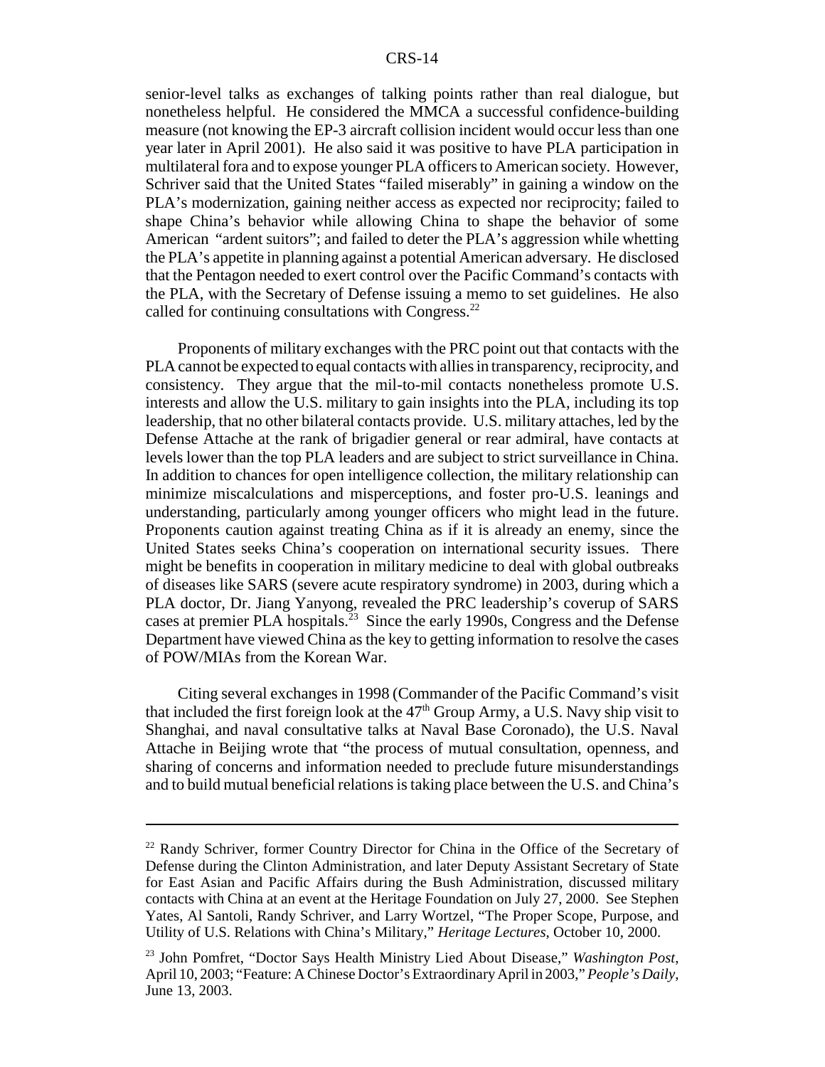senior-level talks as exchanges of talking points rather than real dialogue, but nonetheless helpful. He considered the MMCA a successful confidence-building measure (not knowing the EP-3 aircraft collision incident would occur less than one year later in April 2001). He also said it was positive to have PLA participation in multilateral fora and to expose younger PLA officers to American society. However, Schriver said that the United States "failed miserably" in gaining a window on the PLA's modernization, gaining neither access as expected nor reciprocity; failed to shape China's behavior while allowing China to shape the behavior of some American "ardent suitors"; and failed to deter the PLA's aggression while whetting the PLA's appetite in planning against a potential American adversary. He disclosed that the Pentagon needed to exert control over the Pacific Command's contacts with the PLA, with the Secretary of Defense issuing a memo to set guidelines. He also called for continuing consultations with Congress.[22]

Proponents of military exchanges with the PRC point out that contacts with the PLA cannot be expected to equal contacts with allies in transparency, reciprocity, and consistency. They argue that the mil-to-mil contacts nonetheless promote U.S. interests and allow the U.S. military to gain insights into the PLA, including its top leadership, that no other bilateral contacts provide. U.S. military attaches, led by the Defense Attache at the rank of brigadier general or rear admiral, have contacts at levels lower than the top PLA leaders and are subject to strict surveillance in China. In addition to chances for open intelligence collection, the military relationship can minimize miscalculations and misperceptions, and foster pro-U.S. leanings and understanding, particularly among younger officers who might lead in the future. Proponents caution against treating China as if it is already an enemy, since the United States seeks China's cooperation on international security issues. There might be benefits in cooperation in military medicine to deal with global outbreaks of diseases like SARS (severe acute respiratory syndrome) in 2003, during which a PLA doctor, Dr. Jiang Yanyong, revealed the PRC leadership's coverup of SARS cases at premier PLA hospitals.[23] Since the early 1990s, Congress and the Defense Department have viewed China as the key to getting information to resolve the cases of POW/MIAs from the Korean War.

Citing several exchanges in 1998 (Commander of the Pacific Command's visit that included the first foreign look at the 47th Group Army, a U.S. Navy ship visit to Shanghai, and naval consultative talks at Naval Base Coronado), the U.S. Naval Attache in Beijing wrote that "the process of mutual consultation, openness, and sharing of concerns and information needed to preclude future misunderstandings and to build mutual beneficial relations is taking place between the U.S. and China's

---

[22] Randy Schriver, former Country Director for China in the Office of the Secretary of Defense during the Clinton Administration, and later Deputy Assistant Secretary of State for East Asian and Pacific Affairs during the Bush Administration, discussed military contacts with China at an event at the Heritage Foundation on July 27, 2000. See Stephen Yates, Al Santoli, Randy Schriver, and Larry Wortzel, "The Proper Scope, Purpose, and Utility of U.S. Relations with China's Military," *Heritage Lectures*, October 10, 2000.

[23] John Pomfret, "Doctor Says Health Ministry Lied About Disease," *Washington Post*, April 10, 2003; "Feature: A Chinese Doctor's Extraordinary April in 2003," *People's Daily*, June 13, 2003.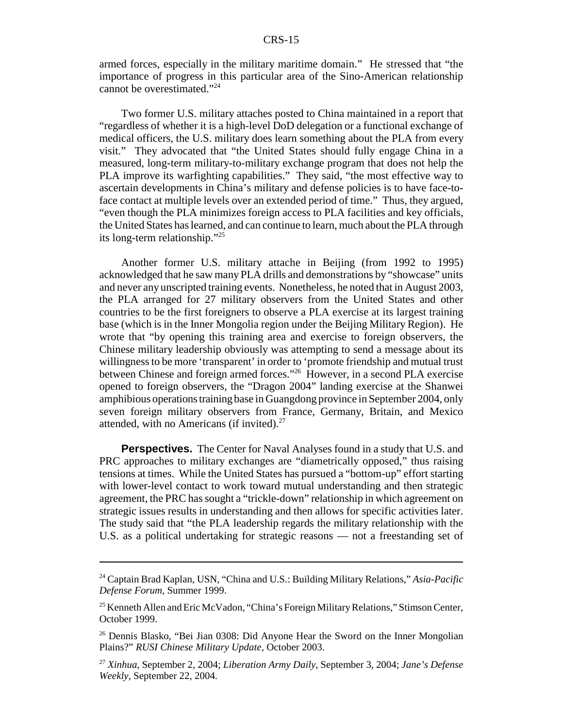armed forces, especially in the military maritime domain." He stressed that "the importance of progress in this particular area of the Sino-American relationship cannot be overestimated."[24]

Two former U.S. military attaches posted to China maintained in a report that "regardless of whether it is a high-level DoD delegation or a functional exchange of medical officers, the U.S. military does learn something about the PLA from every visit." They advocated that "the United States should fully engage China in a measured, long-term military-to-military exchange program that does not help the PLA improve its warfighting capabilities." They said, "the most effective way to ascertain developments in China's military and defense policies is to have face-to-face contact at multiple levels over an extended period of time." Thus, they argued, "even though the PLA minimizes foreign access to PLA facilities and key officials, the United States has learned, and can continue to learn, much about the PLA through its long-term relationship."[25]

Another former U.S. military attache in Beijing (from 1992 to 1995) acknowledged that he saw many PLA drills and demonstrations by "showcase" units and never any unscripted training events. Nonetheless, he noted that in August 2003, the PLA arranged for 27 military observers from the United States and other countries to be the first foreigners to observe a PLA exercise at its largest training base (which is in the Inner Mongolia region under the Beijing Military Region). He wrote that "by opening this training area and exercise to foreign observers, the Chinese military leadership obviously was attempting to send a message about its willingness to be more 'transparent' in order to 'promote friendship and mutual trust between Chinese and foreign armed forces."[26] However, in a second PLA exercise opened to foreign observers, the "Dragon 2004" landing exercise at the Shanwei amphibious operations training base in Guangdong province in September 2004, only seven foreign military observers from France, Germany, Britain, and Mexico attended, with no Americans (if invited).[27]

**Perspectives.** The Center for Naval Analyses found in a study that U.S. and PRC approaches to military exchanges are "diametrically opposed," thus raising tensions at times. While the United States has pursued a "bottom-up" effort starting with lower-level contact to work toward mutual understanding and then strategic agreement, the PRC has sought a "trickle-down" relationship in which agreement on strategic issues results in understanding and then allows for specific activities later. The study said that "the PLA leadership regards the military relationship with the U.S. as a political undertaking for strategic reasons — not a freestanding set of

---

[24] Captain Brad Kaplan, USN, "China and U.S.: Building Military Relations," *Asia-Pacific Defense Forum*, Summer 1999.

[25] Kenneth Allen and Eric McVadon, "China's Foreign Military Relations," Stimson Center, October 1999.

[26] Dennis Blasko, "Bei Jian 0308: Did Anyone Hear the Sword on the Inner Mongolian Plains?" *RUSI Chinese Military Update*, October 2003.

[27] *Xinhua*, September 2, 2004; *Liberation Army Daily*, September 3, 2004; *Jane's Defense Weekly*, September 22, 2004.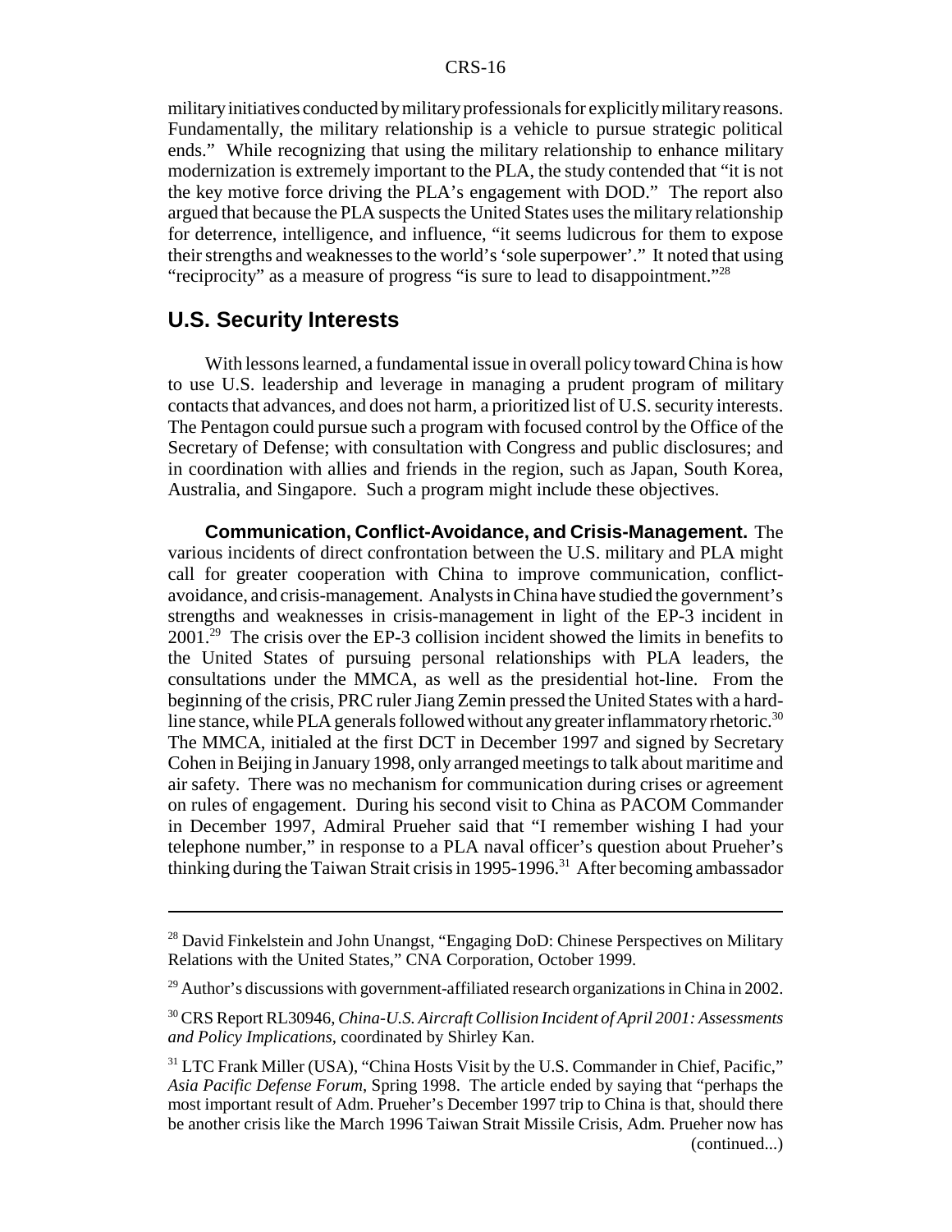military initiatives conducted by military professionals for explicitly military reasons. Fundamentally, the military relationship is a vehicle to pursue strategic political ends." While recognizing that using the military relationship to enhance military modernization is extremely important to the PLA, the study contended that "it is not the key motive force driving the PLA's engagement with DOD." The report also argued that because the PLA suspects the United States uses the military relationship for deterrence, intelligence, and influence, "it seems ludicrous for them to expose their strengths and weaknesses to the world's 'sole superpower'." It noted that using "reciprocity" as a measure of progress "is sure to lead to disappointment."[28]

## U.S. Security Interests

With lessons learned, a fundamental issue in overall policy toward China is how to use U.S. leadership and leverage in managing a prudent program of military contacts that advances, and does not harm, a prioritized list of U.S. security interests. The Pentagon could pursue such a program with focused control by the Office of the Secretary of Defense; with consultation with Congress and public disclosures; and in coordination with allies and friends in the region, such as Japan, South Korea, Australia, and Singapore. Such a program might include these objectives.

**Communication, Conflict-Avoidance, and Crisis-Management.** The various incidents of direct confrontation between the U.S. military and PLA might call for greater cooperation with China to improve communication, conflict-avoidance, and crisis-management. Analysts in China have studied the government's strengths and weaknesses in crisis-management in light of the EP-3 incident in 2001.[29] The crisis over the EP-3 collision incident showed the limits in benefits to the United States of pursuing personal relationships with PLA leaders, the consultations under the MMCA, as well as the presidential hot-line. From the beginning of the crisis, PRC ruler Jiang Zemin pressed the United States with a hard-line stance, while PLA generals followed without any greater inflammatory rhetoric.[30] The MMCA, initialed at the first DCT in December 1997 and signed by Secretary Cohen in Beijing in January 1998, only arranged meetings to talk about maritime and air safety. There was no mechanism for communication during crises or agreement on rules of engagement. During his second visit to China as PACOM Commander in December 1997, Admiral Prueher said that "I remember wishing I had your telephone number," in response to a PLA naval officer's question about Prueher's thinking during the Taiwan Strait crisis in 1995-1996.[31] After becoming ambassador

---

[28] David Finkelstein and John Unangst, "Engaging DoD: Chinese Perspectives on Military Relations with the United States," CNA Corporation, October 1999.

[29] Author's discussions with government-affiliated research organizations in China in 2002.

[30] CRS Report RL30946, *China-U.S. Aircraft Collision Incident of April 2001: Assessments and Policy Implications*, coordinated by Shirley Kan.

[31] LTC Frank Miller (USA), "China Hosts Visit by the U.S. Commander in Chief, Pacific," *Asia Pacific Defense Forum*, Spring 1998. The article ended by saying that "perhaps the most important result of Adm. Prueher's December 1997 trip to China is that, should there be another crisis like the March 1996 Taiwan Strait Missile Crisis, Adm. Prueher now has (continued...)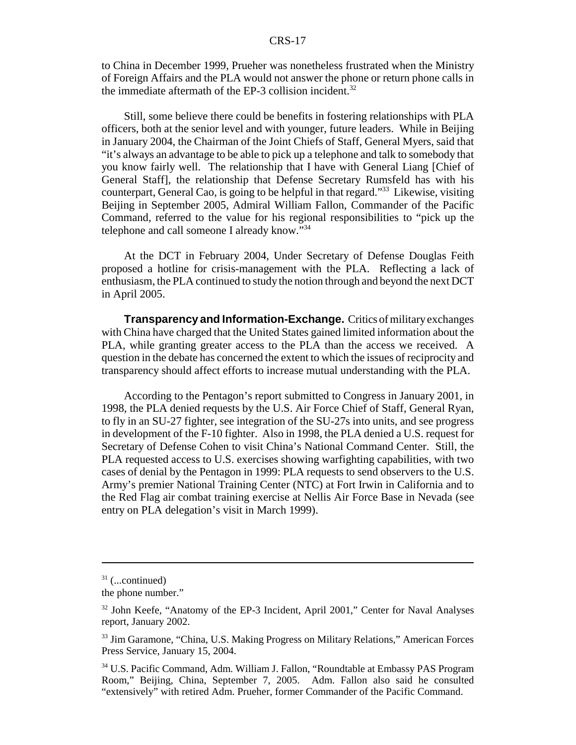to China in December 1999, Prueher was nonetheless frustrated when the Ministry of Foreign Affairs and the PLA would not answer the phone or return phone calls in the immediate aftermath of the EP-3 collision incident.[32]

Still, some believe there could be benefits in fostering relationships with PLA officers, both at the senior level and with younger, future leaders. While in Beijing in January 2004, the Chairman of the Joint Chiefs of Staff, General Myers, said that "it's always an advantage to be able to pick up a telephone and talk to somebody that you know fairly well. The relationship that I have with General Liang [Chief of General Staff], the relationship that Defense Secretary Rumsfeld has with his counterpart, General Cao, is going to be helpful in that regard."[33] Likewise, visiting Beijing in September 2005, Admiral William Fallon, Commander of the Pacific Command, referred to the value for his regional responsibilities to "pick up the telephone and call someone I already know."[34]

At the DCT in February 2004, Under Secretary of Defense Douglas Feith proposed a hotline for crisis-management with the PLA. Reflecting a lack of enthusiasm, the PLA continued to study the notion through and beyond the next DCT in April 2005.

**Transparency and Information-Exchange.** Critics of military exchanges with China have charged that the United States gained limited information about the PLA, while granting greater access to the PLA than the access we received. A question in the debate has concerned the extent to which the issues of reciprocity and transparency should affect efforts to increase mutual understanding with the PLA.

According to the Pentagon's report submitted to Congress in January 2001, in 1998, the PLA denied requests by the U.S. Air Force Chief of Staff, General Ryan, to fly in an SU-27 fighter, see integration of the SU-27s into units, and see progress in development of the F-10 fighter. Also in 1998, the PLA denied a U.S. request for Secretary of Defense Cohen to visit China's National Command Center. Still, the PLA requested access to U.S. exercises showing warfighting capabilities, with two cases of denial by the Pentagon in 1999: PLA requests to send observers to the U.S. Army's premier National Training Center (NTC) at Fort Irwin in California and to the Red Flag air combat training exercise at Nellis Air Force Base in Nevada (see entry on PLA delegation's visit in March 1999).

---

[31] (...continued)
the phone number."

[32] John Keefe, "Anatomy of the EP-3 Incident, April 2001," Center for Naval Analyses report, January 2002.

[33] Jim Garamone, "China, U.S. Making Progress on Military Relations," American Forces Press Service, January 15, 2004.

[34] U.S. Pacific Command, Adm. William J. Fallon, "Roundtable at Embassy PAS Program Room," Beijing, China, September 7, 2005. Adm. Fallon also said he consulted "extensively" with retired Adm. Prueher, former Commander of the Pacific Command.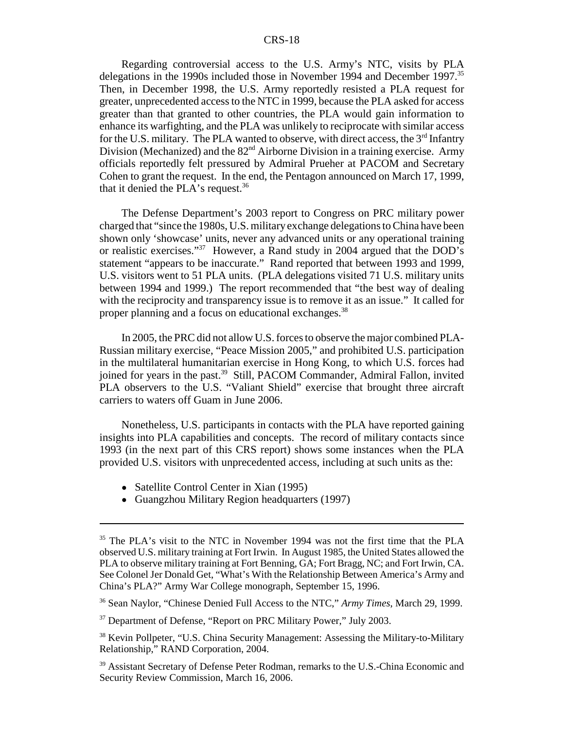Regarding controversial access to the U.S. Army's NTC, visits by PLA delegations in the 1990s included those in November 1994 and December 1997.[35] Then, in December 1998, the U.S. Army reportedly resisted a PLA request for greater, unprecedented access to the NTC in 1999, because the PLA asked for access greater than that granted to other countries, the PLA would gain information to enhance its warfighting, and the PLA was unlikely to reciprocate with similar access for the U.S. military. The PLA wanted to observe, with direct access, the 3rd Infantry Division (Mechanized) and the 82nd Airborne Division in a training exercise. Army officials reportedly felt pressured by Admiral Prueher at PACOM and Secretary Cohen to grant the request. In the end, the Pentagon announced on March 17, 1999, that it denied the PLA's request.[36]

The Defense Department's 2003 report to Congress on PRC military power charged that "since the 1980s, U.S. military exchange delegations to China have been shown only 'showcase' units, never any advanced units or any operational training or realistic exercises."[37] However, a Rand study in 2004 argued that the DOD's statement "appears to be inaccurate." Rand reported that between 1993 and 1999, U.S. visitors went to 51 PLA units. (PLA delegations visited 71 U.S. military units between 1994 and 1999.) The report recommended that "the best way of dealing with the reciprocity and transparency issue is to remove it as an issue." It called for proper planning and a focus on educational exchanges.[38]

In 2005, the PRC did not allow U.S. forces to observe the major combined PLA-Russian military exercise, "Peace Mission 2005," and prohibited U.S. participation in the multilateral humanitarian exercise in Hong Kong, to which U.S. forces had joined for years in the past.[39] Still, PACOM Commander, Admiral Fallon, invited PLA observers to the U.S. "Valiant Shield" exercise that brought three aircraft carriers to waters off Guam in June 2006.

Nonetheless, U.S. participants in contacts with the PLA have reported gaining insights into PLA capabilities and concepts. The record of military contacts since 1993 (in the next part of this CRS report) shows some instances when the PLA provided U.S. visitors with unprecedented access, including at such units as the:

- Satellite Control Center in Xian (1995)
- Guangzhou Military Region headquarters (1997)

---

[35] The PLA's visit to the NTC in November 1994 was not the first time that the PLA observed U.S. military training at Fort Irwin. In August 1985, the United States allowed the PLA to observe military training at Fort Benning, GA; Fort Bragg, NC; and Fort Irwin, CA. See Colonel Jer Donald Get, "What's With the Relationship Between America's Army and China's PLA?" Army War College monograph, September 15, 1996.

[36] Sean Naylor, "Chinese Denied Full Access to the NTC," *Army Times*, March 29, 1999.

[37] Department of Defense, "Report on PRC Military Power," July 2003.

[38] Kevin Pollpeter, "U.S. China Security Management: Assessing the Military-to-Military Relationship," RAND Corporation, 2004.

[39] Assistant Secretary of Defense Peter Rodman, remarks to the U.S.-China Economic and Security Review Commission, March 16, 2006.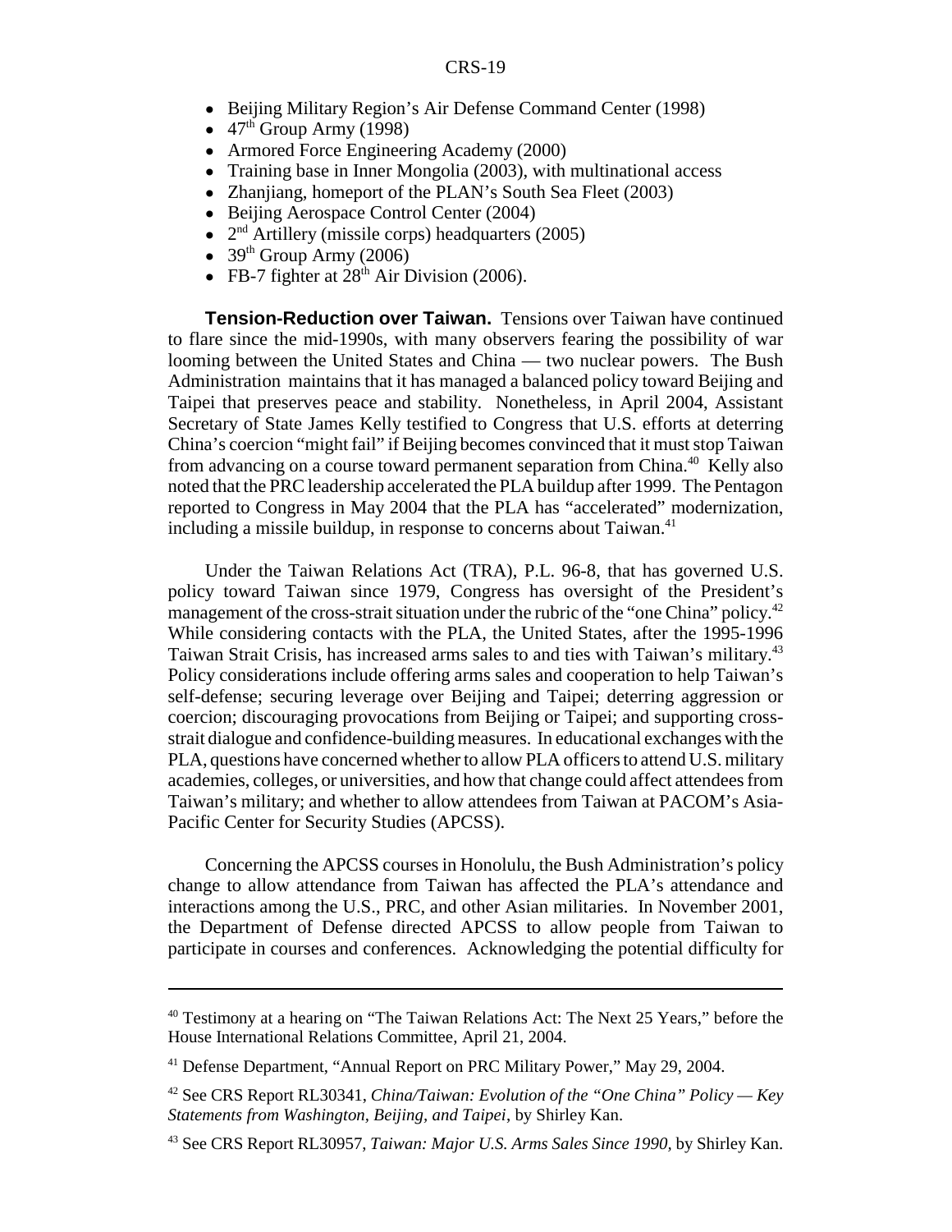- Beijing Military Region's Air Defense Command Center (1998)
- 47th Group Army (1998)
- Armored Force Engineering Academy (2000)
- Training base in Inner Mongolia (2003), with multinational access
- Zhanjiang, homeport of the PLAN's South Sea Fleet (2003)
- Beijing Aerospace Control Center (2004)
- 2nd Artillery (missile corps) headquarters (2005)
- 39th Group Army (2006)
- FB-7 fighter at 28th Air Division (2006).

**Tension-Reduction over Taiwan.** Tensions over Taiwan have continued to flare since the mid-1990s, with many observers fearing the possibility of war looming between the United States and China — two nuclear powers. The Bush Administration maintains that it has managed a balanced policy toward Beijing and Taipei that preserves peace and stability. Nonetheless, in April 2004, Assistant Secretary of State James Kelly testified to Congress that U.S. efforts at deterring China's coercion "might fail" if Beijing becomes convinced that it must stop Taiwan from advancing on a course toward permanent separation from China.[40] Kelly also noted that the PRC leadership accelerated the PLA buildup after 1999. The Pentagon reported to Congress in May 2004 that the PLA has "accelerated" modernization, including a missile buildup, in response to concerns about Taiwan.[41]

Under the Taiwan Relations Act (TRA), P.L. 96-8, that has governed U.S. policy toward Taiwan since 1979, Congress has oversight of the President's management of the cross-strait situation under the rubric of the "one China" policy.[42] While considering contacts with the PLA, the United States, after the 1995-1996 Taiwan Strait Crisis, has increased arms sales to and ties with Taiwan's military.[43] Policy considerations include offering arms sales and cooperation to help Taiwan's self-defense; securing leverage over Beijing and Taipei; deterring aggression or coercion; discouraging provocations from Beijing or Taipei; and supporting cross-strait dialogue and confidence-building measures. In educational exchanges with the PLA, questions have concerned whether to allow PLA officers to attend U.S. military academies, colleges, or universities, and how that change could affect attendees from Taiwan's military; and whether to allow attendees from Taiwan at PACOM's Asia-Pacific Center for Security Studies (APCSS).

Concerning the APCSS courses in Honolulu, the Bush Administration's policy change to allow attendance from Taiwan has affected the PLA's attendance and interactions among the U.S., PRC, and other Asian militaries. In November 2001, the Department of Defense directed APCSS to allow people from Taiwan to participate in courses and conferences. Acknowledging the potential difficulty for

---

[40] Testimony at a hearing on "The Taiwan Relations Act: The Next 25 Years," before the House International Relations Committee, April 21, 2004.

[41] Defense Department, "Annual Report on PRC Military Power," May 29, 2004.

[42] See CRS Report RL30341, *China/Taiwan: Evolution of the "One China" Policy — Key Statements from Washington, Beijing, and Taipei*, by Shirley Kan.

[43] See CRS Report RL30957, *Taiwan: Major U.S. Arms Sales Since 1990*, by Shirley Kan.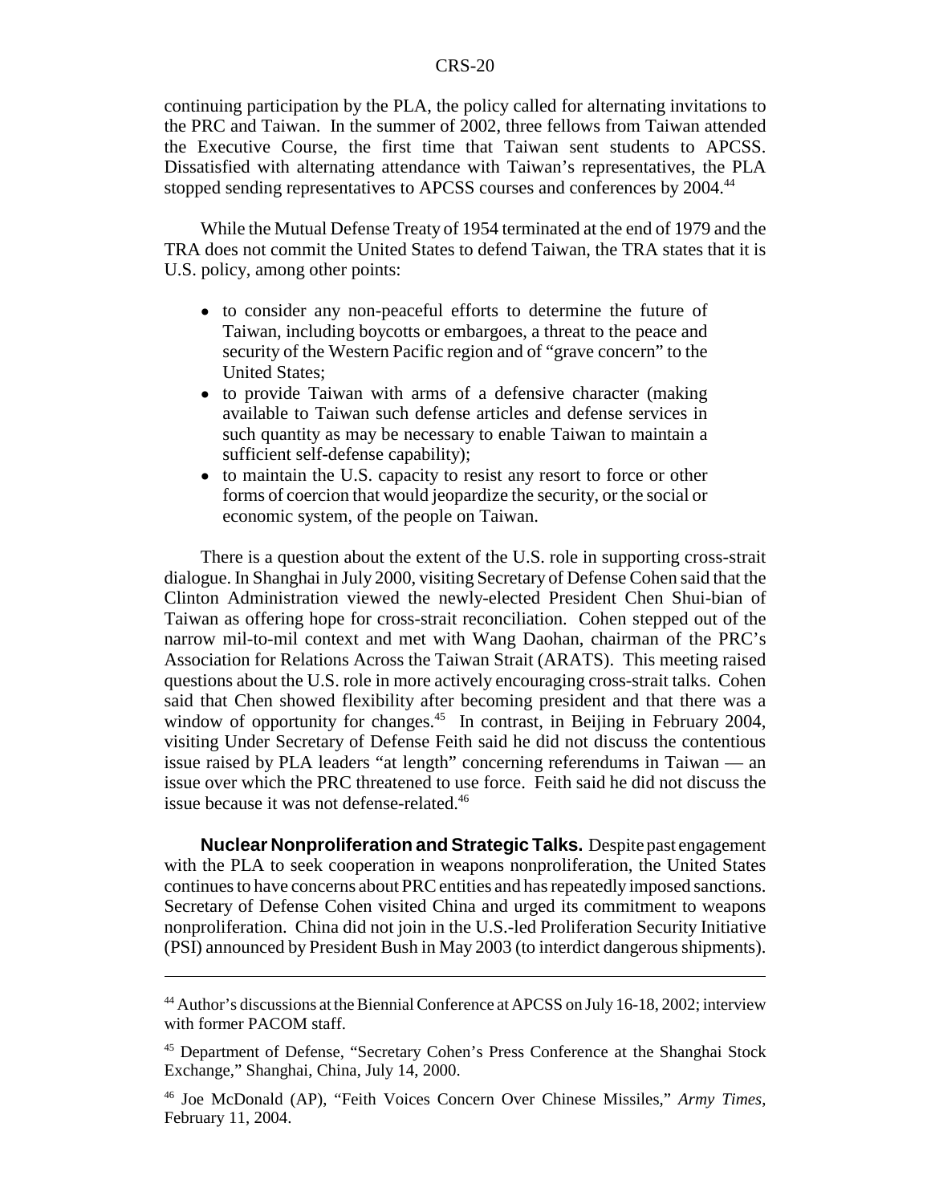continuing participation by the PLA, the policy called for alternating invitations to the PRC and Taiwan. In the summer of 2002, three fellows from Taiwan attended the Executive Course, the first time that Taiwan sent students to APCSS. Dissatisfied with alternating attendance with Taiwan's representatives, the PLA stopped sending representatives to APCSS courses and conferences by 2004.[44]

While the Mutual Defense Treaty of 1954 terminated at the end of 1979 and the TRA does not commit the United States to defend Taiwan, the TRA states that it is U.S. policy, among other points:

- to consider any non-peaceful efforts to determine the future of Taiwan, including boycotts or embargoes, a threat to the peace and security of the Western Pacific region and of "grave concern" to the United States;
- to provide Taiwan with arms of a defensive character (making available to Taiwan such defense articles and defense services in such quantity as may be necessary to enable Taiwan to maintain a sufficient self-defense capability);
- to maintain the U.S. capacity to resist any resort to force or other forms of coercion that would jeopardize the security, or the social or economic system, of the people on Taiwan.

There is a question about the extent of the U.S. role in supporting cross-strait dialogue. In Shanghai in July 2000, visiting Secretary of Defense Cohen said that the Clinton Administration viewed the newly-elected President Chen Shui-bian of Taiwan as offering hope for cross-strait reconciliation. Cohen stepped out of the narrow mil-to-mil context and met with Wang Daohan, chairman of the PRC's Association for Relations Across the Taiwan Strait (ARATS). This meeting raised questions about the U.S. role in more actively encouraging cross-strait talks. Cohen said that Chen showed flexibility after becoming president and that there was a window of opportunity for changes.[45] In contrast, in Beijing in February 2004, visiting Under Secretary of Defense Feith said he did not discuss the contentious issue raised by PLA leaders "at length" concerning referendums in Taiwan — an issue over which the PRC threatened to use force. Feith said he did not discuss the issue because it was not defense-related.[46]

**Nuclear Nonproliferation and Strategic Talks.** Despite past engagement with the PLA to seek cooperation in weapons nonproliferation, the United States continues to have concerns about PRC entities and has repeatedly imposed sanctions. Secretary of Defense Cohen visited China and urged its commitment to weapons nonproliferation. China did not join in the U.S.-led Proliferation Security Initiative (PSI) announced by President Bush in May 2003 (to interdict dangerous shipments).

---

[44] Author's discussions at the Biennial Conference at APCSS on July 16-18, 2002; interview with former PACOM staff.

[45] Department of Defense, "Secretary Cohen's Press Conference at the Shanghai Stock Exchange," Shanghai, China, July 14, 2000.

[46] Joe McDonald (AP), "Feith Voices Concern Over Chinese Missiles," *Army Times*, February 11, 2004.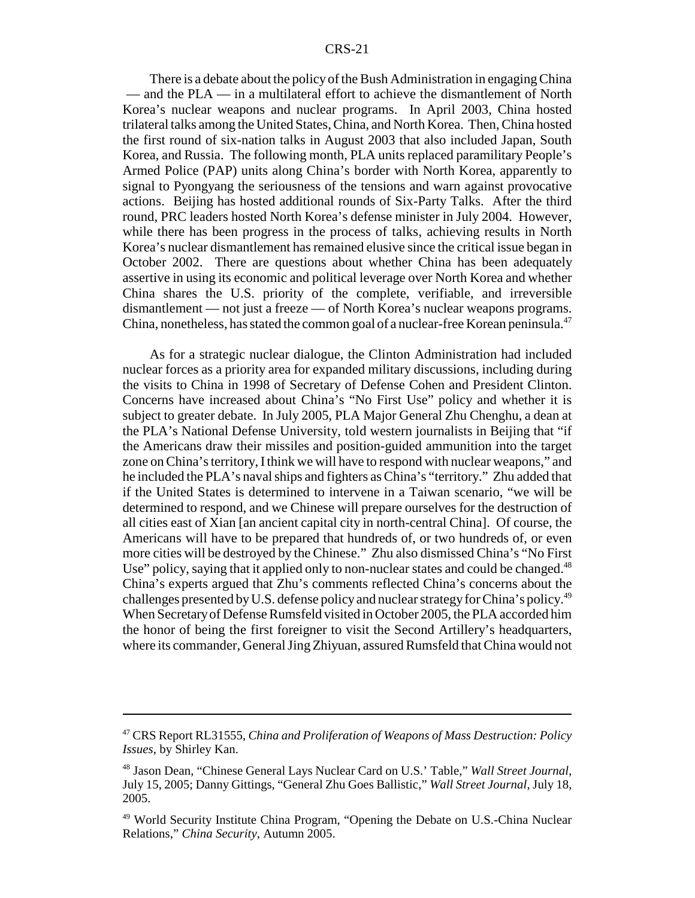There is a debate about the policy of the Bush Administration in engaging China — and the PLA — in a multilateral effort to achieve the dismantlement of North Korea's nuclear weapons and nuclear programs. In April 2003, China hosted trilateral talks among the United States, China, and North Korea. Then, China hosted the first round of six-nation talks in August 2003 that also included Japan, South Korea, and Russia. The following month, PLA units replaced paramilitary People's Armed Police (PAP) units along China's border with North Korea, apparently to signal to Pyongyang the seriousness of the tensions and warn against provocative actions. Beijing has hosted additional rounds of Six-Party Talks. After the third round, PRC leaders hosted North Korea's defense minister in July 2004. However, while there has been progress in the process of talks, achieving results in North Korea's nuclear dismantlement has remained elusive since the critical issue began in October 2002. There are questions about whether China has been adequately assertive in using its economic and political leverage over North Korea and whether China shares the U.S. priority of the complete, verifiable, and irreversible dismantlement — not just a freeze — of North Korea's nuclear weapons programs. China, nonetheless, has stated the common goal of a nuclear-free Korean peninsula.[47]

As for a strategic nuclear dialogue, the Clinton Administration had included nuclear forces as a priority area for expanded military discussions, including during the visits to China in 1998 of Secretary of Defense Cohen and President Clinton. Concerns have increased about China's "No First Use" policy and whether it is subject to greater debate. In July 2005, PLA Major General Zhu Chenghu, a dean at the PLA's National Defense University, told western journalists in Beijing that "if the Americans draw their missiles and position-guided ammunition into the target zone on China's territory, I think we will have to respond with nuclear weapons," and he included the PLA's naval ships and fighters as China's "territory." Zhu added that if the United States is determined to intervene in a Taiwan scenario, "we will be determined to respond, and we Chinese will prepare ourselves for the destruction of all cities east of Xian [an ancient capital city in north-central China]. Of course, the Americans will have to be prepared that hundreds of, or two hundreds of, or even more cities will be destroyed by the Chinese." Zhu also dismissed China's "No First Use" policy, saying that it applied only to non-nuclear states and could be changed.[48] China's experts argued that Zhu's comments reflected China's concerns about the challenges presented by U.S. defense policy and nuclear strategy for China's policy.[49] When Secretary of Defense Rumsfeld visited in October 2005, the PLA accorded him the honor of being the first foreigner to visit the Second Artillery's headquarters, where its commander, General Jing Zhiyuan, assured Rumsfeld that China would not

---

[47] CRS Report RL31555, *China and Proliferation of Weapons of Mass Destruction: Policy Issues*, by Shirley Kan.

[48] Jason Dean, "Chinese General Lays Nuclear Card on U.S.' Table," *Wall Street Journal*, July 15, 2005; Danny Gittings, "General Zhu Goes Ballistic," *Wall Street Journal*, July 18, 2005.

[49] World Security Institute China Program, "Opening the Debate on U.S.-China Nuclear Relations," *China Security*, Autumn 2005.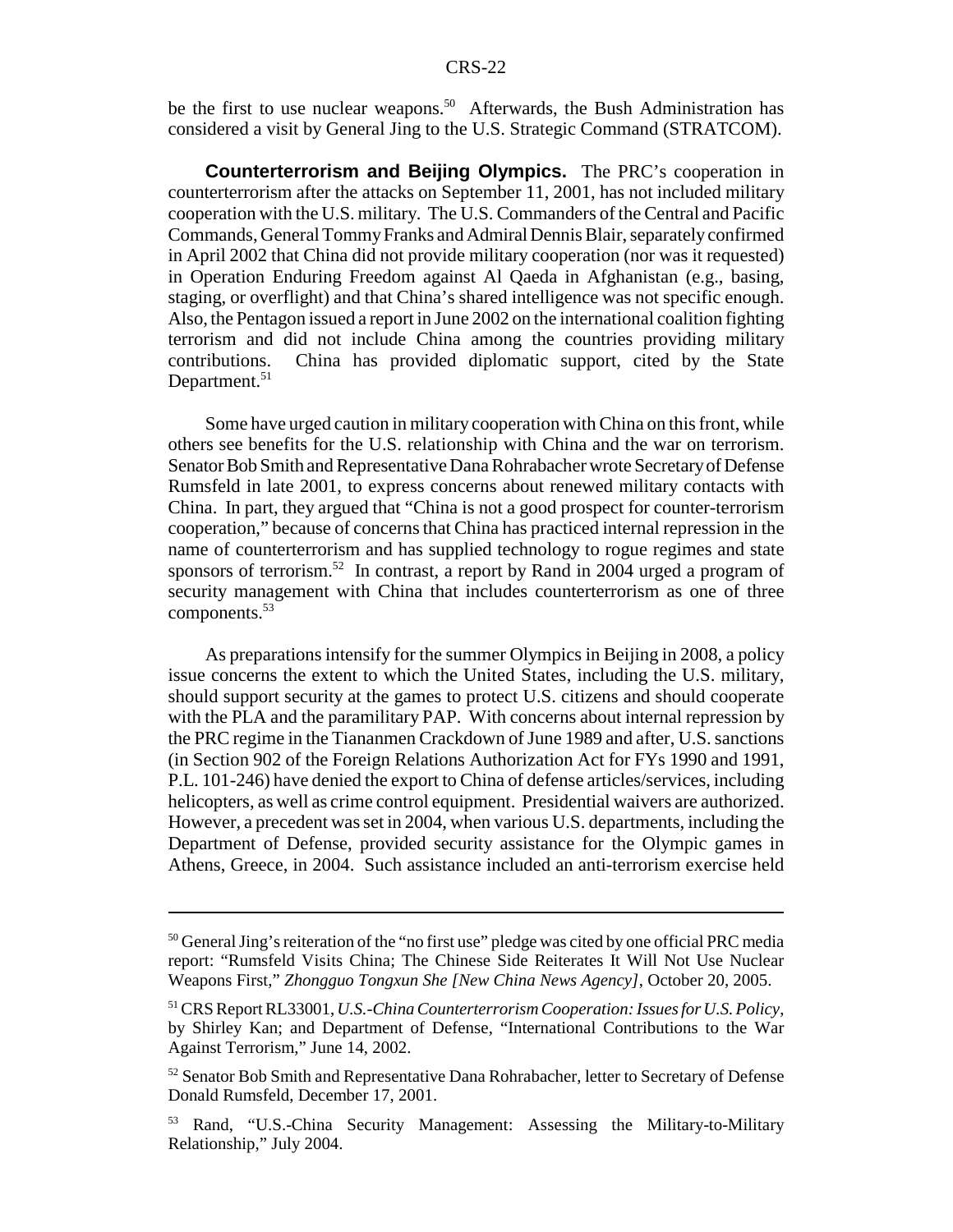be the first to use nuclear weapons.[50] Afterwards, the Bush Administration has considered a visit by General Jing to the U.S. Strategic Command (STRATCOM).

**Counterterrorism and Beijing Olympics.** The PRC's cooperation in counterterrorism after the attacks on September 11, 2001, has not included military cooperation with the U.S. military. The U.S. Commanders of the Central and Pacific Commands, General Tommy Franks and Admiral Dennis Blair, separately confirmed in April 2002 that China did not provide military cooperation (nor was it requested) in Operation Enduring Freedom against Al Qaeda in Afghanistan (e.g., basing, staging, or overflight) and that China's shared intelligence was not specific enough. Also, the Pentagon issued a report in June 2002 on the international coalition fighting terrorism and did not include China among the countries providing military contributions. China has provided diplomatic support, cited by the State Department.[51]

Some have urged caution in military cooperation with China on this front, while others see benefits for the U.S. relationship with China and the war on terrorism. Senator Bob Smith and Representative Dana Rohrabacher wrote Secretary of Defense Rumsfeld in late 2001, to express concerns about renewed military contacts with China. In part, they argued that "China is not a good prospect for counter-terrorism cooperation," because of concerns that China has practiced internal repression in the name of counterterrorism and has supplied technology to rogue regimes and state sponsors of terrorism.[52] In contrast, a report by Rand in 2004 urged a program of security management with China that includes counterterrorism as one of three components.[53]

As preparations intensify for the summer Olympics in Beijing in 2008, a policy issue concerns the extent to which the United States, including the U.S. military, should support security at the games to protect U.S. citizens and should cooperate with the PLA and the paramilitary PAP. With concerns about internal repression by the PRC regime in the Tiananmen Crackdown of June 1989 and after, U.S. sanctions (in Section 902 of the Foreign Relations Authorization Act for FYs 1990 and 1991, P.L. 101-246) have denied the export to China of defense articles/services, including helicopters, as well as crime control equipment. Presidential waivers are authorized. However, a precedent was set in 2004, when various U.S. departments, including the Department of Defense, provided security assistance for the Olympic games in Athens, Greece, in 2004. Such assistance included an anti-terrorism exercise held

---

[50] General Jing's reiteration of the "no first use" pledge was cited by one official PRC media report: "Rumsfeld Visits China; The Chinese Side Reiterates It Will Not Use Nuclear Weapons First," *Zhongguo Tongxun She [New China News Agency]*, October 20, 2005.

[51] CRS Report RL33001, *U.S.-China Counterterrorism Cooperation: Issues for U.S. Policy*, by Shirley Kan; and Department of Defense, "International Contributions to the War Against Terrorism," June 14, 2002.

[52] Senator Bob Smith and Representative Dana Rohrabacher, letter to Secretary of Defense Donald Rumsfeld, December 17, 2001.

[53] Rand, "U.S.-China Security Management: Assessing the Military-to-Military Relationship," July 2004.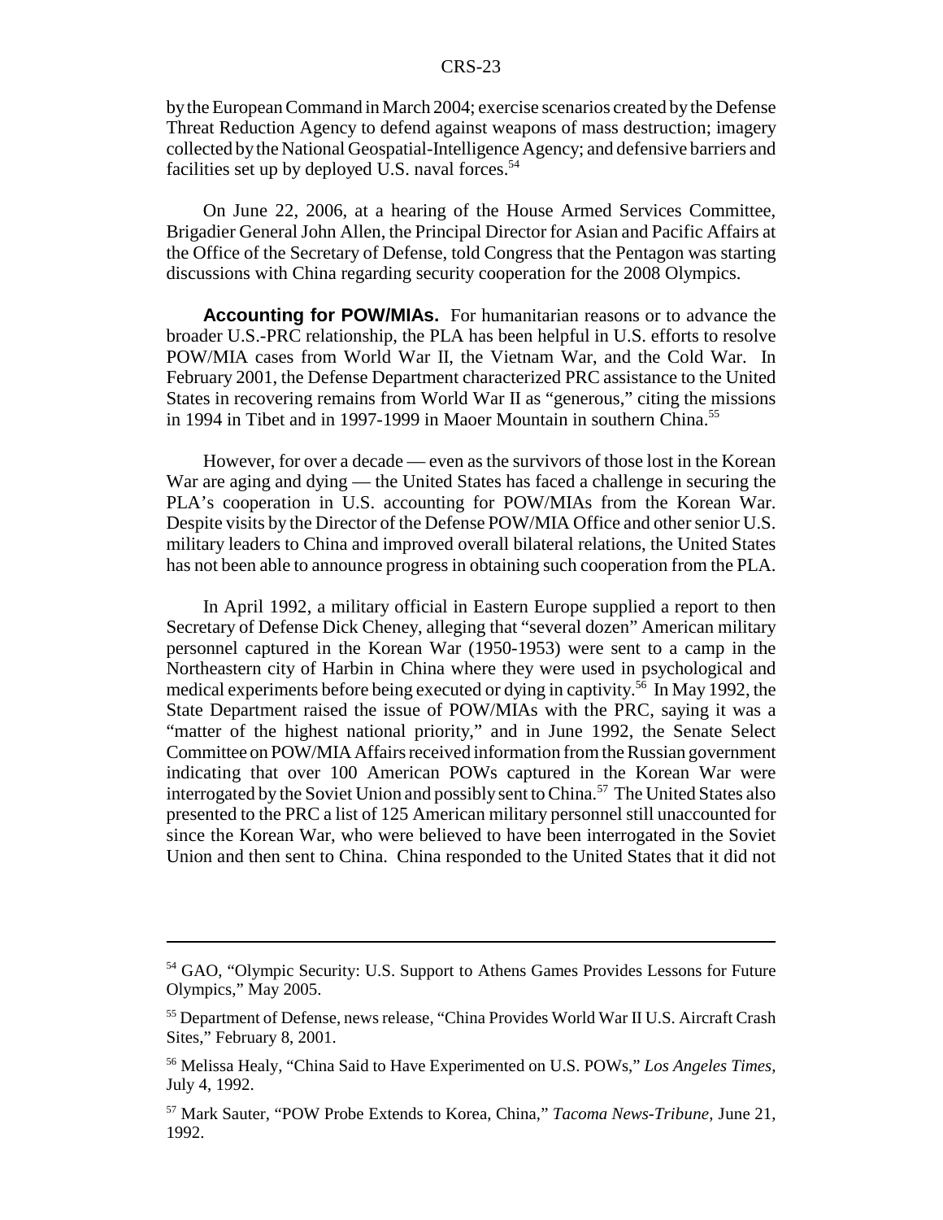by the European Command in March 2004; exercise scenarios created by the Defense Threat Reduction Agency to defend against weapons of mass destruction; imagery collected by the National Geospatial-Intelligence Agency; and defensive barriers and facilities set up by deployed U.S. naval forces.[54]

On June 22, 2006, at a hearing of the House Armed Services Committee, Brigadier General John Allen, the Principal Director for Asian and Pacific Affairs at the Office of the Secretary of Defense, told Congress that the Pentagon was starting discussions with China regarding security cooperation for the 2008 Olympics.

**Accounting for POW/MIAs.** For humanitarian reasons or to advance the broader U.S.-PRC relationship, the PLA has been helpful in U.S. efforts to resolve POW/MIA cases from World War II, the Vietnam War, and the Cold War. In February 2001, the Defense Department characterized PRC assistance to the United States in recovering remains from World War II as "generous," citing the missions in 1994 in Tibet and in 1997-1999 in Maoer Mountain in southern China.[55]

However, for over a decade — even as the survivors of those lost in the Korean War are aging and dying — the United States has faced a challenge in securing the PLA's cooperation in U.S. accounting for POW/MIAs from the Korean War. Despite visits by the Director of the Defense POW/MIA Office and other senior U.S. military leaders to China and improved overall bilateral relations, the United States has not been able to announce progress in obtaining such cooperation from the PLA.

In April 1992, a military official in Eastern Europe supplied a report to then Secretary of Defense Dick Cheney, alleging that "several dozen" American military personnel captured in the Korean War (1950-1953) were sent to a camp in the Northeastern city of Harbin in China where they were used in psychological and medical experiments before being executed or dying in captivity.[56] In May 1992, the State Department raised the issue of POW/MIAs with the PRC, saying it was a "matter of the highest national priority," and in June 1992, the Senate Select Committee on POW/MIA Affairs received information from the Russian government indicating that over 100 American POWs captured in the Korean War were interrogated by the Soviet Union and possibly sent to China.[57] The United States also presented to the PRC a list of 125 American military personnel still unaccounted for since the Korean War, who were believed to have been interrogated in the Soviet Union and then sent to China. China responded to the United States that it did not

---

[54] GAO, "Olympic Security: U.S. Support to Athens Games Provides Lessons for Future Olympics," May 2005.

[55] Department of Defense, news release, "China Provides World War II U.S. Aircraft Crash Sites," February 8, 2001.

[56] Melissa Healy, "China Said to Have Experimented on U.S. POWs," *Los Angeles Times*, July 4, 1992.

[57] Mark Sauter, "POW Probe Extends to Korea, China," *Tacoma News-Tribune*, June 21, 1992.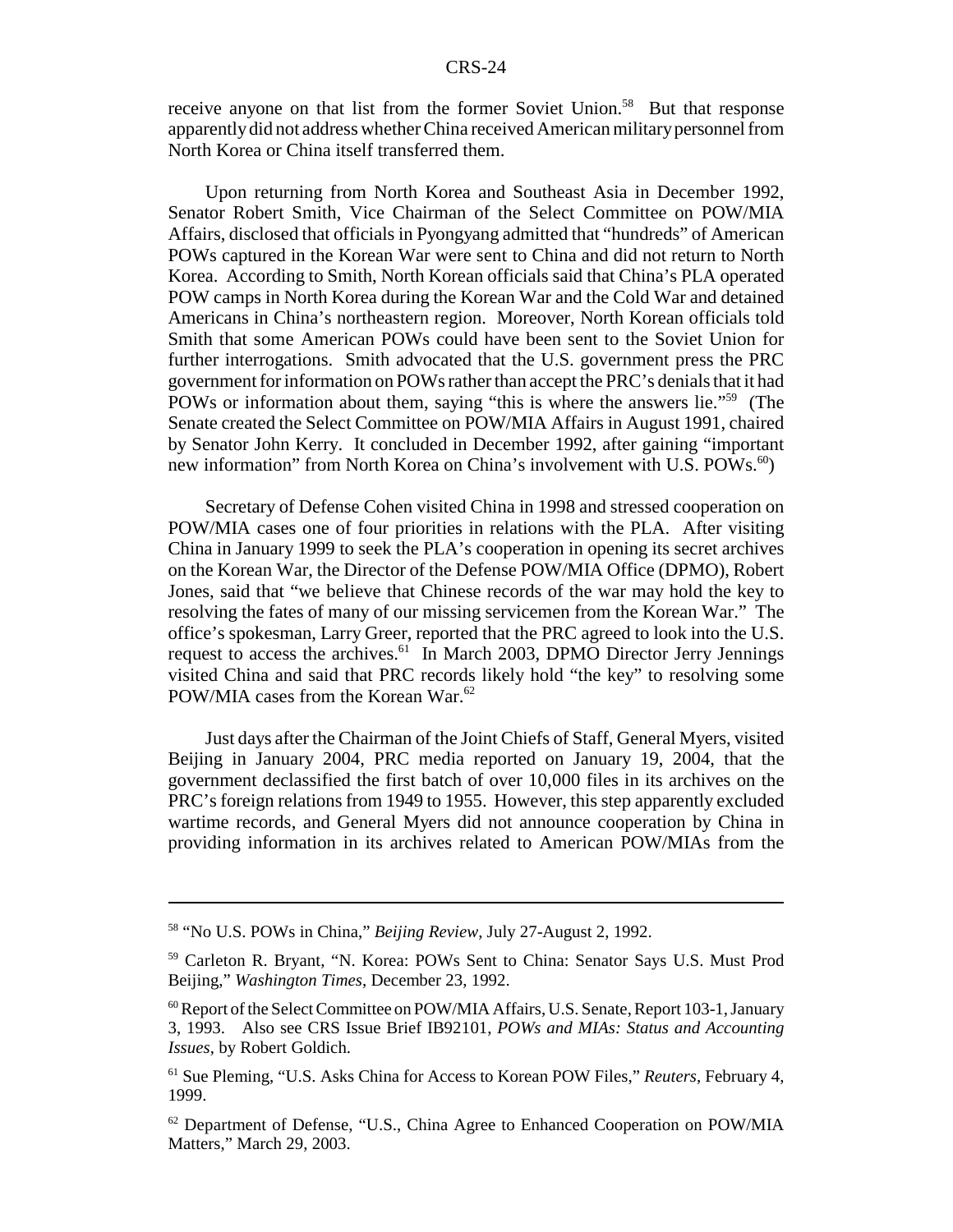receive anyone on that list from the former Soviet Union.[58] But that response apparently did not address whether China received American military personnel from North Korea or China itself transferred them.

Upon returning from North Korea and Southeast Asia in December 1992, Senator Robert Smith, Vice Chairman of the Select Committee on POW/MIA Affairs, disclosed that officials in Pyongyang admitted that "hundreds" of American POWs captured in the Korean War were sent to China and did not return to North Korea. According to Smith, North Korean officials said that China's PLA operated POW camps in North Korea during the Korean War and the Cold War and detained Americans in China's northeastern region. Moreover, North Korean officials told Smith that some American POWs could have been sent to the Soviet Union for further interrogations. Smith advocated that the U.S. government press the PRC government for information on POWs rather than accept the PRC's denials that it had POWs or information about them, saying "this is where the answers lie."[59] (The Senate created the Select Committee on POW/MIA Affairs in August 1991, chaired by Senator John Kerry. It concluded in December 1992, after gaining "important new information" from North Korea on China's involvement with U.S. POWs.[60])

Secretary of Defense Cohen visited China in 1998 and stressed cooperation on POW/MIA cases one of four priorities in relations with the PLA. After visiting China in January 1999 to seek the PLA's cooperation in opening its secret archives on the Korean War, the Director of the Defense POW/MIA Office (DPMO), Robert Jones, said that "we believe that Chinese records of the war may hold the key to resolving the fates of many of our missing servicemen from the Korean War." The office's spokesman, Larry Greer, reported that the PRC agreed to look into the U.S. request to access the archives.[61] In March 2003, DPMO Director Jerry Jennings visited China and said that PRC records likely hold "the key" to resolving some POW/MIA cases from the Korean War.[62]

Just days after the Chairman of the Joint Chiefs of Staff, General Myers, visited Beijing in January 2004, PRC media reported on January 19, 2004, that the government declassified the first batch of over 10,000 files in its archives on the PRC's foreign relations from 1949 to 1955. However, this step apparently excluded wartime records, and General Myers did not announce cooperation by China in providing information in its archives related to American POW/MIAs from the

---

[58] "No U.S. POWs in China," *Beijing Review*, July 27-August 2, 1992.

[59] Carleton R. Bryant, "N. Korea: POWs Sent to China: Senator Says U.S. Must Prod Beijing," *Washington Times*, December 23, 1992.

[60] Report of the Select Committee on POW/MIA Affairs, U.S. Senate, Report 103-1, January 3, 1993. Also see CRS Issue Brief IB92101, *POWs and MIAs: Status and Accounting Issues*, by Robert Goldich.

[61] Sue Pleming, "U.S. Asks China for Access to Korean POW Files," *Reuters*, February 4, 1999.

[62] Department of Defense, "U.S., China Agree to Enhanced Cooperation on POW/MIA Matters," March 29, 2003.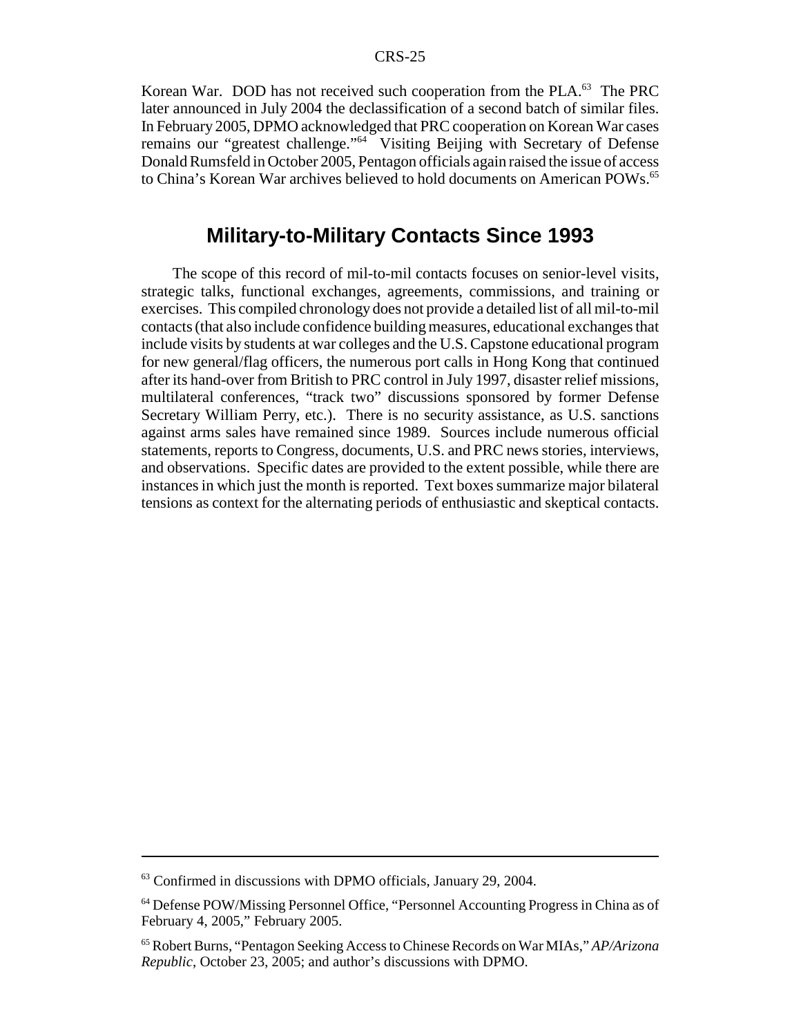Korean War. DOD has not received such cooperation from the PLA.[63] The PRC later announced in July 2004 the declassification of a second batch of similar files. In February 2005, DPMO acknowledged that PRC cooperation on Korean War cases remains our "greatest challenge."[64] Visiting Beijing with Secretary of Defense Donald Rumsfeld in October 2005, Pentagon officials again raised the issue of access to China's Korean War archives believed to hold documents on American POWs.[65]

## Military-to-Military Contacts Since 1993

The scope of this record of mil-to-mil contacts focuses on senior-level visits, strategic talks, functional exchanges, agreements, commissions, and training or exercises. This compiled chronology does not provide a detailed list of all mil-to-mil contacts (that also include confidence building measures, educational exchanges that include visits by students at war colleges and the U.S. Capstone educational program for new general/flag officers, the numerous port calls in Hong Kong that continued after its hand-over from British to PRC control in July 1997, disaster relief missions, multilateral conferences, "track two" discussions sponsored by former Defense Secretary William Perry, etc.). There is no security assistance, as U.S. sanctions against arms sales have remained since 1989. Sources include numerous official statements, reports to Congress, documents, U.S. and PRC news stories, interviews, and observations. Specific dates are provided to the extent possible, while there are instances in which just the month is reported. Text boxes summarize major bilateral tensions as context for the alternating periods of enthusiastic and skeptical contacts.

---

[63] Confirmed in discussions with DPMO officials, January 29, 2004.

[64] Defense POW/Missing Personnel Office, "Personnel Accounting Progress in China as of February 4, 2005," February 2005.

[65] Robert Burns, "Pentagon Seeking Access to Chinese Records on War MIAs," *AP/Arizona Republic*, October 23, 2005; and author's discussions with DPMO.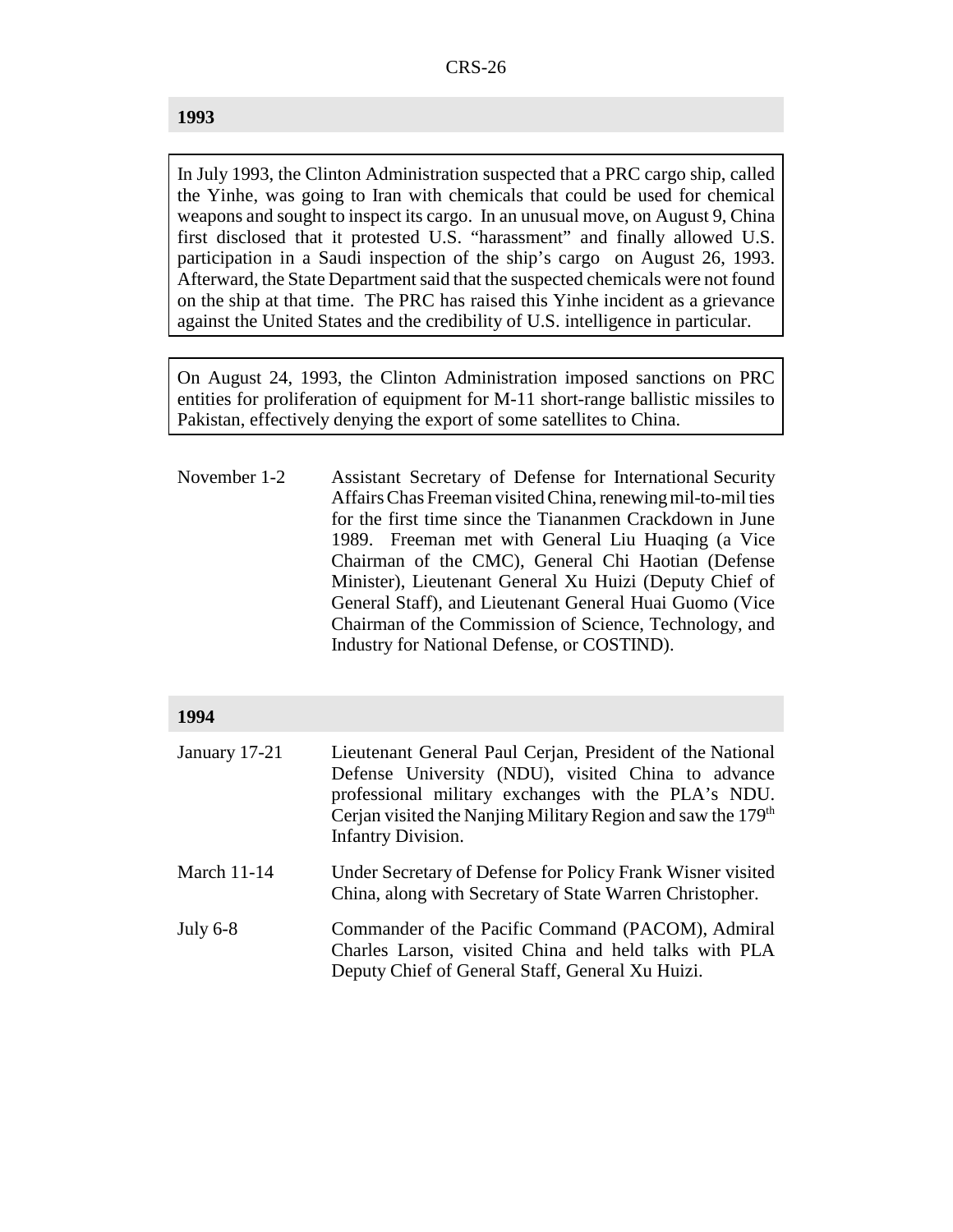## 1993

In July 1993, the Clinton Administration suspected that a PRC cargo ship, called the Yinhe, was going to Iran with chemicals that could be used for chemical weapons and sought to inspect its cargo. In an unusual move, on August 9, China first disclosed that it protested U.S. "harassment" and finally allowed U.S. participation in a Saudi inspection of the ship's cargo on August 26, 1993. Afterward, the State Department said that the suspected chemicals were not found on the ship at that time. The PRC has raised this Yinhe incident as a grievance against the United States and the credibility of U.S. intelligence in particular.

On August 24, 1993, the Clinton Administration imposed sanctions on PRC entities for proliferation of equipment for M-11 short-range ballistic missiles to Pakistan, effectively denying the export of some satellites to China.

| | |
|---|---|
| November 1-2 | Assistant Secretary of Defense for International Security Affairs Chas Freeman visited China, renewing mil-to-mil ties for the first time since the Tiananmen Crackdown in June 1989. Freeman met with General Liu Huaqing (a Vice Chairman of the CMC), General Chi Haotian (Defense Minister), Lieutenant General Xu Huizi (Deputy Chief of General Staff), and Lieutenant General Huai Guomo (Vice Chairman of the Commission of Science, Technology, and Industry for National Defense, or COSTIND). |

## 1994

| | |
|---|---|
| January 17-21 | Lieutenant General Paul Cerjan, President of the National Defense University (NDU), visited China to advance professional military exchanges with the PLA's NDU. Cerjan visited the Nanjing Military Region and saw the 179th Infantry Division. |
| March 11-14 | Under Secretary of Defense for Policy Frank Wisner visited China, along with Secretary of State Warren Christopher. |
| July 6-8 | Commander of the Pacific Command (PACOM), Admiral Charles Larson, visited China and held talks with PLA Deputy Chief of General Staff, General Xu Huizi. |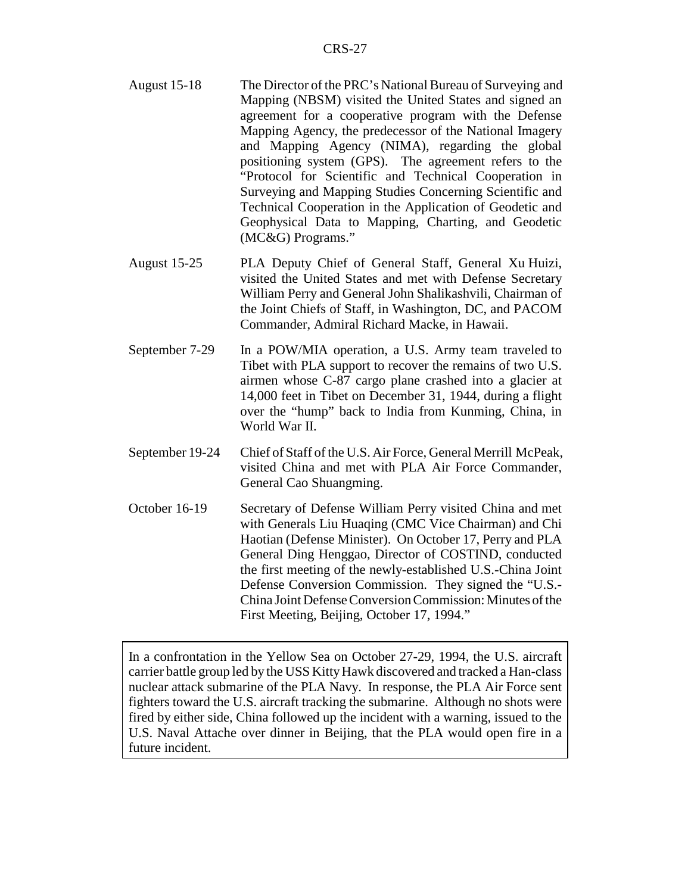| | |
|---|---|
| August 15-18 | The Director of the PRC's National Bureau of Surveying and Mapping (NBSM) visited the United States and signed an agreement for a cooperative program with the Defense Mapping Agency, the predecessor of the National Imagery and Mapping Agency (NIMA), regarding the global positioning system (GPS). The agreement refers to the "Protocol for Scientific and Technical Cooperation in Surveying and Mapping Studies Concerning Scientific and Technical Cooperation in the Application of Geodetic and Geophysical Data to Mapping, Charting, and Geodetic (MC&G) Programs." |
| August 15-25 | PLA Deputy Chief of General Staff, General Xu Huizi, visited the United States and met with Defense Secretary William Perry and General John Shalikashvili, Chairman of the Joint Chiefs of Staff, in Washington, DC, and PACOM Commander, Admiral Richard Macke, in Hawaii. |
| September 7-29 | In a POW/MIA operation, a U.S. Army team traveled to Tibet with PLA support to recover the remains of two U.S. airmen whose C-87 cargo plane crashed into a glacier at 14,000 feet in Tibet on December 31, 1944, during a flight over the "hump" back to India from Kunming, China, in World War II. |
| September 19-24 | Chief of Staff of the U.S. Air Force, General Merrill McPeak, visited China and met with PLA Air Force Commander, General Cao Shuangming. |
| October 16-19 | Secretary of Defense William Perry visited China and met with Generals Liu Huaqing (CMC Vice Chairman) and Chi Haotian (Defense Minister). On October 17, Perry and PLA General Ding Henggao, Director of COSTIND, conducted the first meeting of the newly-established U.S.-China Joint Defense Conversion Commission. They signed the "U.S.-China Joint Defense Conversion Commission: Minutes of the First Meeting, Beijing, October 17, 1994." |

In a confrontation in the Yellow Sea on October 27-29, 1994, the U.S. aircraft carrier battle group led by the USS Kitty Hawk discovered and tracked a Han-class nuclear attack submarine of the PLA Navy. In response, the PLA Air Force sent fighters toward the U.S. aircraft tracking the submarine. Although no shots were fired by either side, China followed up the incident with a warning, issued to the U.S. Naval Attache over dinner in Beijing, that the PLA would open fire in a future incident.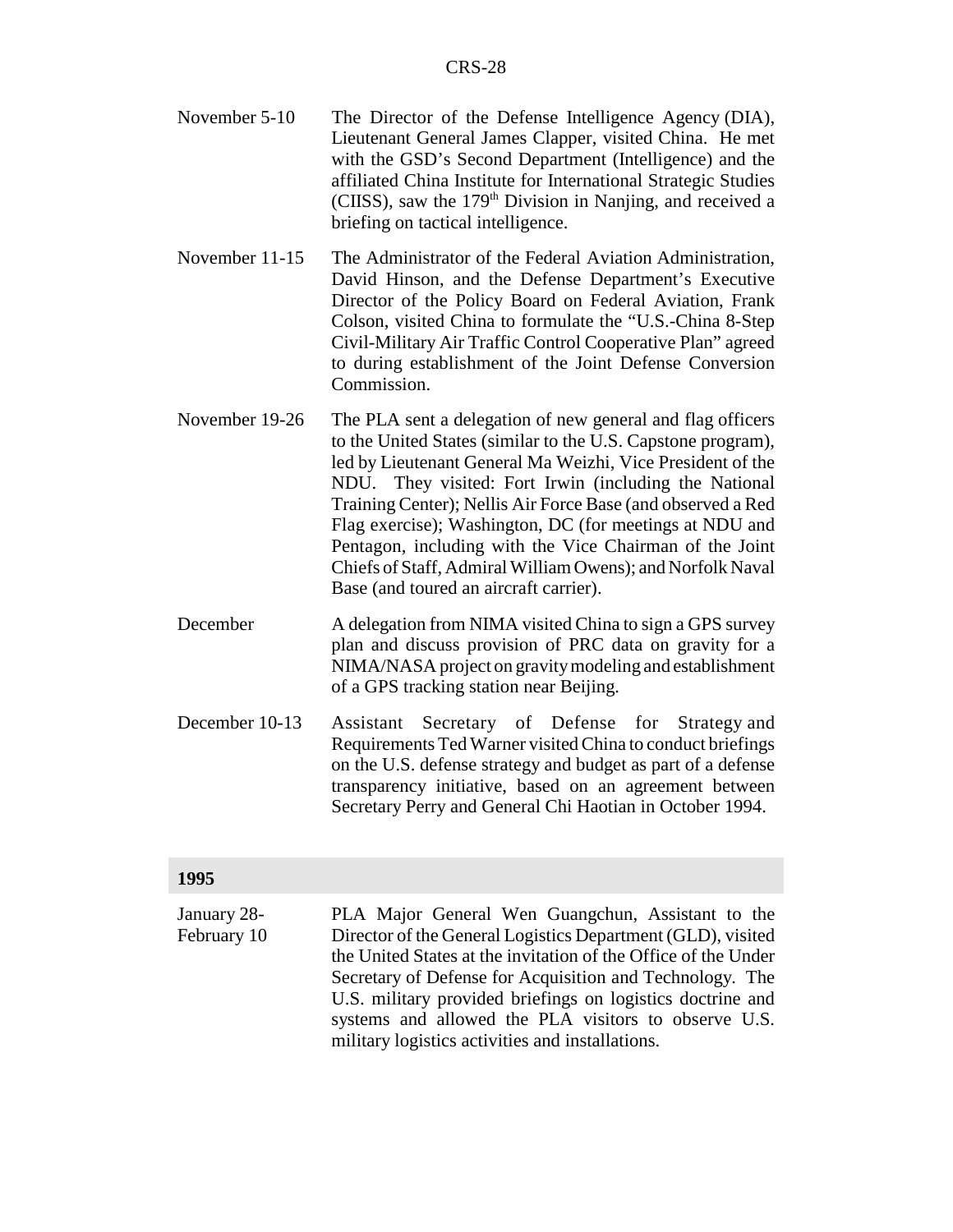| | |
|---|---|
| November 5-10 | The Director of the Defense Intelligence Agency (DIA), Lieutenant General James Clapper, visited China. He met with the GSD's Second Department (Intelligence) and the affiliated China Institute for International Strategic Studies (CIISS), saw the 179th Division in Nanjing, and received a briefing on tactical intelligence. |
| November 11-15 | The Administrator of the Federal Aviation Administration, David Hinson, and the Defense Department's Executive Director of the Policy Board on Federal Aviation, Frank Colson, visited China to formulate the "U.S.-China 8-Step Civil-Military Air Traffic Control Cooperative Plan" agreed to during establishment of the Joint Defense Conversion Commission. |
| November 19-26 | The PLA sent a delegation of new general and flag officers to the United States (similar to the U.S. Capstone program), led by Lieutenant General Ma Weizhi, Vice President of the NDU. They visited: Fort Irwin (including the National Training Center); Nellis Air Force Base (and observed a Red Flag exercise); Washington, DC (for meetings at NDU and Pentagon, including with the Vice Chairman of the Joint Chiefs of Staff, Admiral William Owens); and Norfolk Naval Base (and toured an aircraft carrier). |
| December | A delegation from NIMA visited China to sign a GPS survey plan and discuss provision of PRC data on gravity for a NIMA/NASA project on gravity modeling and establishment of a GPS tracking station near Beijing. |
| December 10-13 | Assistant Secretary of Defense for Strategy and Requirements Ted Warner visited China to conduct briefings on the U.S. defense strategy and budget as part of a defense transparency initiative, based on an agreement between Secretary Perry and General Chi Haotian in October 1994. |

## 1995

| | |
|---|---|
| January 28-February 10 | PLA Major General Wen Guangchun, Assistant to the Director of the General Logistics Department (GLD), visited the United States at the invitation of the Office of the Under Secretary of Defense for Acquisition and Technology. The U.S. military provided briefings on logistics doctrine and systems and allowed the PLA visitors to observe U.S. military logistics activities and installations. |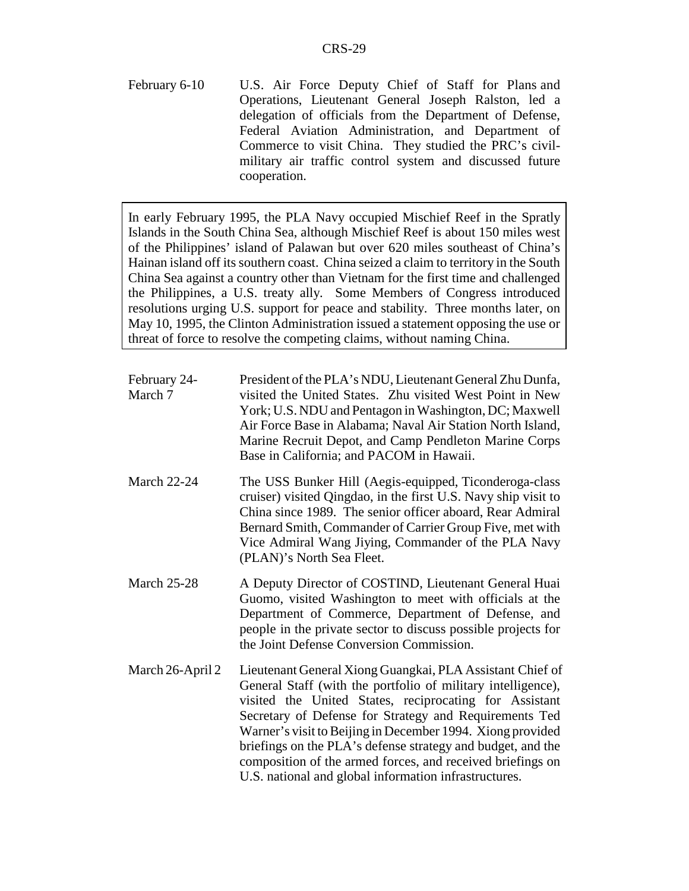February 6-10 U.S. Air Force Deputy Chief of Staff for Plans and Operations, Lieutenant General Joseph Ralston, led a delegation of officials from the Department of Defense, Federal Aviation Administration, and Department of Commerce to visit China. They studied the PRC's civil-military air traffic control system and discussed future cooperation.

> In early February 1995, the PLA Navy occupied Mischief Reef in the Spratly Islands in the South China Sea, although Mischief Reef is about 150 miles west of the Philippines' island of Palawan but over 620 miles southeast of China's Hainan island off its southern coast. China seized a claim to territory in the South China Sea against a country other than Vietnam for the first time and challenged the Philippines, a U.S. treaty ally. Some Members of Congress introduced resolutions urging U.S. support for peace and stability. Three months later, on May 10, 1995, the Clinton Administration issued a statement opposing the use or threat of force to resolve the competing claims, without naming China.

February 24-March 7 President of the PLA's NDU, Lieutenant General Zhu Dunfa, visited the United States. Zhu visited West Point in New York; U.S. NDU and Pentagon in Washington, DC; Maxwell Air Force Base in Alabama; Naval Air Station North Island, Marine Recruit Depot, and Camp Pendleton Marine Corps Base in California; and PACOM in Hawaii.

March 22-24 The USS Bunker Hill (Aegis-equipped, Ticonderoga-class cruiser) visited Qingdao, in the first U.S. Navy ship visit to China since 1989. The senior officer aboard, Rear Admiral Bernard Smith, Commander of Carrier Group Five, met with Vice Admiral Wang Jiying, Commander of the PLA Navy (PLAN)'s North Sea Fleet.

March 25-28 A Deputy Director of COSTIND, Lieutenant General Huai Guomo, visited Washington to meet with officials at the Department of Commerce, Department of Defense, and people in the private sector to discuss possible projects for the Joint Defense Conversion Commission.

March 26-April 2 Lieutenant General Xiong Guangkai, PLA Assistant Chief of General Staff (with the portfolio of military intelligence), visited the United States, reciprocating for Assistant Secretary of Defense for Strategy and Requirements Ted Warner's visit to Beijing in December 1994. Xiong provided briefings on the PLA's defense strategy and budget, and the composition of the armed forces, and received briefings on U.S. national and global information infrastructures.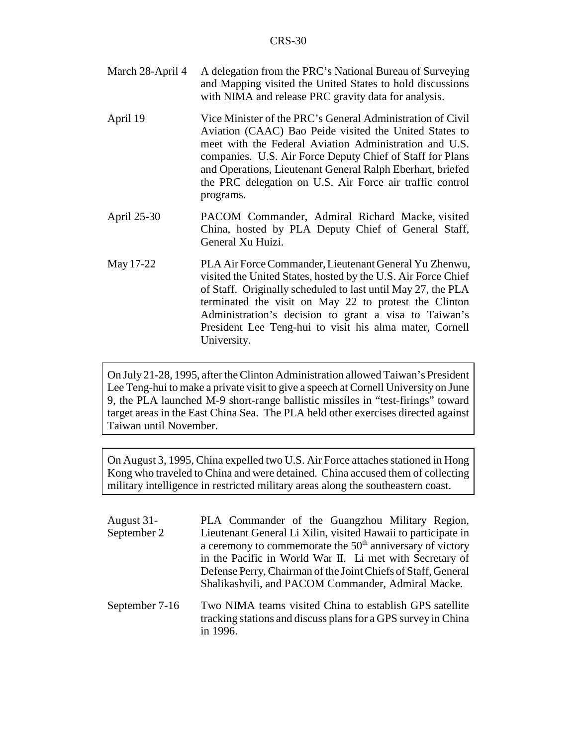| | |
|---|---|
| March 28-April 4 | A delegation from the PRC's National Bureau of Surveying and Mapping visited the United States to hold discussions with NIMA and release PRC gravity data for analysis. |
| April 19 | Vice Minister of the PRC's General Administration of Civil Aviation (CAAC) Bao Peide visited the United States to meet with the Federal Aviation Administration and U.S. companies. U.S. Air Force Deputy Chief of Staff for Plans and Operations, Lieutenant General Ralph Eberhart, briefed the PRC delegation on U.S. Air Force air traffic control programs. |
| April 25-30 | PACOM Commander, Admiral Richard Macke, visited China, hosted by PLA Deputy Chief of General Staff, General Xu Huizi. |
| May 17-22 | PLA Air Force Commander, Lieutenant General Yu Zhenwu, visited the United States, hosted by the U.S. Air Force Chief of Staff. Originally scheduled to last until May 27, the PLA terminated the visit on May 22 to protest the Clinton Administration's decision to grant a visa to Taiwan's President Lee Teng-hui to visit his alma mater, Cornell University. |

On July 21-28, 1995, after the Clinton Administration allowed Taiwan's President Lee Teng-hui to make a private visit to give a speech at Cornell University on June 9, the PLA launched M-9 short-range ballistic missiles in "test-firings" toward target areas in the East China Sea. The PLA held other exercises directed against Taiwan until November.

On August 3, 1995, China expelled two U.S. Air Force attaches stationed in Hong Kong who traveled to China and were detained. China accused them of collecting military intelligence in restricted military areas along the southeastern coast.

| | |
|---|---|
| August 31-September 2 | PLA Commander of the Guangzhou Military Region, Lieutenant General Li Xilin, visited Hawaii to participate in a ceremony to commemorate the 50th anniversary of victory in the Pacific in World War II. Li met with Secretary of Defense Perry, Chairman of the Joint Chiefs of Staff, General Shalikashvili, and PACOM Commander, Admiral Macke. |
| September 7-16 | Two NIMA teams visited China to establish GPS satellite tracking stations and discuss plans for a GPS survey in China in 1996. |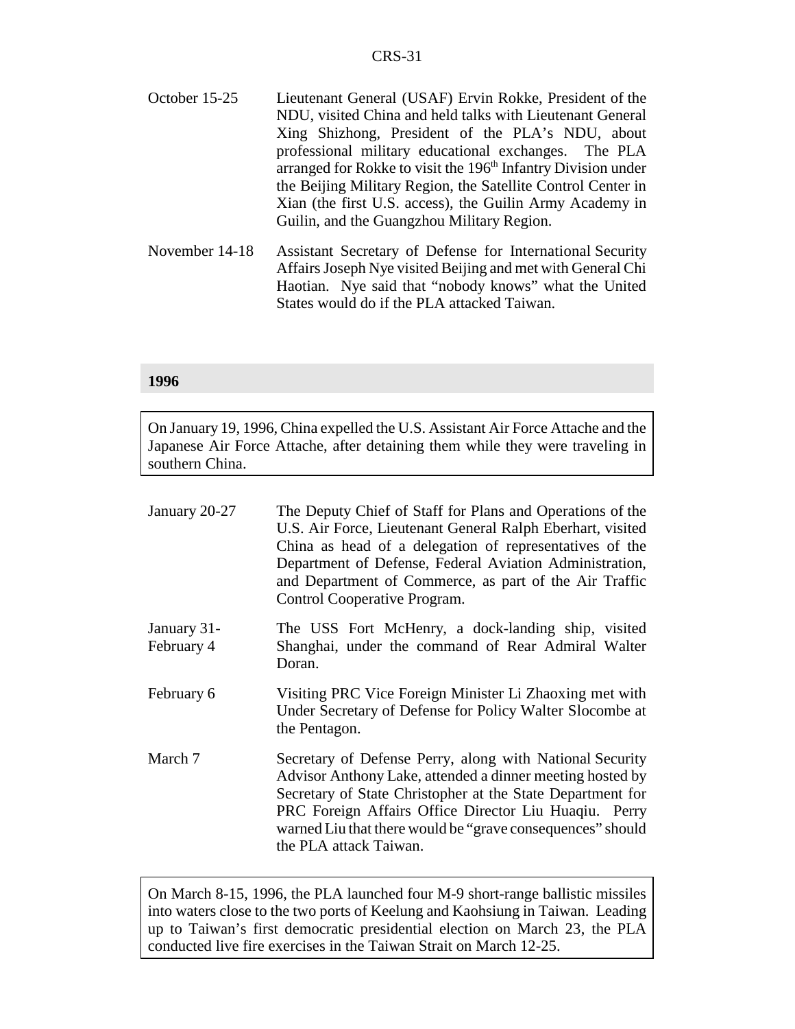| | |
|---|---|
| October 15-25 | Lieutenant General (USAF) Ervin Rokke, President of the NDU, visited China and held talks with Lieutenant General Xing Shizhong, President of the PLA's NDU, about professional military educational exchanges. The PLA arranged for Rokke to visit the 196th Infantry Division under the Beijing Military Region, the Satellite Control Center in Xian (the first U.S. access), the Guilin Army Academy in Guilin, and the Guangzhou Military Region. |
| November 14-18 | Assistant Secretary of Defense for International Security Affairs Joseph Nye visited Beijing and met with General Chi Haotian. Nye said that "nobody knows" what the United States would do if the PLA attacked Taiwan. |

## 1996

On January 19, 1996, China expelled the U.S. Assistant Air Force Attache and the Japanese Air Force Attache, after detaining them while they were traveling in southern China.

| | |
|---|---|
| January 20-27 | The Deputy Chief of Staff for Plans and Operations of the U.S. Air Force, Lieutenant General Ralph Eberhart, visited China as head of a delegation of representatives of the Department of Defense, Federal Aviation Administration, and Department of Commerce, as part of the Air Traffic Control Cooperative Program. |
| January 31-February 4 | The USS Fort McHenry, a dock-landing ship, visited Shanghai, under the command of Rear Admiral Walter Doran. |
| February 6 | Visiting PRC Vice Foreign Minister Li Zhaoxing met with Under Secretary of Defense for Policy Walter Slocombe at the Pentagon. |
| March 7 | Secretary of Defense Perry, along with National Security Advisor Anthony Lake, attended a dinner meeting hosted by Secretary of State Christopher at the State Department for PRC Foreign Affairs Office Director Liu Huaqiu. Perry warned Liu that there would be "grave consequences" should the PLA attack Taiwan. |

On March 8-15, 1996, the PLA launched four M-9 short-range ballistic missiles into waters close to the two ports of Keelung and Kaohsiung in Taiwan. Leading up to Taiwan's first democratic presidential election on March 23, the PLA conducted live fire exercises in the Taiwan Strait on March 12-25.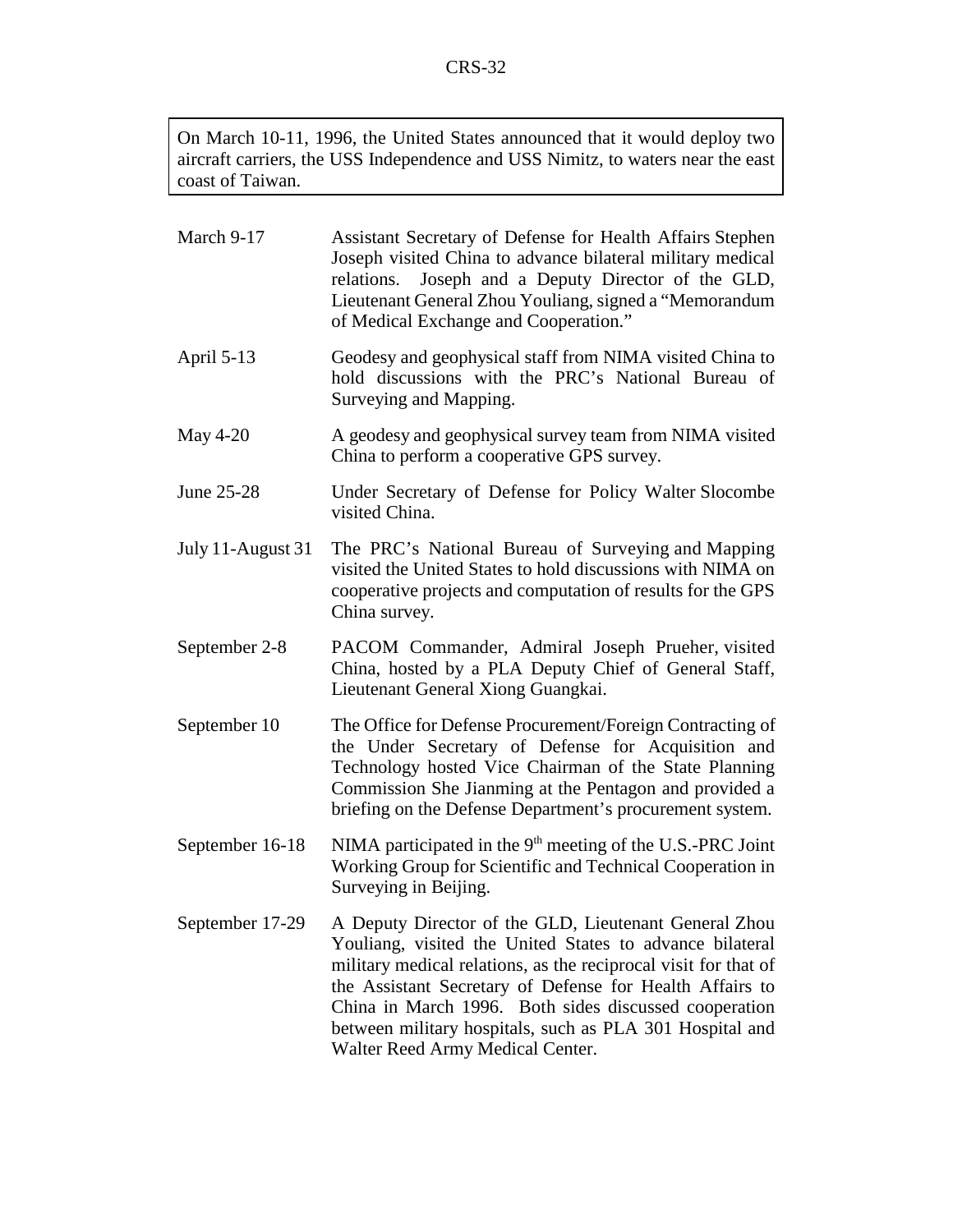> On March 10-11, 1996, the United States announced that it would deploy two aircraft carriers, the USS Independence and USS Nimitz, to waters near the east coast of Taiwan.

| | |
|---|---|
| March 9-17 | Assistant Secretary of Defense for Health Affairs Stephen Joseph visited China to advance bilateral military medical relations. Joseph and a Deputy Director of the GLD, Lieutenant General Zhou Youliang, signed a "Memorandum of Medical Exchange and Cooperation." |
| April 5-13 | Geodesy and geophysical staff from NIMA visited China to hold discussions with the PRC's National Bureau of Surveying and Mapping. |
| May 4-20 | A geodesy and geophysical survey team from NIMA visited China to perform a cooperative GPS survey. |
| June 25-28 | Under Secretary of Defense for Policy Walter Slocombe visited China. |
| July 11-August 31 | The PRC's National Bureau of Surveying and Mapping visited the United States to hold discussions with NIMA on cooperative projects and computation of results for the GPS China survey. |
| September 2-8 | PACOM Commander, Admiral Joseph Prueher, visited China, hosted by a PLA Deputy Chief of General Staff, Lieutenant General Xiong Guangkai. |
| September 10 | The Office for Defense Procurement/Foreign Contracting of the Under Secretary of Defense for Acquisition and Technology hosted Vice Chairman of the State Planning Commission She Jianming at the Pentagon and provided a briefing on the Defense Department's procurement system. |
| September 16-18 | NIMA participated in the 9th meeting of the U.S.-PRC Joint Working Group for Scientific and Technical Cooperation in Surveying in Beijing. |
| September 17-29 | A Deputy Director of the GLD, Lieutenant General Zhou Youliang, visited the United States to advance bilateral military medical relations, as the reciprocal visit for that of the Assistant Secretary of Defense for Health Affairs to China in March 1996. Both sides discussed cooperation between military hospitals, such as PLA 301 Hospital and Walter Reed Army Medical Center. |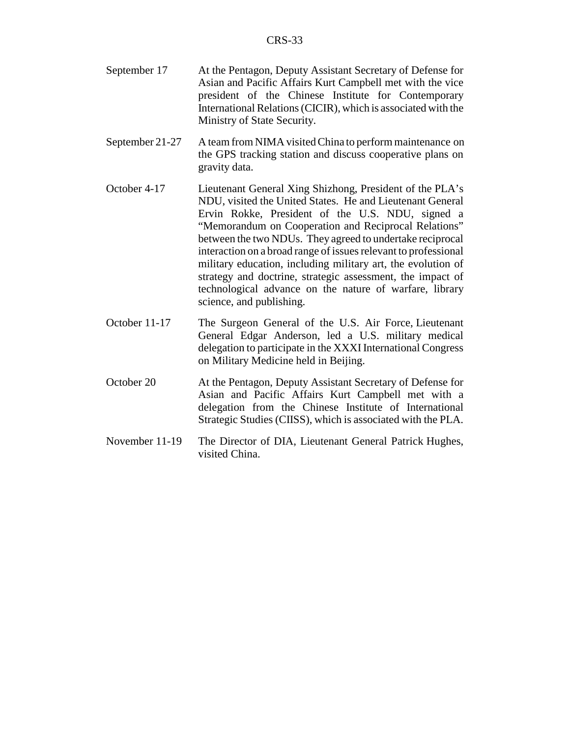| | |
|---|---|
| September 17 | At the Pentagon, Deputy Assistant Secretary of Defense for Asian and Pacific Affairs Kurt Campbell met with the vice president of the Chinese Institute for Contemporary International Relations (CICIR), which is associated with the Ministry of State Security. |
| September 21-27 | A team from NIMA visited China to perform maintenance on the GPS tracking station and discuss cooperative plans on gravity data. |
| October 4-17 | Lieutenant General Xing Shizhong, President of the PLA's NDU, visited the United States. He and Lieutenant General Ervin Rokke, President of the U.S. NDU, signed a "Memorandum on Cooperation and Reciprocal Relations" between the two NDUs. They agreed to undertake reciprocal interaction on a broad range of issues relevant to professional military education, including military art, the evolution of strategy and doctrine, strategic assessment, the impact of technological advance on the nature of warfare, library science, and publishing. |
| October 11-17 | The Surgeon General of the U.S. Air Force, Lieutenant General Edgar Anderson, led a U.S. military medical delegation to participate in the XXXI International Congress on Military Medicine held in Beijing. |
| October 20 | At the Pentagon, Deputy Assistant Secretary of Defense for Asian and Pacific Affairs Kurt Campbell met with a delegation from the Chinese Institute of International Strategic Studies (CIISS), which is associated with the PLA. |
| November 11-19 | The Director of DIA, Lieutenant General Patrick Hughes, visited China. |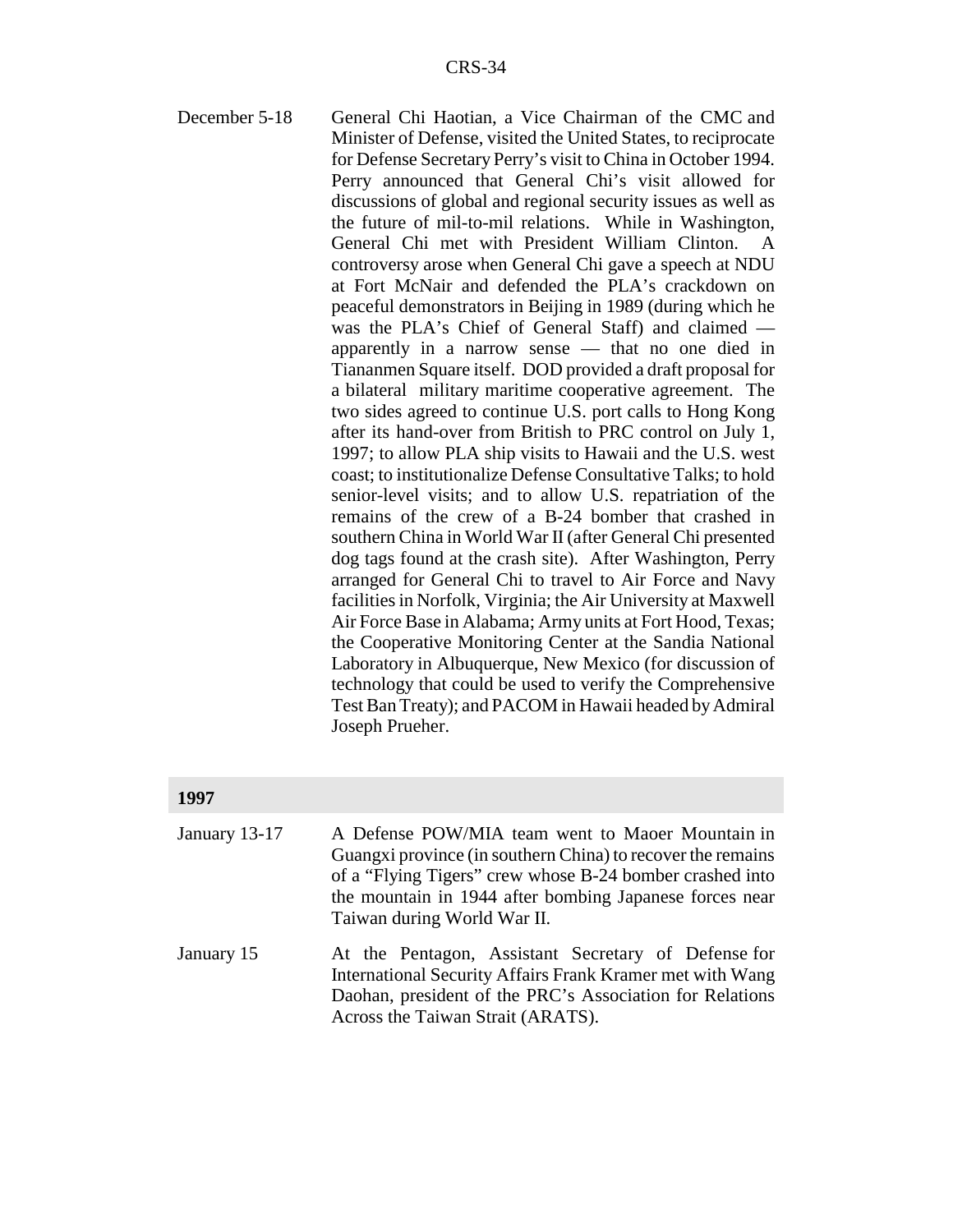December 5-18 General Chi Haotian, a Vice Chairman of the CMC and Minister of Defense, visited the United States, to reciprocate for Defense Secretary Perry's visit to China in October 1994. Perry announced that General Chi's visit allowed for discussions of global and regional security issues as well as the future of mil-to-mil relations. While in Washington, General Chi met with President William Clinton. A controversy arose when General Chi gave a speech at NDU at Fort McNair and defended the PLA's crackdown on peaceful demonstrators in Beijing in 1989 (during which he was the PLA's Chief of General Staff) and claimed — apparently in a narrow sense — that no one died in Tiananmen Square itself. DOD provided a draft proposal for a bilateral military maritime cooperative agreement. The two sides agreed to continue U.S. port calls to Hong Kong after its hand-over from British to PRC control on July 1, 1997; to allow PLA ship visits to Hawaii and the U.S. west coast; to institutionalize Defense Consultative Talks; to hold senior-level visits; and to allow U.S. repatriation of the remains of the crew of a B-24 bomber that crashed in southern China in World War II (after General Chi presented dog tags found at the crash site). After Washington, Perry arranged for General Chi to travel to Air Force and Navy facilities in Norfolk, Virginia; the Air University at Maxwell Air Force Base in Alabama; Army units at Fort Hood, Texas; the Cooperative Monitoring Center at the Sandia National Laboratory in Albuquerque, New Mexico (for discussion of technology that could be used to verify the Comprehensive Test Ban Treaty); and PACOM in Hawaii headed by Admiral Joseph Prueher.

## 1997

January 13-17 A Defense POW/MIA team went to Maoer Mountain in Guangxi province (in southern China) to recover the remains of a "Flying Tigers" crew whose B-24 bomber crashed into the mountain in 1944 after bombing Japanese forces near Taiwan during World War II.

January 15 At the Pentagon, Assistant Secretary of Defense for International Security Affairs Frank Kramer met with Wang Daohan, president of the PRC's Association for Relations Across the Taiwan Strait (ARATS).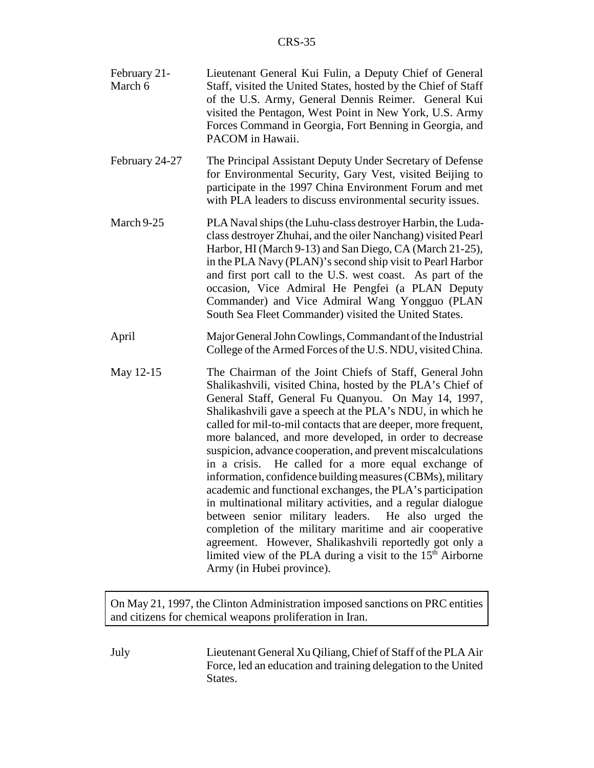February 21-March 6 — Lieutenant General Kui Fulin, a Deputy Chief of General Staff, visited the United States, hosted by the Chief of Staff of the U.S. Army, General Dennis Reimer. General Kui visited the Pentagon, West Point in New York, U.S. Army Forces Command in Georgia, Fort Benning in Georgia, and PACOM in Hawaii.

February 24-27 — The Principal Assistant Deputy Under Secretary of Defense for Environmental Security, Gary Vest, visited Beijing to participate in the 1997 China Environment Forum and met with PLA leaders to discuss environmental security issues.

March 9-25 — PLA Naval ships (the Luhu-class destroyer Harbin, the Luda-class destroyer Zhuhai, and the oiler Nanchang) visited Pearl Harbor, HI (March 9-13) and San Diego, CA (March 21-25), in the PLA Navy (PLAN)'s second ship visit to Pearl Harbor and first port call to the U.S. west coast. As part of the occasion, Vice Admiral He Pengfei (a PLAN Deputy Commander) and Vice Admiral Wang Yongguo (PLAN South Sea Fleet Commander) visited the United States.

April — Major General John Cowlings, Commandant of the Industrial College of the Armed Forces of the U.S. NDU, visited China.

May 12-15 — The Chairman of the Joint Chiefs of Staff, General John Shalikashvili, visited China, hosted by the PLA's Chief of General Staff, General Fu Quanyou. On May 14, 1997, Shalikashvili gave a speech at the PLA's NDU, in which he called for mil-to-mil contacts that are deeper, more frequent, more balanced, and more developed, in order to decrease suspicion, advance cooperation, and prevent miscalculations in a crisis. He called for a more equal exchange of information, confidence building measures (CBMs), military academic and functional exchanges, the PLA's participation in multinational military activities, and a regular dialogue between senior military leaders. He also urged the completion of the military maritime and air cooperative agreement. However, Shalikashvili reportedly got only a limited view of the PLA during a visit to the 15th Airborne Army (in Hubei province).

> On May 21, 1997, the Clinton Administration imposed sanctions on PRC entities and citizens for chemical weapons proliferation in Iran.

July — Lieutenant General Xu Qiliang, Chief of Staff of the PLA Air Force, led an education and training delegation to the United States.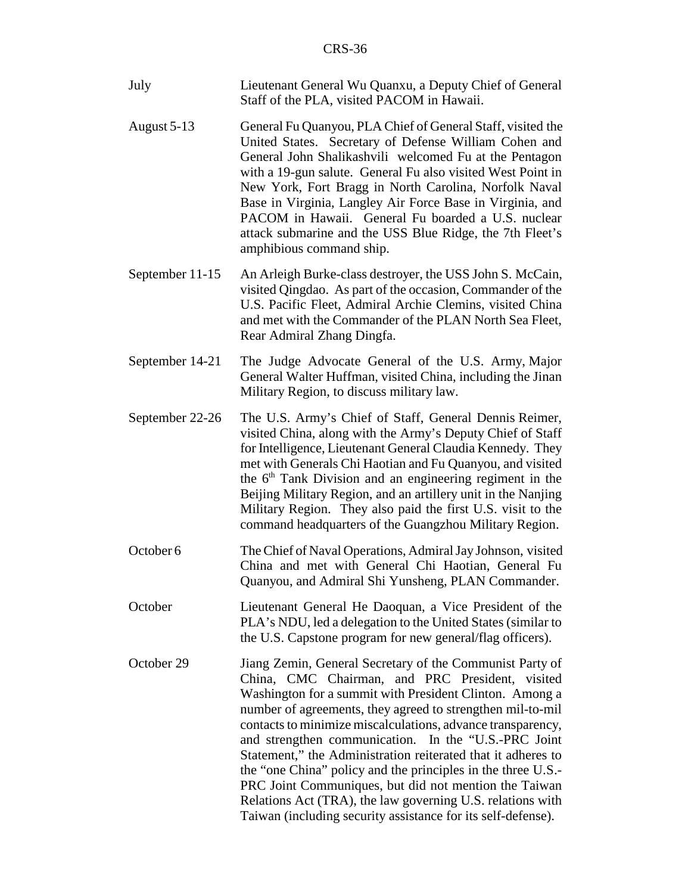| | |
|---|---|
| July | Lieutenant General Wu Quanxu, a Deputy Chief of General Staff of the PLA, visited PACOM in Hawaii. |
| August 5-13 | General Fu Quanyou, PLA Chief of General Staff, visited the United States. Secretary of Defense William Cohen and General John Shalikashvili welcomed Fu at the Pentagon with a 19-gun salute. General Fu also visited West Point in New York, Fort Bragg in North Carolina, Norfolk Naval Base in Virginia, Langley Air Force Base in Virginia, and PACOM in Hawaii. General Fu boarded a U.S. nuclear attack submarine and the USS Blue Ridge, the 7th Fleet's amphibious command ship. |
| September 11-15 | An Arleigh Burke-class destroyer, the USS John S. McCain, visited Qingdao. As part of the occasion, Commander of the U.S. Pacific Fleet, Admiral Archie Clemins, visited China and met with the Commander of the PLAN North Sea Fleet, Rear Admiral Zhang Dingfa. |
| September 14-21 | The Judge Advocate General of the U.S. Army, Major General Walter Huffman, visited China, including the Jinan Military Region, to discuss military law. |
| September 22-26 | The U.S. Army's Chief of Staff, General Dennis Reimer, visited China, along with the Army's Deputy Chief of Staff for Intelligence, Lieutenant General Claudia Kennedy. They met with Generals Chi Haotian and Fu Quanyou, and visited the 6th Tank Division and an engineering regiment in the Beijing Military Region, and an artillery unit in the Nanjing Military Region. They also paid the first U.S. visit to the command headquarters of the Guangzhou Military Region. |
| October 6 | The Chief of Naval Operations, Admiral Jay Johnson, visited China and met with General Chi Haotian, General Fu Quanyou, and Admiral Shi Yunsheng, PLAN Commander. |
| October | Lieutenant General He Daoquan, a Vice President of the PLA's NDU, led a delegation to the United States (similar to the U.S. Capstone program for new general/flag officers). |
| October 29 | Jiang Zemin, General Secretary of the Communist Party of China, CMC Chairman, and PRC President, visited Washington for a summit with President Clinton. Among a number of agreements, they agreed to strengthen mil-to-mil contacts to minimize miscalculations, advance transparency, and strengthen communication. In the "U.S.-PRC Joint Statement," the Administration reiterated that it adheres to the "one China" policy and the principles in the three U.S.-PRC Joint Communiques, but did not mention the Taiwan Relations Act (TRA), the law governing U.S. relations with Taiwan (including security assistance for its self-defense). |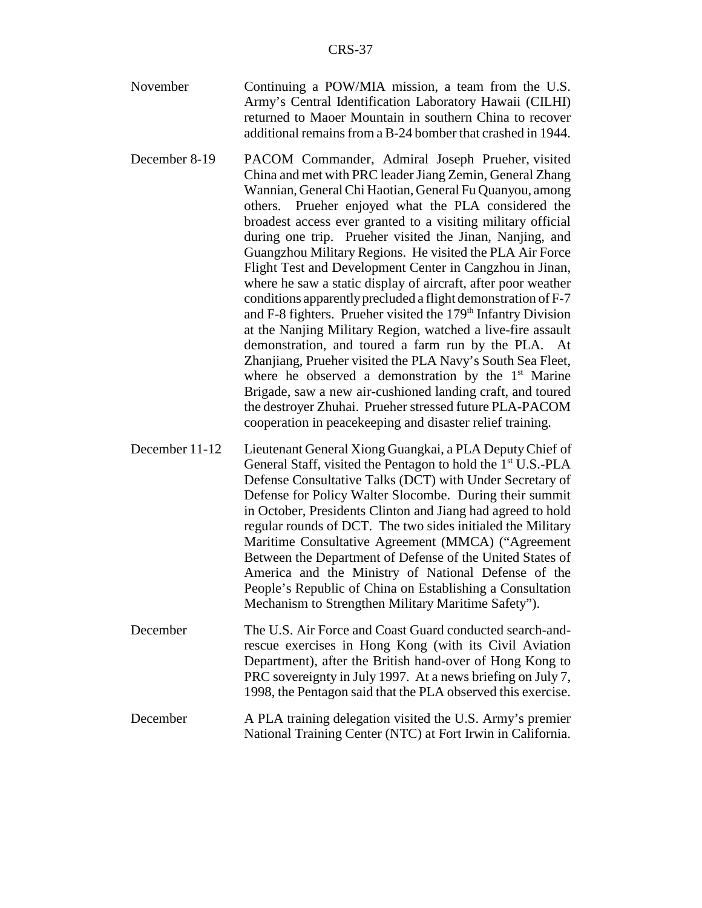| | |
|---|---|
| November | Continuing a POW/MIA mission, a team from the U.S. Army's Central Identification Laboratory Hawaii (CILHI) returned to Maoer Mountain in southern China to recover additional remains from a B-24 bomber that crashed in 1944. |
| December 8-19 | PACOM Commander, Admiral Joseph Prueher, visited China and met with PRC leader Jiang Zemin, General Zhang Wannian, General Chi Haotian, General Fu Quanyou, among others. Prueher enjoyed what the PLA considered the broadest access ever granted to a visiting military official during one trip. Prueher visited the Jinan, Nanjing, and Guangzhou Military Regions. He visited the PLA Air Force Flight Test and Development Center in Cangzhou in Jinan, where he saw a static display of aircraft, after poor weather conditions apparently precluded a flight demonstration of F-7 and F-8 fighters. Prueher visited the 179th Infantry Division at the Nanjing Military Region, watched a live-fire assault demonstration, and toured a farm run by the PLA. At Zhanjiang, Prueher visited the PLA Navy's South Sea Fleet, where he observed a demonstration by the 1st Marine Brigade, saw a new air-cushioned landing craft, and toured the destroyer Zhuhai. Prueher stressed future PLA-PACOM cooperation in peacekeeping and disaster relief training. |
| December 11-12 | Lieutenant General Xiong Guangkai, a PLA Deputy Chief of General Staff, visited the Pentagon to hold the 1st U.S.-PLA Defense Consultative Talks (DCT) with Under Secretary of Defense for Policy Walter Slocombe. During their summit in October, Presidents Clinton and Jiang had agreed to hold regular rounds of DCT. The two sides initialed the Military Maritime Consultative Agreement (MMCA) ("Agreement Between the Department of Defense of the United States of America and the Ministry of National Defense of the People's Republic of China on Establishing a Consultation Mechanism to Strengthen Military Maritime Safety"). |
| December | The U.S. Air Force and Coast Guard conducted search-and-rescue exercises in Hong Kong (with its Civil Aviation Department), after the British hand-over of Hong Kong to PRC sovereignty in July 1997. At a news briefing on July 7, 1998, the Pentagon said that the PLA observed this exercise. |
| December | A PLA training delegation visited the U.S. Army's premier National Training Center (NTC) at Fort Irwin in California. |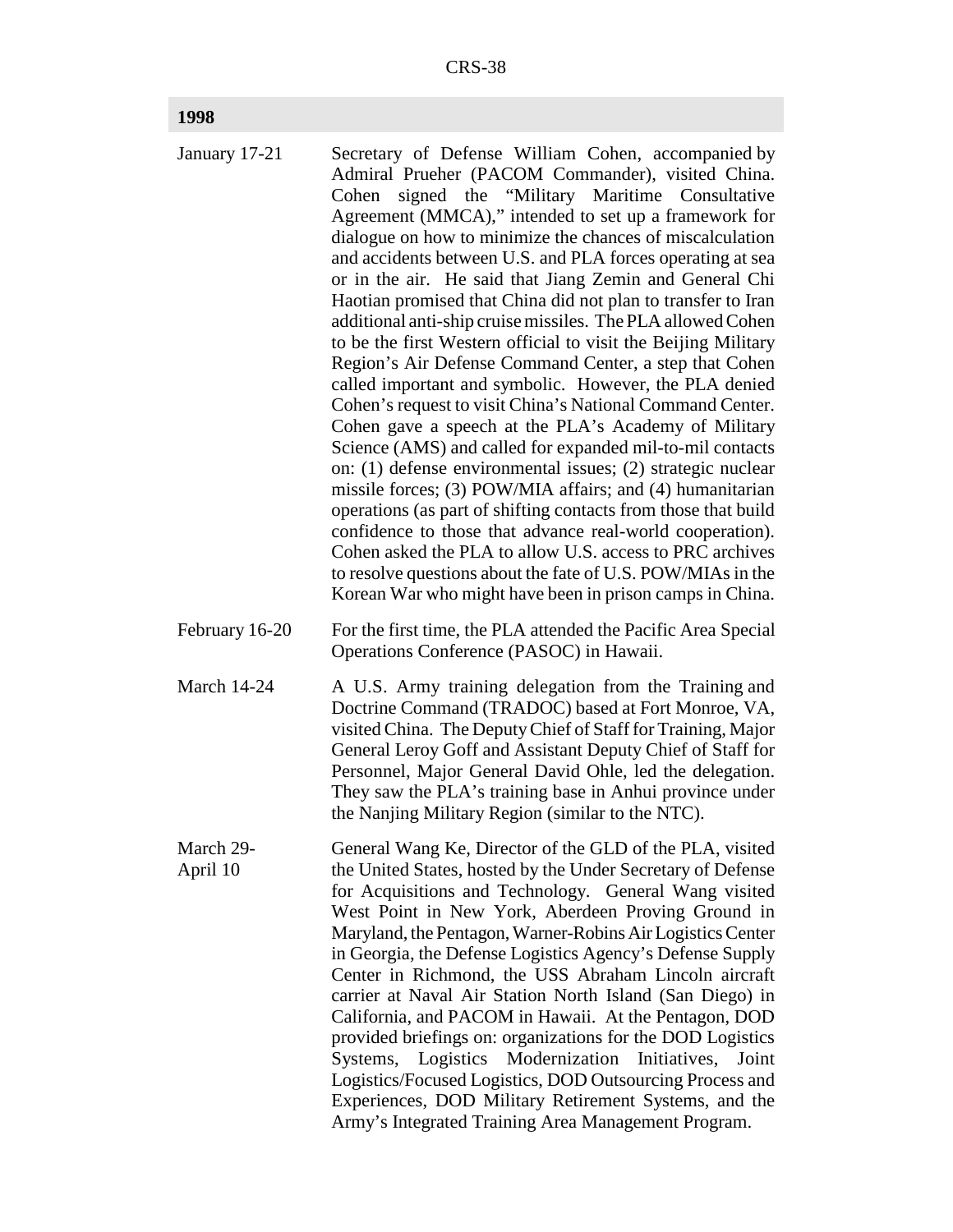## 1998

| | |
|---|---|
| January 17-21 | Secretary of Defense William Cohen, accompanied by Admiral Prueher (PACOM Commander), visited China. Cohen signed the "Military Maritime Consultative Agreement (MMCA)," intended to set up a framework for dialogue on how to minimize the chances of miscalculation and accidents between U.S. and PLA forces operating at sea or in the air. He said that Jiang Zemin and General Chi Haotian promised that China did not plan to transfer to Iran additional anti-ship cruise missiles. The PLA allowed Cohen to be the first Western official to visit the Beijing Military Region's Air Defense Command Center, a step that Cohen called important and symbolic. However, the PLA denied Cohen's request to visit China's National Command Center. Cohen gave a speech at the PLA's Academy of Military Science (AMS) and called for expanded mil-to-mil contacts on: (1) defense environmental issues; (2) strategic nuclear missile forces; (3) POW/MIA affairs; and (4) humanitarian operations (as part of shifting contacts from those that build confidence to those that advance real-world cooperation). Cohen asked the PLA to allow U.S. access to PRC archives to resolve questions about the fate of U.S. POW/MIAs in the Korean War who might have been in prison camps in China. |
| February 16-20 | For the first time, the PLA attended the Pacific Area Special Operations Conference (PASOC) in Hawaii. |
| March 14-24 | A U.S. Army training delegation from the Training and Doctrine Command (TRADOC) based at Fort Monroe, VA, visited China. The Deputy Chief of Staff for Training, Major General Leroy Goff and Assistant Deputy Chief of Staff for Personnel, Major General David Ohle, led the delegation. They saw the PLA's training base in Anhui province under the Nanjing Military Region (similar to the NTC). |
| March 29-April 10 | General Wang Ke, Director of the GLD of the PLA, visited the United States, hosted by the Under Secretary of Defense for Acquisitions and Technology. General Wang visited West Point in New York, Aberdeen Proving Ground in Maryland, the Pentagon, Warner-Robins Air Logistics Center in Georgia, the Defense Logistics Agency's Defense Supply Center in Richmond, the USS Abraham Lincoln aircraft carrier at Naval Air Station North Island (San Diego) in California, and PACOM in Hawaii. At the Pentagon, DOD provided briefings on: organizations for the DOD Logistics Systems, Logistics Modernization Initiatives, Joint Logistics/Focused Logistics, DOD Outsourcing Process and Experiences, DOD Military Retirement Systems, and the Army's Integrated Training Area Management Program. |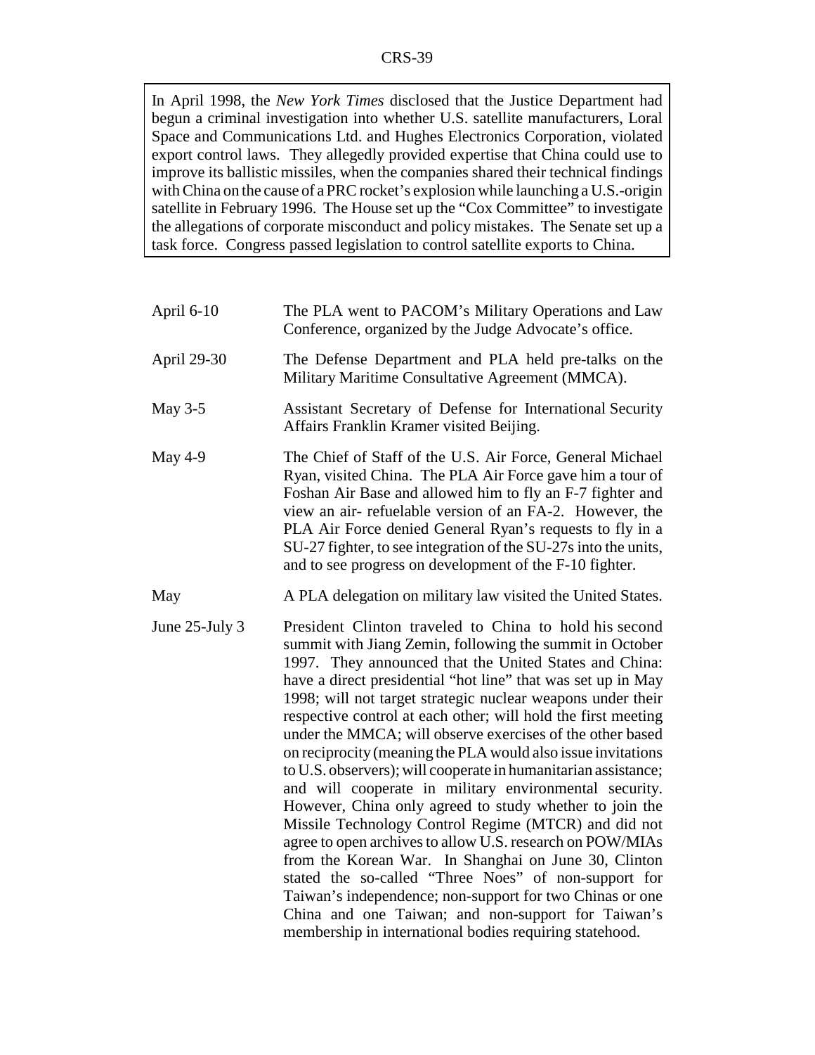In April 1998, the *New York Times* disclosed that the Justice Department had begun a criminal investigation into whether U.S. satellite manufacturers, Loral Space and Communications Ltd. and Hughes Electronics Corporation, violated export control laws. They allegedly provided expertise that China could use to improve its ballistic missiles, when the companies shared their technical findings with China on the cause of a PRC rocket's explosion while launching a U.S.-origin satellite in February 1996. The House set up the "Cox Committee" to investigate the allegations of corporate misconduct and policy mistakes. The Senate set up a task force. Congress passed legislation to control satellite exports to China.

| | |
|---|---|
| April 6-10 | The PLA went to PACOM's Military Operations and Law Conference, organized by the Judge Advocate's office. |
| April 29-30 | The Defense Department and PLA held pre-talks on the Military Maritime Consultative Agreement (MMCA). |
| May 3-5 | Assistant Secretary of Defense for International Security Affairs Franklin Kramer visited Beijing. |
| May 4-9 | The Chief of Staff of the U.S. Air Force, General Michael Ryan, visited China. The PLA Air Force gave him a tour of Foshan Air Base and allowed him to fly an F-7 fighter and view an air- refuelable version of an FA-2. However, the PLA Air Force denied General Ryan's requests to fly in a SU-27 fighter, to see integration of the SU-27s into the units, and to see progress on development of the F-10 fighter. |
| May | A PLA delegation on military law visited the United States. |
| June 25-July 3 | President Clinton traveled to China to hold his second summit with Jiang Zemin, following the summit in October 1997. They announced that the United States and China: have a direct presidential "hot line" that was set up in May 1998; will not target strategic nuclear weapons under their respective control at each other; will hold the first meeting under the MMCA; will observe exercises of the other based on reciprocity (meaning the PLA would also issue invitations to U.S. observers); will cooperate in humanitarian assistance; and will cooperate in military environmental security. However, China only agreed to study whether to join the Missile Technology Control Regime (MTCR) and did not agree to open archives to allow U.S. research on POW/MIAs from the Korean War. In Shanghai on June 30, Clinton stated the so-called "Three Noes" of non-support for Taiwan's independence; non-support for two Chinas or one China and one Taiwan; and non-support for Taiwan's membership in international bodies requiring statehood. |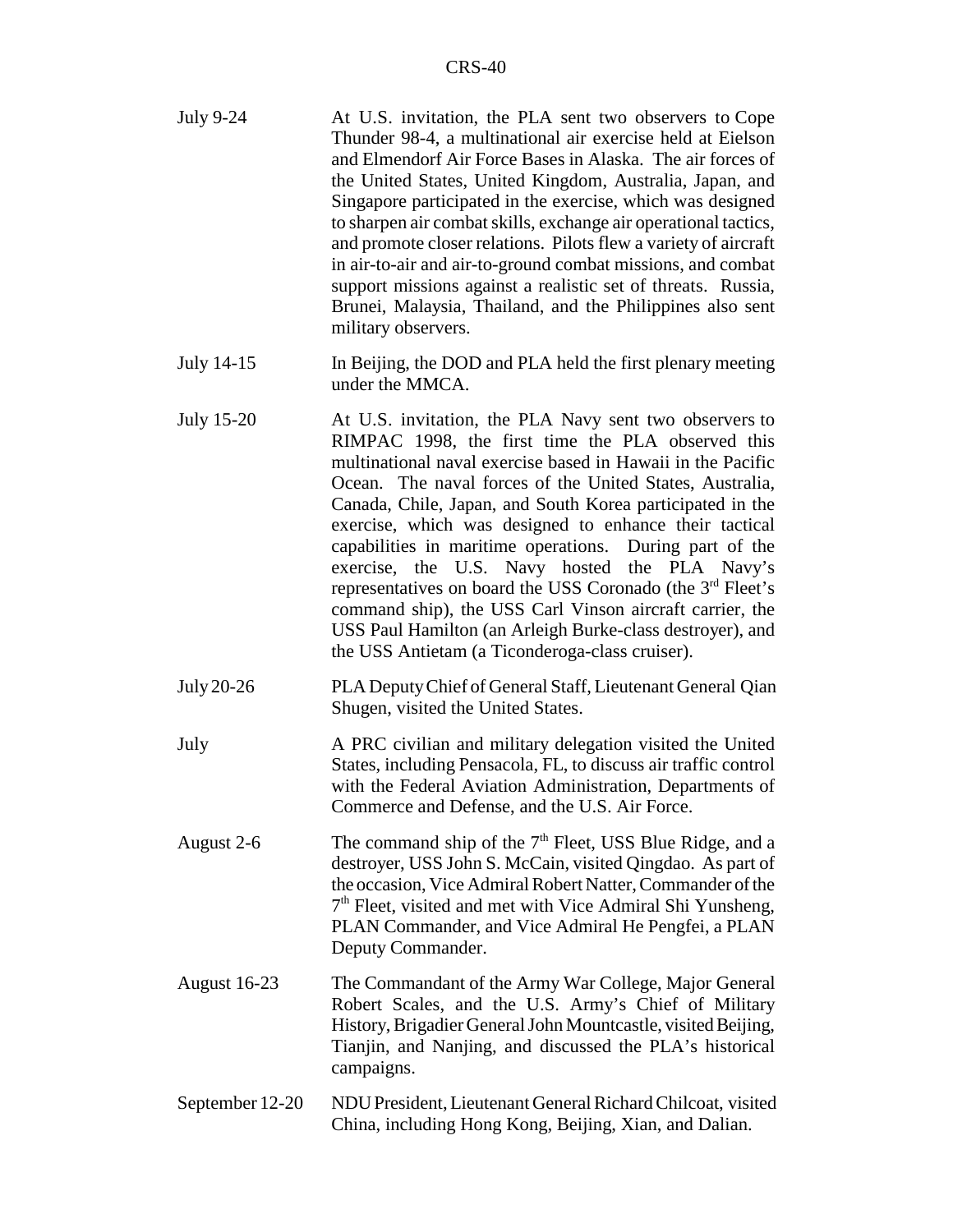| | |
|---|---|
| July 9-24 | At U.S. invitation, the PLA sent two observers to Cope Thunder 98-4, a multinational air exercise held at Eielson and Elmendorf Air Force Bases in Alaska. The air forces of the United States, United Kingdom, Australia, Japan, and Singapore participated in the exercise, which was designed to sharpen air combat skills, exchange air operational tactics, and promote closer relations. Pilots flew a variety of aircraft in air-to-air and air-to-ground combat missions, and combat support missions against a realistic set of threats. Russia, Brunei, Malaysia, Thailand, and the Philippines also sent military observers. |
| July 14-15 | In Beijing, the DOD and PLA held the first plenary meeting under the MMCA. |
| July 15-20 | At U.S. invitation, the PLA Navy sent two observers to RIMPAC 1998, the first time the PLA observed this multinational naval exercise based in Hawaii in the Pacific Ocean. The naval forces of the United States, Australia, Canada, Chile, Japan, and South Korea participated in the exercise, which was designed to enhance their tactical capabilities in maritime operations. During part of the exercise, the U.S. Navy hosted the PLA Navy's representatives on board the USS Coronado (the 3rd Fleet's command ship), the USS Carl Vinson aircraft carrier, the USS Paul Hamilton (an Arleigh Burke-class destroyer), and the USS Antietam (a Ticonderoga-class cruiser). |
| July 20-26 | PLA Deputy Chief of General Staff, Lieutenant General Qian Shugen, visited the United States. |
| July | A PRC civilian and military delegation visited the United States, including Pensacola, FL, to discuss air traffic control with the Federal Aviation Administration, Departments of Commerce and Defense, and the U.S. Air Force. |
| August 2-6 | The command ship of the 7th Fleet, USS Blue Ridge, and a destroyer, USS John S. McCain, visited Qingdao. As part of the occasion, Vice Admiral Robert Natter, Commander of the 7th Fleet, visited and met with Vice Admiral Shi Yunsheng, PLAN Commander, and Vice Admiral He Pengfei, a PLAN Deputy Commander. |
| August 16-23 | The Commandant of the Army War College, Major General Robert Scales, and the U.S. Army's Chief of Military History, Brigadier General John Mountcastle, visited Beijing, Tianjin, and Nanjing, and discussed the PLA's historical campaigns. |
| September 12-20 | NDU President, Lieutenant General Richard Chilcoat, visited China, including Hong Kong, Beijing, Xian, and Dalian. |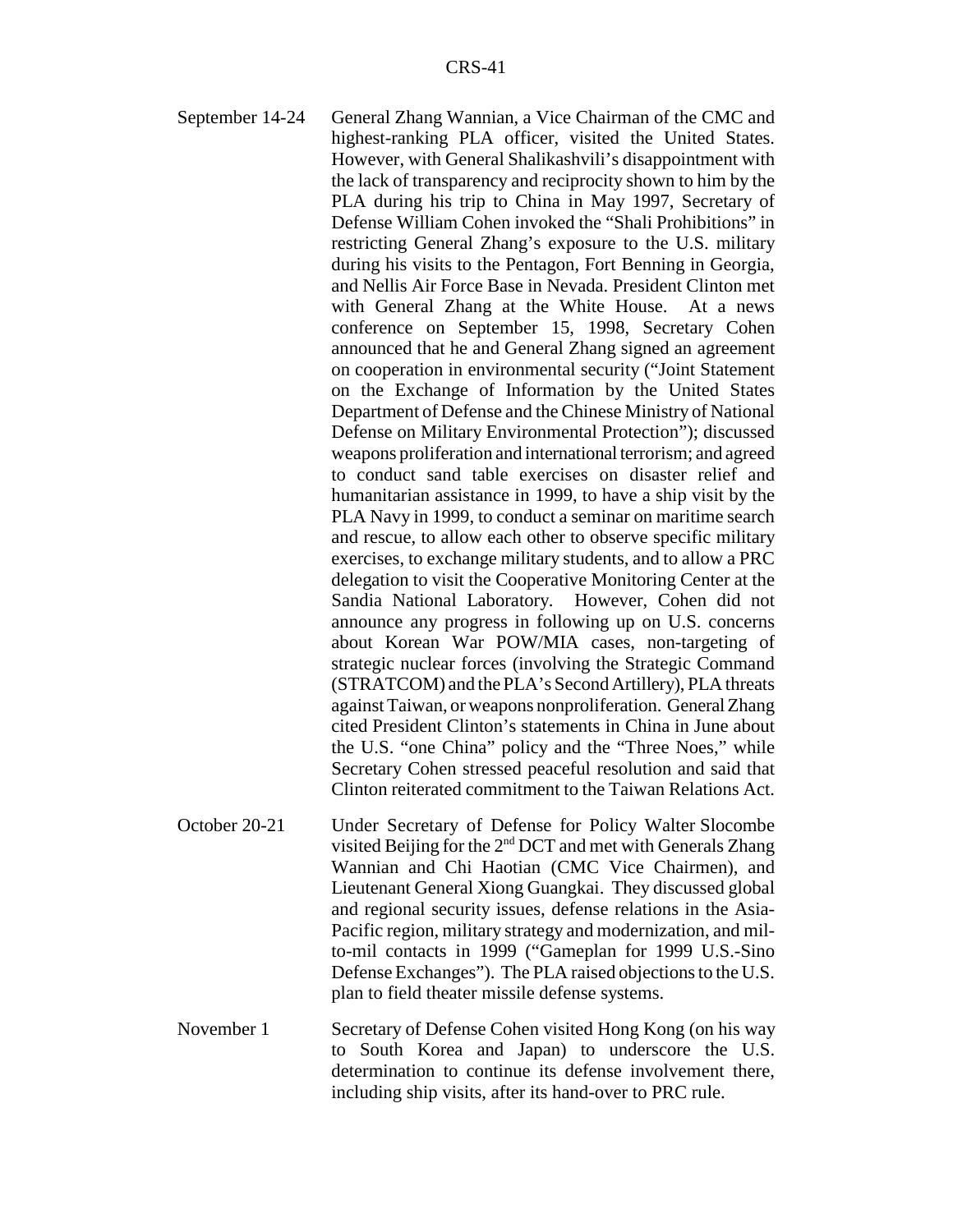September 14-24 — General Zhang Wannian, a Vice Chairman of the CMC and highest-ranking PLA officer, visited the United States. However, with General Shalikashvili's disappointment with the lack of transparency and reciprocity shown to him by the PLA during his trip to China in May 1997, Secretary of Defense William Cohen invoked the "Shali Prohibitions" in restricting General Zhang's exposure to the U.S. military during his visits to the Pentagon, Fort Benning in Georgia, and Nellis Air Force Base in Nevada. President Clinton met with General Zhang at the White House. At a news conference on September 15, 1998, Secretary Cohen announced that he and General Zhang signed an agreement on cooperation in environmental security ("Joint Statement on the Exchange of Information by the United States Department of Defense and the Chinese Ministry of National Defense on Military Environmental Protection"); discussed weapons proliferation and international terrorism; and agreed to conduct sand table exercises on disaster relief and humanitarian assistance in 1999, to have a ship visit by the PLA Navy in 1999, to conduct a seminar on maritime search and rescue, to allow each other to observe specific military exercises, to exchange military students, and to allow a PRC delegation to visit the Cooperative Monitoring Center at the Sandia National Laboratory. However, Cohen did not announce any progress in following up on U.S. concerns about Korean War POW/MIA cases, non-targeting of strategic nuclear forces (involving the Strategic Command (STRATCOM) and the PLA's Second Artillery), PLA threats against Taiwan, or weapons nonproliferation. General Zhang cited President Clinton's statements in China in June about the U.S. "one China" policy and the "Three Noes," while Secretary Cohen stressed peaceful resolution and said that Clinton reiterated commitment to the Taiwan Relations Act.

October 20-21 — Under Secretary of Defense for Policy Walter Slocombe visited Beijing for the 2nd DCT and met with Generals Zhang Wannian and Chi Haotian (CMC Vice Chairmen), and Lieutenant General Xiong Guangkai. They discussed global and regional security issues, defense relations in the Asia-Pacific region, military strategy and modernization, and mil-to-mil contacts in 1999 ("Gameplan for 1999 U.S.-Sino Defense Exchanges"). The PLA raised objections to the U.S. plan to field theater missile defense systems.

November 1 — Secretary of Defense Cohen visited Hong Kong (on his way to South Korea and Japan) to underscore the U.S. determination to continue its defense involvement there, including ship visits, after its hand-over to PRC rule.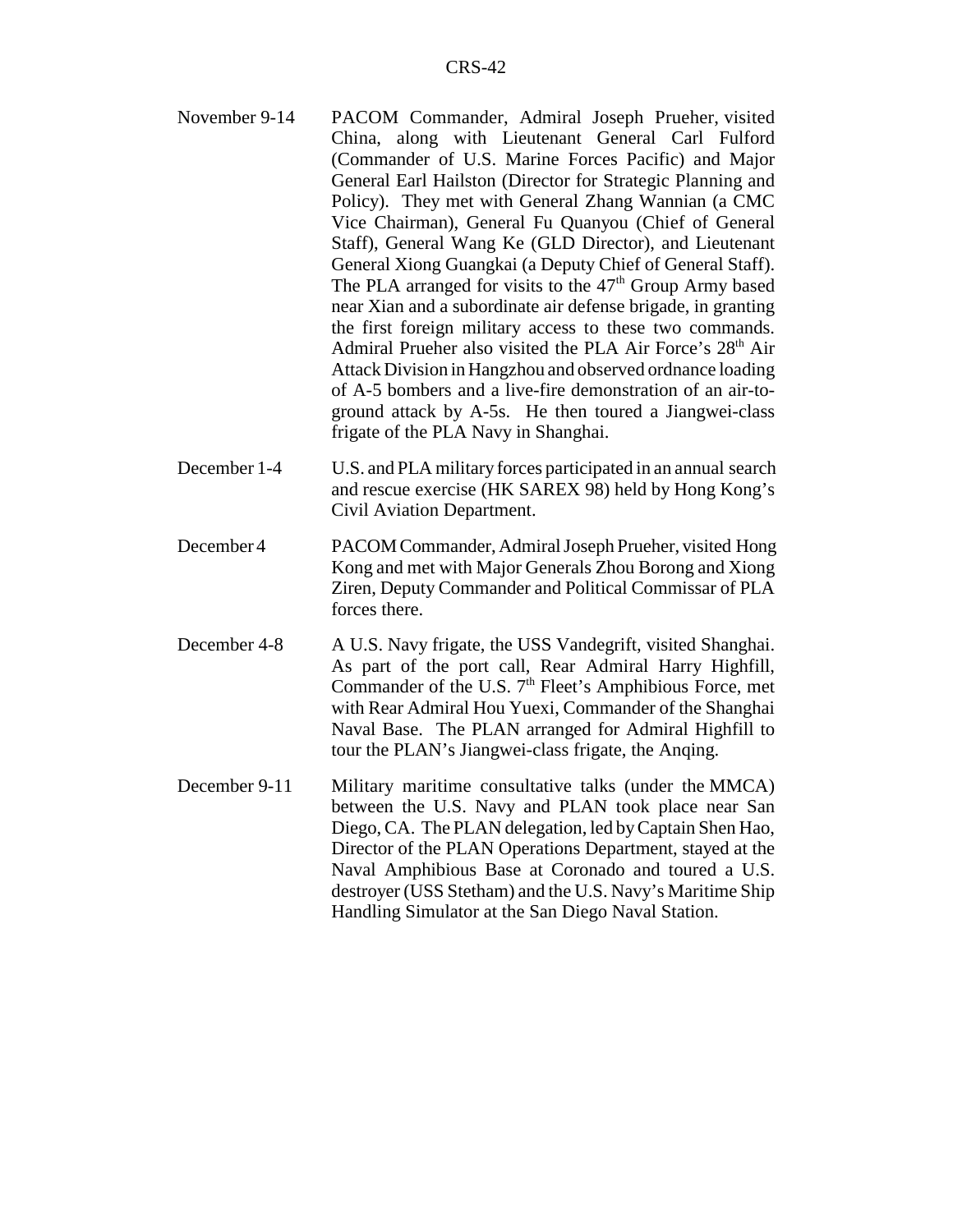| | |
|---|---|
| November 9-14 | PACOM Commander, Admiral Joseph Prueher, visited China, along with Lieutenant General Carl Fulford (Commander of U.S. Marine Forces Pacific) and Major General Earl Hailston (Director for Strategic Planning and Policy). They met with General Zhang Wannian (a CMC Vice Chairman), General Fu Quanyou (Chief of General Staff), General Wang Ke (GLD Director), and Lieutenant General Xiong Guangkai (a Deputy Chief of General Staff). The PLA arranged for visits to the 47th Group Army based near Xian and a subordinate air defense brigade, in granting the first foreign military access to these two commands. Admiral Prueher also visited the PLA Air Force's 28th Air Attack Division in Hangzhou and observed ordnance loading of A-5 bombers and a live-fire demonstration of an air-to-ground attack by A-5s. He then toured a Jiangwei-class frigate of the PLA Navy in Shanghai. |
| December 1-4 | U.S. and PLA military forces participated in an annual search and rescue exercise (HK SAREX 98) held by Hong Kong's Civil Aviation Department. |
| December 4 | PACOM Commander, Admiral Joseph Prueher, visited Hong Kong and met with Major Generals Zhou Borong and Xiong Ziren, Deputy Commander and Political Commissar of PLA forces there. |
| December 4-8 | A U.S. Navy frigate, the USS Vandegrift, visited Shanghai. As part of the port call, Rear Admiral Harry Highfill, Commander of the U.S. 7th Fleet's Amphibious Force, met with Rear Admiral Hou Yuexi, Commander of the Shanghai Naval Base. The PLAN arranged for Admiral Highfill to tour the PLAN's Jiangwei-class frigate, the Anqing. |
| December 9-11 | Military maritime consultative talks (under the MMCA) between the U.S. Navy and PLAN took place near San Diego, CA. The PLAN delegation, led by Captain Shen Hao, Director of the PLAN Operations Department, stayed at the Naval Amphibious Base at Coronado and toured a U.S. destroyer (USS Stetham) and the U.S. Navy's Maritime Ship Handling Simulator at the San Diego Naval Station. |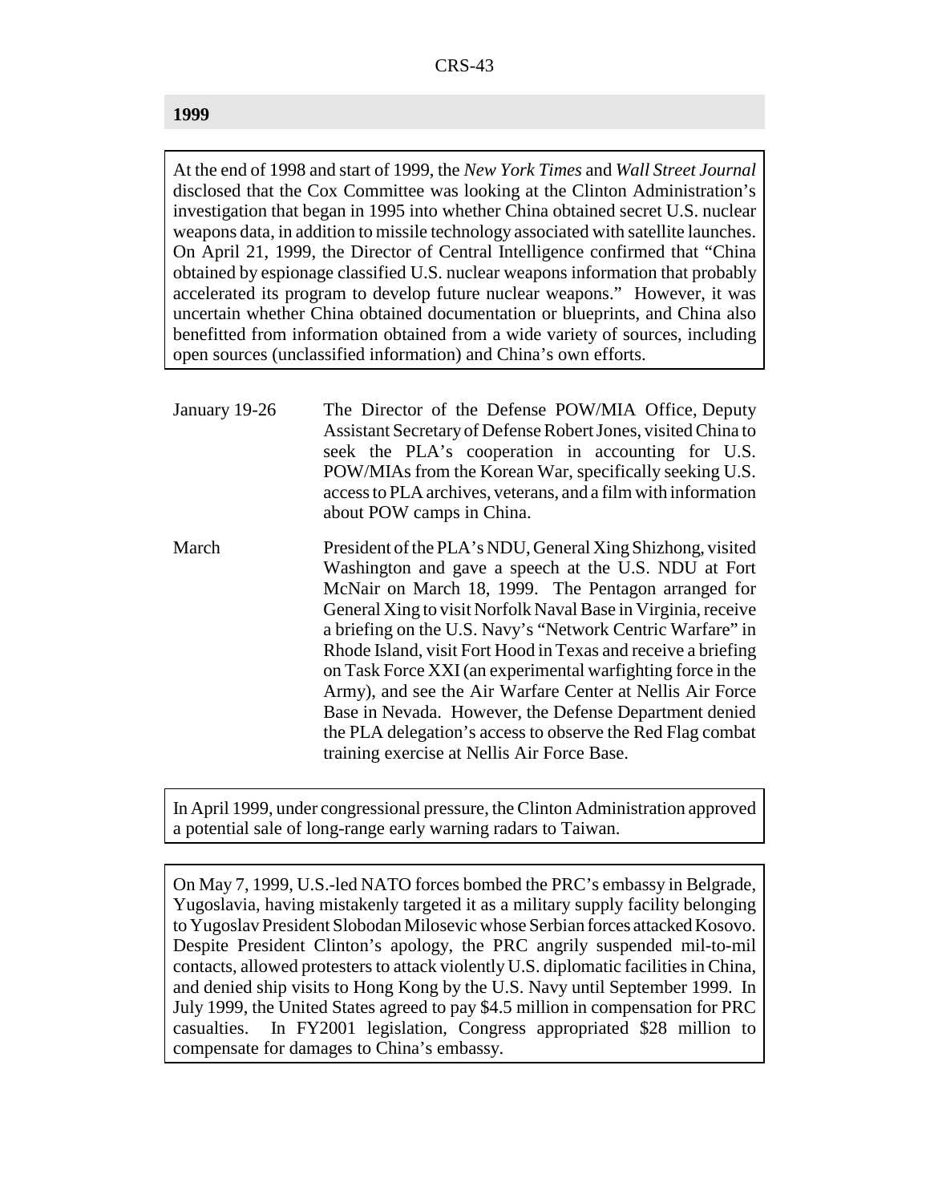## 1999

At the end of 1998 and start of 1999, the *New York Times* and *Wall Street Journal* disclosed that the Cox Committee was looking at the Clinton Administration's investigation that began in 1995 into whether China obtained secret U.S. nuclear weapons data, in addition to missile technology associated with satellite launches. On April 21, 1999, the Director of Central Intelligence confirmed that "China obtained by espionage classified U.S. nuclear weapons information that probably accelerated its program to develop future nuclear weapons." However, it was uncertain whether China obtained documentation or blueprints, and China also benefitted from information obtained from a wide variety of sources, including open sources (unclassified information) and China's own efforts.

January 19-26 — The Director of the Defense POW/MIA Office, Deputy Assistant Secretary of Defense Robert Jones, visited China to seek the PLA's cooperation in accounting for U.S. POW/MIAs from the Korean War, specifically seeking U.S. access to PLA archives, veterans, and a film with information about POW camps in China.

March — President of the PLA's NDU, General Xing Shizhong, visited Washington and gave a speech at the U.S. NDU at Fort McNair on March 18, 1999. The Pentagon arranged for General Xing to visit Norfolk Naval Base in Virginia, receive a briefing on the U.S. Navy's "Network Centric Warfare" in Rhode Island, visit Fort Hood in Texas and receive a briefing on Task Force XXI (an experimental warfighting force in the Army), and see the Air Warfare Center at Nellis Air Force Base in Nevada. However, the Defense Department denied the PLA delegation's access to observe the Red Flag combat training exercise at Nellis Air Force Base.

In April 1999, under congressional pressure, the Clinton Administration approved a potential sale of long-range early warning radars to Taiwan.

On May 7, 1999, U.S.-led NATO forces bombed the PRC's embassy in Belgrade, Yugoslavia, having mistakenly targeted it as a military supply facility belonging to Yugoslav President Slobodan Milosevic whose Serbian forces attacked Kosovo. Despite President Clinton's apology, the PRC angrily suspended mil-to-mil contacts, allowed protesters to attack violently U.S. diplomatic facilities in China, and denied ship visits to Hong Kong by the U.S. Navy until September 1999. In July 1999, the United States agreed to pay $4.5 million in compensation for PRC casualties. In FY2001 legislation, Congress appropriated $28 million to compensate for damages to China's embassy.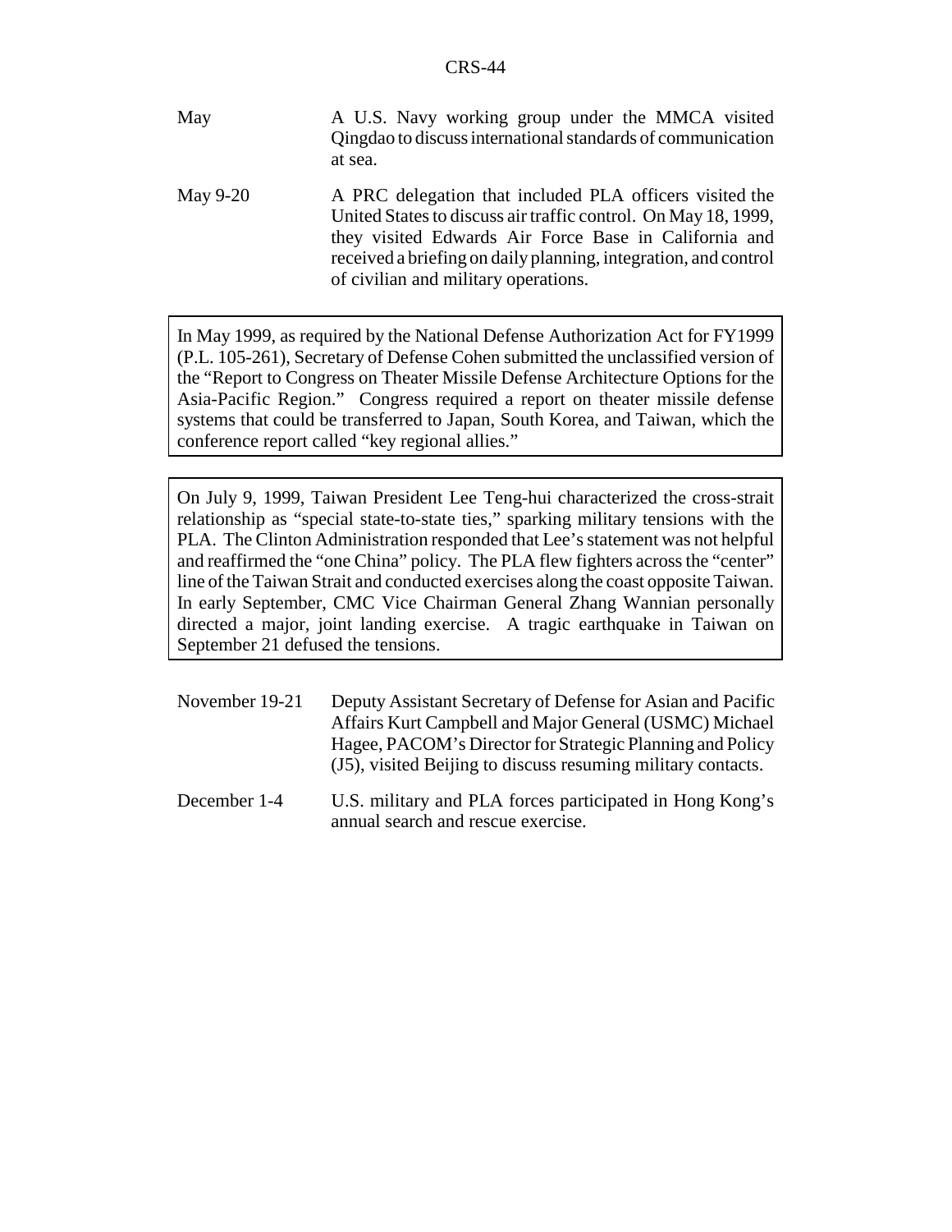May — A U.S. Navy working group under the MMCA visited Qingdao to discuss international standards of communication at sea.

May 9-20 — A PRC delegation that included PLA officers visited the United States to discuss air traffic control. On May 18, 1999, they visited Edwards Air Force Base in California and received a briefing on daily planning, integration, and control of civilian and military operations.

> In May 1999, as required by the National Defense Authorization Act for FY1999 (P.L. 105-261), Secretary of Defense Cohen submitted the unclassified version of the "Report to Congress on Theater Missile Defense Architecture Options for the Asia-Pacific Region." Congress required a report on theater missile defense systems that could be transferred to Japan, South Korea, and Taiwan, which the conference report called "key regional allies."

> On July 9, 1999, Taiwan President Lee Teng-hui characterized the cross-strait relationship as "special state-to-state ties," sparking military tensions with the PLA. The Clinton Administration responded that Lee's statement was not helpful and reaffirmed the "one China" policy. The PLA flew fighters across the "center" line of the Taiwan Strait and conducted exercises along the coast opposite Taiwan. In early September, CMC Vice Chairman General Zhang Wannian personally directed a major, joint landing exercise. A tragic earthquake in Taiwan on September 21 defused the tensions.

November 19-21 — Deputy Assistant Secretary of Defense for Asian and Pacific Affairs Kurt Campbell and Major General (USMC) Michael Hagee, PACOM's Director for Strategic Planning and Policy (J5), visited Beijing to discuss resuming military contacts.

December 1-4 — U.S. military and PLA forces participated in Hong Kong's annual search and rescue exercise.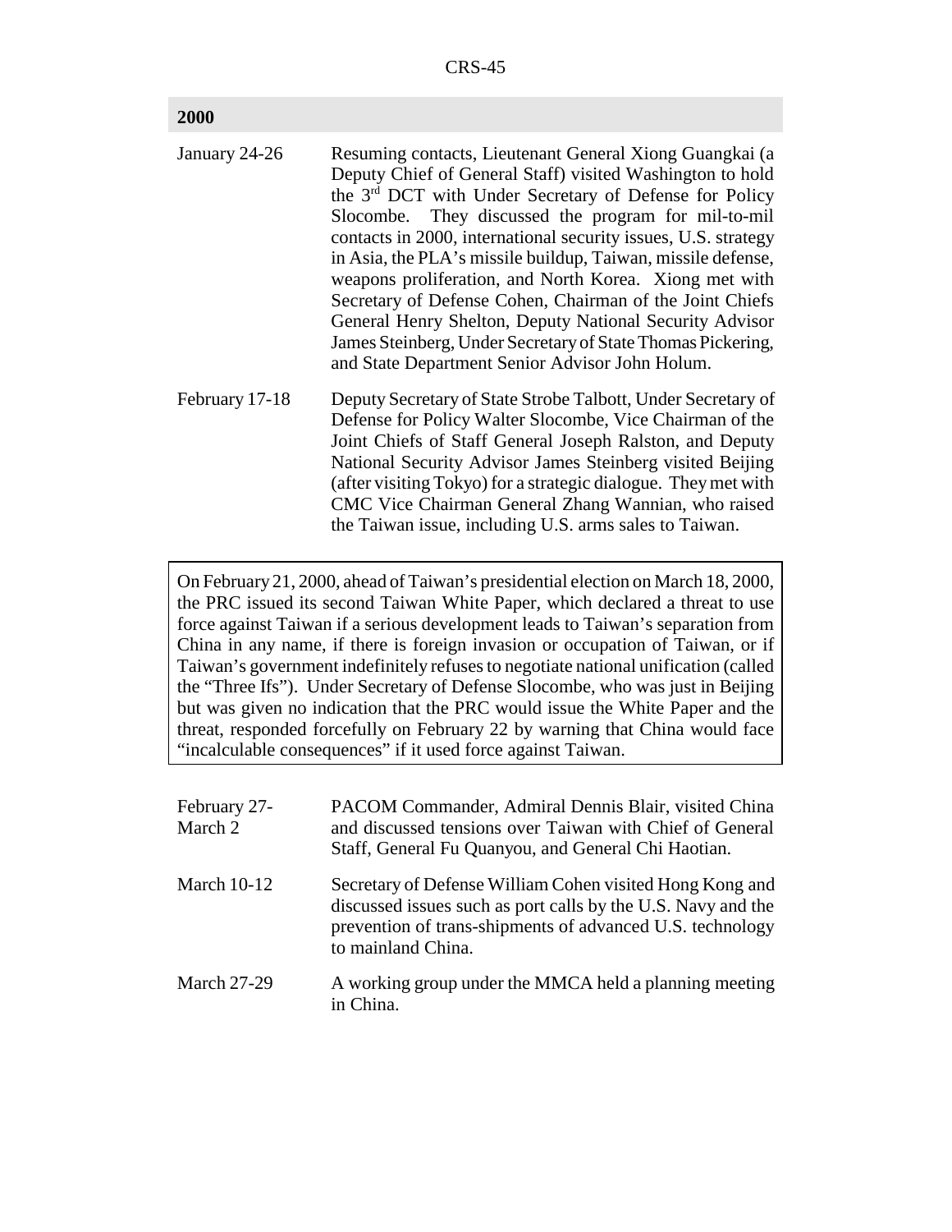**2000**

| | |
|---|---|
| January 24-26 | Resuming contacts, Lieutenant General Xiong Guangkai (a Deputy Chief of General Staff) visited Washington to hold the 3rd DCT with Under Secretary of Defense for Policy Slocombe. They discussed the program for mil-to-mil contacts in 2000, international security issues, U.S. strategy in Asia, the PLA's missile buildup, Taiwan, missile defense, weapons proliferation, and North Korea. Xiong met with Secretary of Defense Cohen, Chairman of the Joint Chiefs General Henry Shelton, Deputy National Security Advisor James Steinberg, Under Secretary of State Thomas Pickering, and State Department Senior Advisor John Holum. |
| February 17-18 | Deputy Secretary of State Strobe Talbott, Under Secretary of Defense for Policy Walter Slocombe, Vice Chairman of the Joint Chiefs of Staff General Joseph Ralston, and Deputy National Security Advisor James Steinberg visited Beijing (after visiting Tokyo) for a strategic dialogue. They met with CMC Vice Chairman General Zhang Wannian, who raised the Taiwan issue, including U.S. arms sales to Taiwan. |

On February 21, 2000, ahead of Taiwan's presidential election on March 18, 2000, the PRC issued its second Taiwan White Paper, which declared a threat to use force against Taiwan if a serious development leads to Taiwan's separation from China in any name, if there is foreign invasion or occupation of Taiwan, or if Taiwan's government indefinitely refuses to negotiate national unification (called the "Three Ifs"). Under Secretary of Defense Slocombe, who was just in Beijing but was given no indication that the PRC would issue the White Paper and the threat, responded forcefully on February 22 by warning that China would face "incalculable consequences" if it used force against Taiwan.

| | |
|---|---|
| February 27-March 2 | PACOM Commander, Admiral Dennis Blair, visited China and discussed tensions over Taiwan with Chief of General Staff, General Fu Quanyou, and General Chi Haotian. |
| March 10-12 | Secretary of Defense William Cohen visited Hong Kong and discussed issues such as port calls by the U.S. Navy and the prevention of trans-shipments of advanced U.S. technology to mainland China. |
| March 27-29 | A working group under the MMCA held a planning meeting in China. |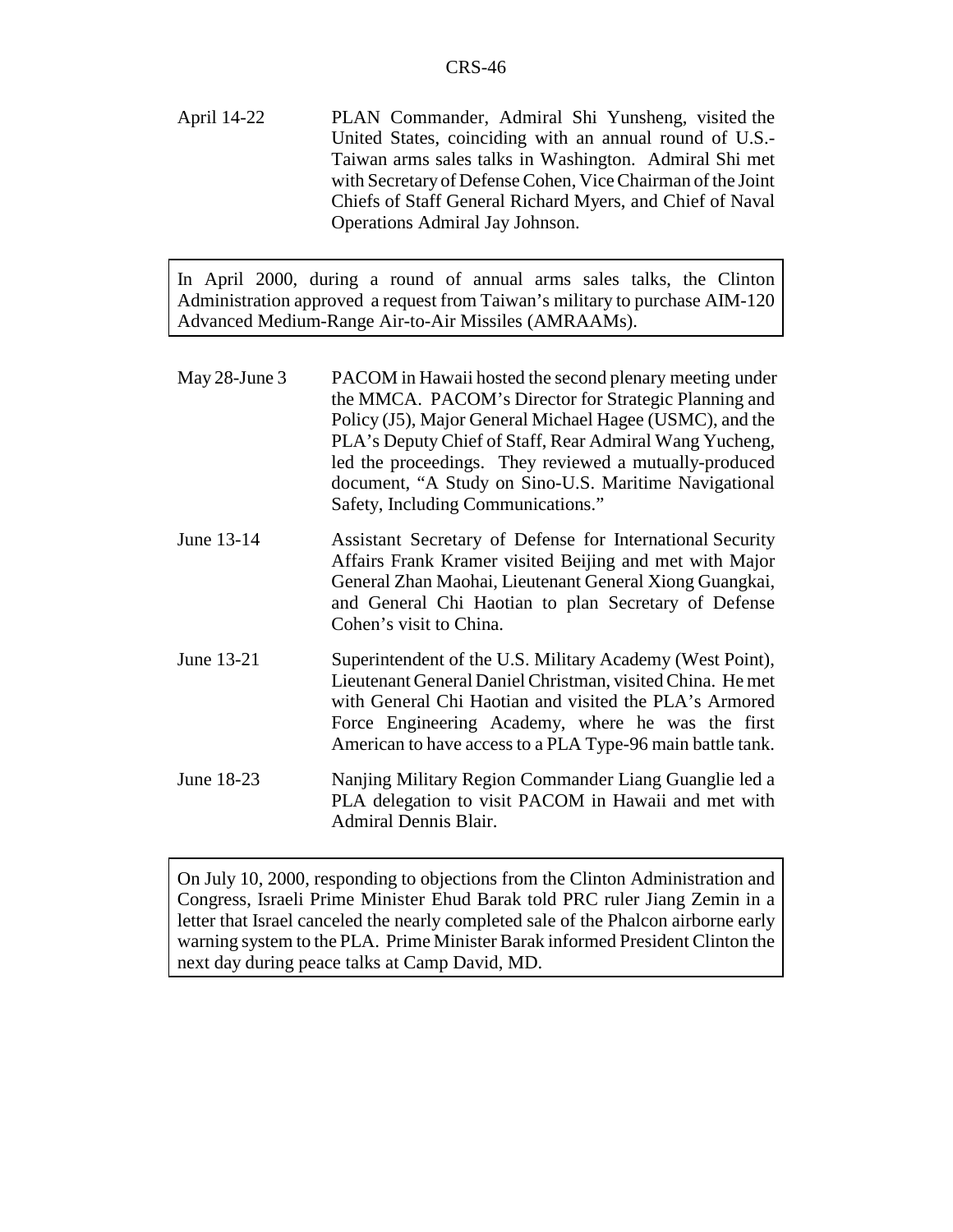April 14-22 PLAN Commander, Admiral Shi Yunsheng, visited the United States, coinciding with an annual round of U.S.-Taiwan arms sales talks in Washington. Admiral Shi met with Secretary of Defense Cohen, Vice Chairman of the Joint Chiefs of Staff General Richard Myers, and Chief of Naval Operations Admiral Jay Johnson.

> In April 2000, during a round of annual arms sales talks, the Clinton Administration approved a request from Taiwan's military to purchase AIM-120 Advanced Medium-Range Air-to-Air Missiles (AMRAAMs).

May 28-June 3 PACOM in Hawaii hosted the second plenary meeting under the MMCA. PACOM's Director for Strategic Planning and Policy (J5), Major General Michael Hagee (USMC), and the PLA's Deputy Chief of Staff, Rear Admiral Wang Yucheng, led the proceedings. They reviewed a mutually-produced document, "A Study on Sino-U.S. Maritime Navigational Safety, Including Communications."

June 13-14 Assistant Secretary of Defense for International Security Affairs Frank Kramer visited Beijing and met with Major General Zhan Maohai, Lieutenant General Xiong Guangkai, and General Chi Haotian to plan Secretary of Defense Cohen's visit to China.

June 13-21 Superintendent of the U.S. Military Academy (West Point), Lieutenant General Daniel Christman, visited China. He met with General Chi Haotian and visited the PLA's Armored Force Engineering Academy, where he was the first American to have access to a PLA Type-96 main battle tank.

June 18-23 Nanjing Military Region Commander Liang Guanglie led a PLA delegation to visit PACOM in Hawaii and met with Admiral Dennis Blair.

> On July 10, 2000, responding to objections from the Clinton Administration and Congress, Israeli Prime Minister Ehud Barak told PRC ruler Jiang Zemin in a letter that Israel canceled the nearly completed sale of the Phalcon airborne early warning system to the PLA. Prime Minister Barak informed President Clinton the next day during peace talks at Camp David, MD.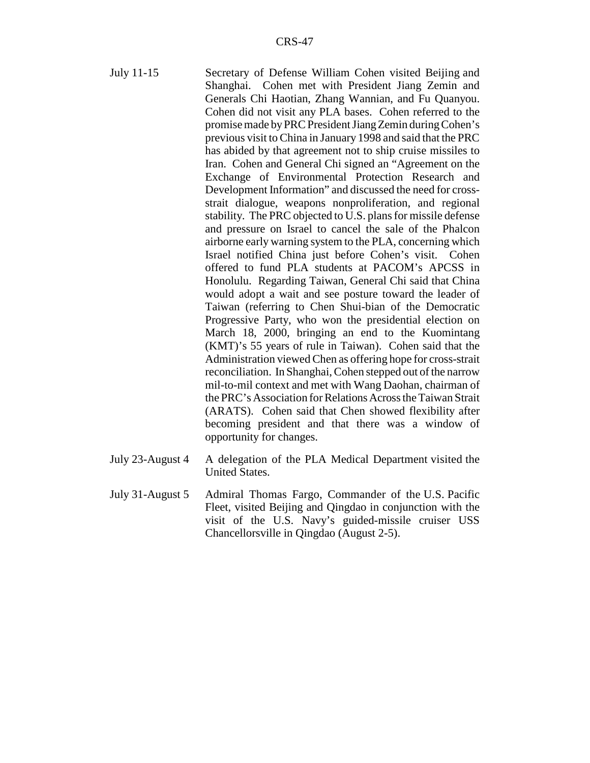July 11-15 Secretary of Defense William Cohen visited Beijing and Shanghai. Cohen met with President Jiang Zemin and Generals Chi Haotian, Zhang Wannian, and Fu Quanyou. Cohen did not visit any PLA bases. Cohen referred to the promise made by PRC President Jiang Zemin during Cohen's previous visit to China in January 1998 and said that the PRC has abided by that agreement not to ship cruise missiles to Iran. Cohen and General Chi signed an "Agreement on the Exchange of Environmental Protection Research and Development Information" and discussed the need for cross-strait dialogue, weapons nonproliferation, and regional stability. The PRC objected to U.S. plans for missile defense and pressure on Israel to cancel the sale of the Phalcon airborne early warning system to the PLA, concerning which Israel notified China just before Cohen's visit. Cohen offered to fund PLA students at PACOM's APCSS in Honolulu. Regarding Taiwan, General Chi said that China would adopt a wait and see posture toward the leader of Taiwan (referring to Chen Shui-bian of the Democratic Progressive Party, who won the presidential election on March 18, 2000, bringing an end to the Kuomintang (KMT)'s 55 years of rule in Taiwan). Cohen said that the Administration viewed Chen as offering hope for cross-strait reconciliation. In Shanghai, Cohen stepped out of the narrow mil-to-mil context and met with Wang Daohan, chairman of the PRC's Association for Relations Across the Taiwan Strait (ARATS). Cohen said that Chen showed flexibility after becoming president and that there was a window of opportunity for changes.

July 23-August 4 A delegation of the PLA Medical Department visited the United States.

July 31-August 5 Admiral Thomas Fargo, Commander of the U.S. Pacific Fleet, visited Beijing and Qingdao in conjunction with the visit of the U.S. Navy's guided-missile cruiser USS Chancellorsville in Qingdao (August 2-5).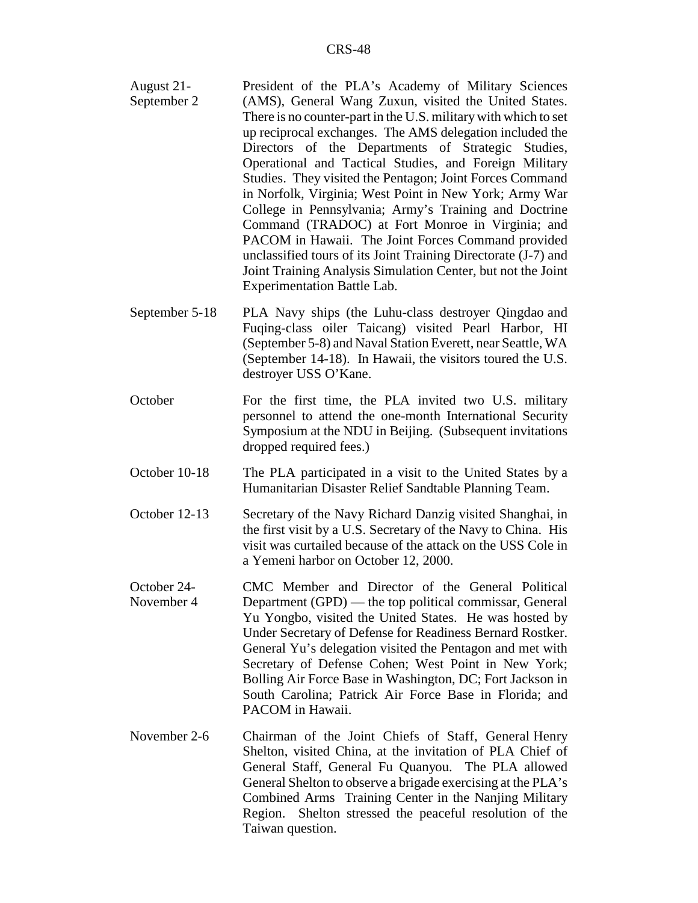| | |
|---|---|
| August 21-September 2 | President of the PLA's Academy of Military Sciences (AMS), General Wang Zuxun, visited the United States. There is no counter-part in the U.S. military with which to set up reciprocal exchanges. The AMS delegation included the Directors of the Departments of Strategic Studies, Operational and Tactical Studies, and Foreign Military Studies. They visited the Pentagon; Joint Forces Command in Norfolk, Virginia; West Point in New York; Army War College in Pennsylvania; Army's Training and Doctrine Command (TRADOC) at Fort Monroe in Virginia; and PACOM in Hawaii. The Joint Forces Command provided unclassified tours of its Joint Training Directorate (J-7) and Joint Training Analysis Simulation Center, but not the Joint Experimentation Battle Lab. |
| September 5-18 | PLA Navy ships (the Luhu-class destroyer Qingdao and Fuqing-class oiler Taicang) visited Pearl Harbor, HI (September 5-8) and Naval Station Everett, near Seattle, WA (September 14-18). In Hawaii, the visitors toured the U.S. destroyer USS O'Kane. |
| October | For the first time, the PLA invited two U.S. military personnel to attend the one-month International Security Symposium at the NDU in Beijing. (Subsequent invitations dropped required fees.) |
| October 10-18 | The PLA participated in a visit to the United States by a Humanitarian Disaster Relief Sandtable Planning Team. |
| October 12-13 | Secretary of the Navy Richard Danzig visited Shanghai, in the first visit by a U.S. Secretary of the Navy to China. His visit was curtailed because of the attack on the USS Cole in a Yemeni harbor on October 12, 2000. |
| October 24-November 4 | CMC Member and Director of the General Political Department (GPD) — the top political commissar, General Yu Yongbo, visited the United States. He was hosted by Under Secretary of Defense for Readiness Bernard Rostker. General Yu's delegation visited the Pentagon and met with Secretary of Defense Cohen; West Point in New York; Bolling Air Force Base in Washington, DC; Fort Jackson in South Carolina; Patrick Air Force Base in Florida; and PACOM in Hawaii. |
| November 2-6 | Chairman of the Joint Chiefs of Staff, General Henry Shelton, visited China, at the invitation of PLA Chief of General Staff, General Fu Quanyou. The PLA allowed General Shelton to observe a brigade exercising at the PLA's Combined Arms Training Center in the Nanjing Military Region. Shelton stressed the peaceful resolution of the Taiwan question. |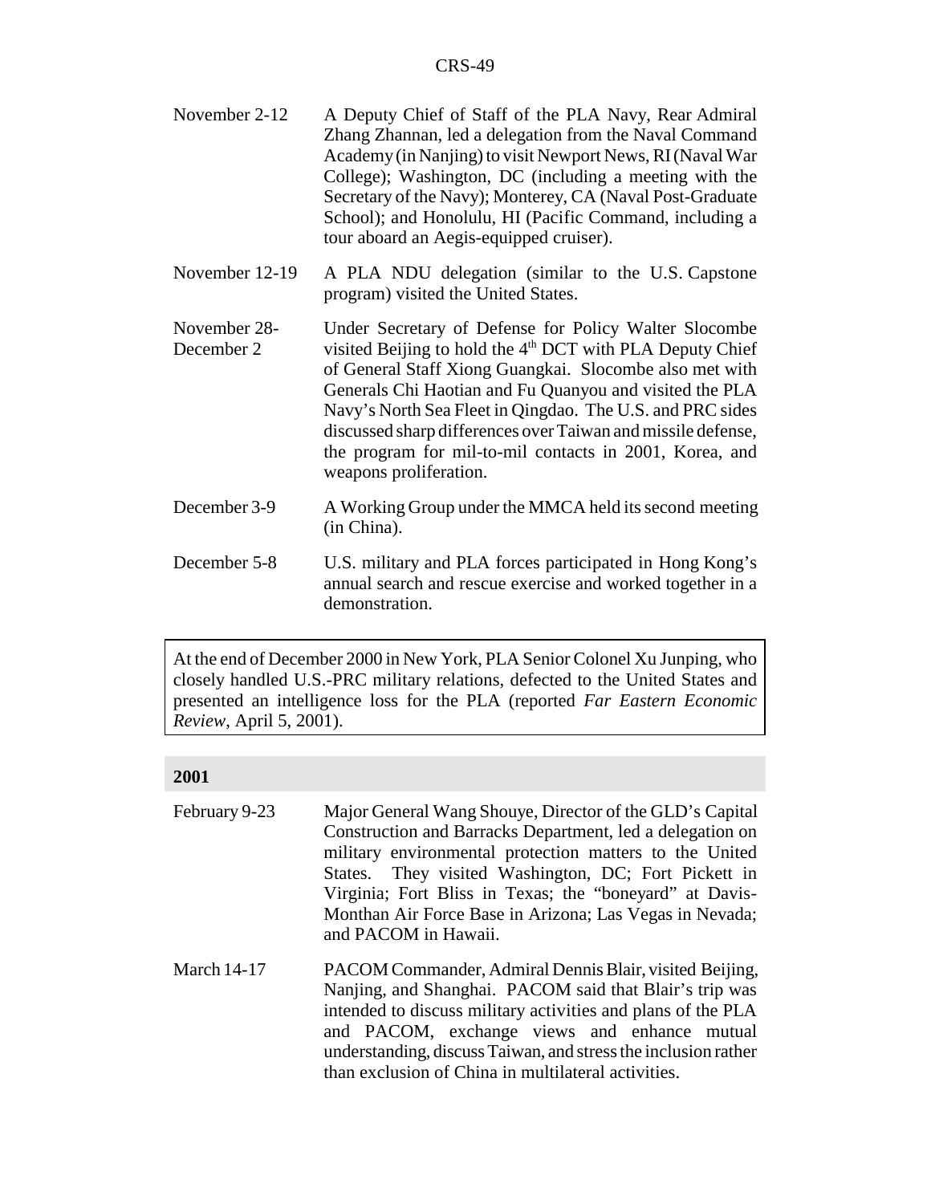November 2-12 A Deputy Chief of Staff of the PLA Navy, Rear Admiral Zhang Zhannan, led a delegation from the Naval Command Academy (in Nanjing) to visit Newport News, RI (Naval War College); Washington, DC (including a meeting with the Secretary of the Navy); Monterey, CA (Naval Post-Graduate School); and Honolulu, HI (Pacific Command, including a tour aboard an Aegis-equipped cruiser).

November 12-19 A PLA NDU delegation (similar to the U.S. Capstone program) visited the United States.

November 28-December 2 Under Secretary of Defense for Policy Walter Slocombe visited Beijing to hold the 4th DCT with PLA Deputy Chief of General Staff Xiong Guangkai. Slocombe also met with Generals Chi Haotian and Fu Quanyou and visited the PLA Navy's North Sea Fleet in Qingdao. The U.S. and PRC sides discussed sharp differences over Taiwan and missile defense, the program for mil-to-mil contacts in 2001, Korea, and weapons proliferation.

December 3-9 A Working Group under the MMCA held its second meeting (in China).

December 5-8 U.S. military and PLA forces participated in Hong Kong's annual search and rescue exercise and worked together in a demonstration.

At the end of December 2000 in New York, PLA Senior Colonel Xu Junping, who closely handled U.S.-PRC military relations, defected to the United States and presented an intelligence loss for the PLA (reported *Far Eastern Economic Review*, April 5, 2001).

**2001**

February 9-23 Major General Wang Shouye, Director of the GLD's Capital Construction and Barracks Department, led a delegation on military environmental protection matters to the United States. They visited Washington, DC; Fort Pickett in Virginia; Fort Bliss in Texas; the "boneyard" at Davis-Monthan Air Force Base in Arizona; Las Vegas in Nevada; and PACOM in Hawaii.

March 14-17 PACOM Commander, Admiral Dennis Blair, visited Beijing, Nanjing, and Shanghai. PACOM said that Blair's trip was intended to discuss military activities and plans of the PLA and PACOM, exchange views and enhance mutual understanding, discuss Taiwan, and stress the inclusion rather than exclusion of China in multilateral activities.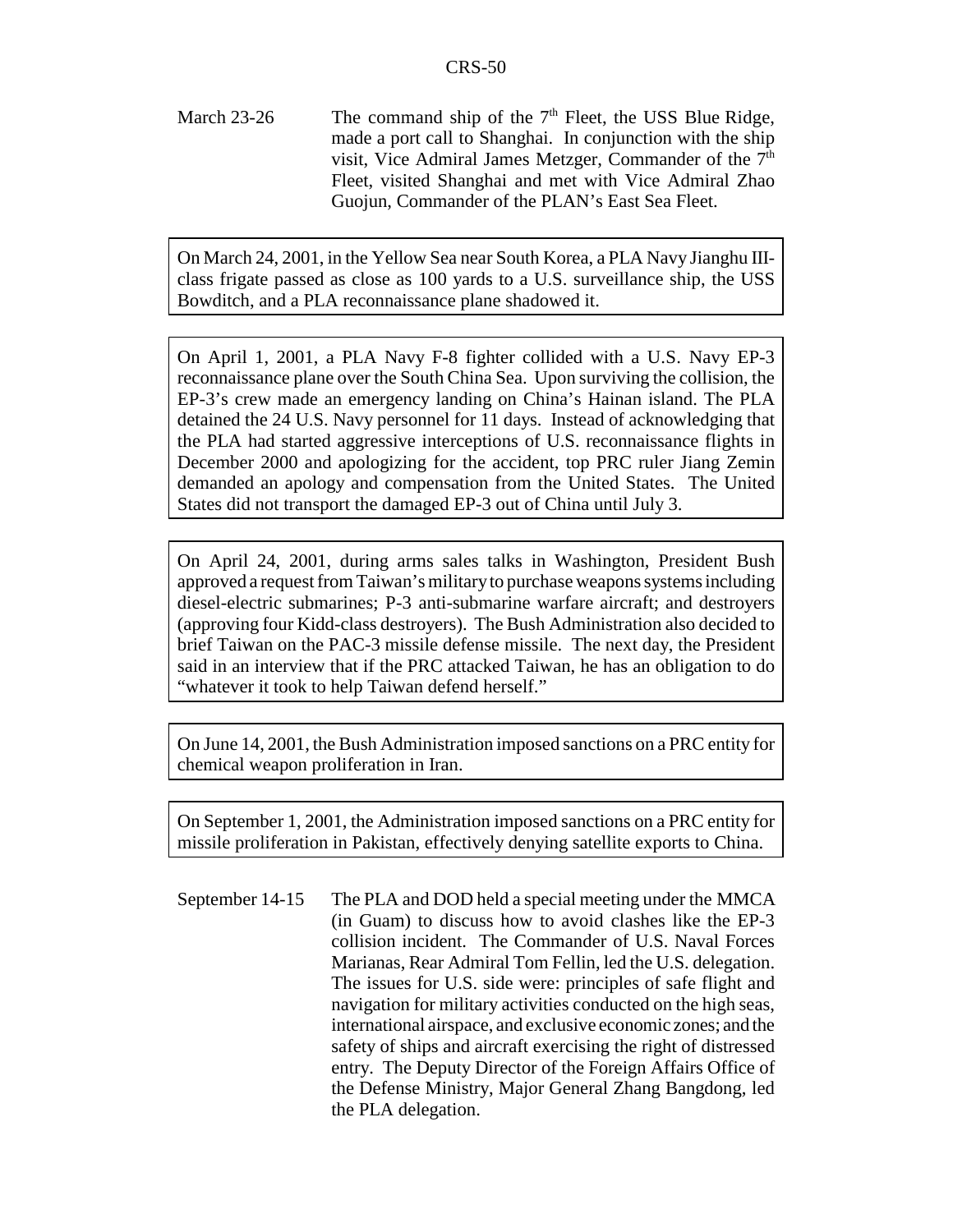March 23-26 The command ship of the 7th Fleet, the USS Blue Ridge, made a port call to Shanghai. In conjunction with the ship visit, Vice Admiral James Metzger, Commander of the 7th Fleet, visited Shanghai and met with Vice Admiral Zhao Guojun, Commander of the PLAN's East Sea Fleet.

On March 24, 2001, in the Yellow Sea near South Korea, a PLA Navy Jianghu III-class frigate passed as close as 100 yards to a U.S. surveillance ship, the USS Bowditch, and a PLA reconnaissance plane shadowed it.

On April 1, 2001, a PLA Navy F-8 fighter collided with a U.S. Navy EP-3 reconnaissance plane over the South China Sea. Upon surviving the collision, the EP-3's crew made an emergency landing on China's Hainan island. The PLA detained the 24 U.S. Navy personnel for 11 days. Instead of acknowledging that the PLA had started aggressive interceptions of U.S. reconnaissance flights in December 2000 and apologizing for the accident, top PRC ruler Jiang Zemin demanded an apology and compensation from the United States. The United States did not transport the damaged EP-3 out of China until July 3.

On April 24, 2001, during arms sales talks in Washington, President Bush approved a request from Taiwan's military to purchase weapons systems including diesel-electric submarines; P-3 anti-submarine warfare aircraft; and destroyers (approving four Kidd-class destroyers). The Bush Administration also decided to brief Taiwan on the PAC-3 missile defense missile. The next day, the President said in an interview that if the PRC attacked Taiwan, he has an obligation to do "whatever it took to help Taiwan defend herself."

On June 14, 2001, the Bush Administration imposed sanctions on a PRC entity for chemical weapon proliferation in Iran.

On September 1, 2001, the Administration imposed sanctions on a PRC entity for missile proliferation in Pakistan, effectively denying satellite exports to China.

September 14-15 The PLA and DOD held a special meeting under the MMCA (in Guam) to discuss how to avoid clashes like the EP-3 collision incident. The Commander of U.S. Naval Forces Marianas, Rear Admiral Tom Fellin, led the U.S. delegation. The issues for U.S. side were: principles of safe flight and navigation for military activities conducted on the high seas, international airspace, and exclusive economic zones; and the safety of ships and aircraft exercising the right of distressed entry. The Deputy Director of the Foreign Affairs Office of the Defense Ministry, Major General Zhang Bangdong, led the PLA delegation.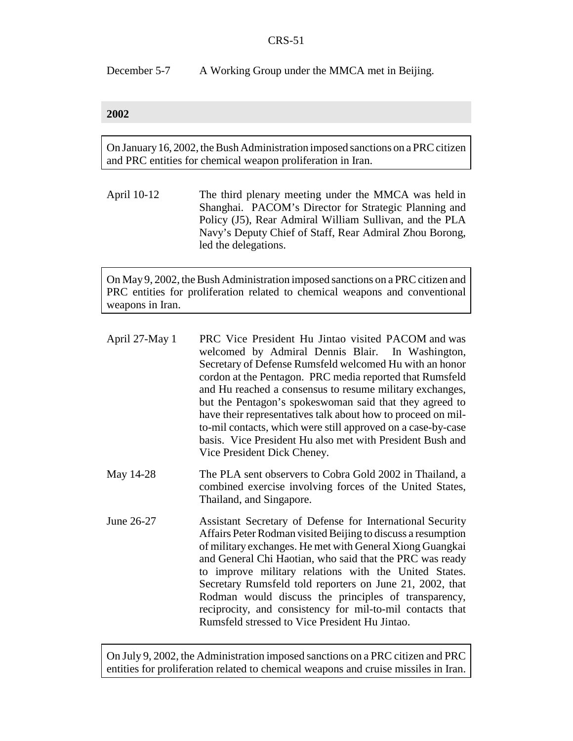December 5-7 A Working Group under the MMCA met in Beijing.

**2002**

On January 16, 2002, the Bush Administration imposed sanctions on a PRC citizen and PRC entities for chemical weapon proliferation in Iran.

April 10-12 The third plenary meeting under the MMCA was held in Shanghai. PACOM's Director for Strategic Planning and Policy (J5), Rear Admiral William Sullivan, and the PLA Navy's Deputy Chief of Staff, Rear Admiral Zhou Borong, led the delegations.

On May 9, 2002, the Bush Administration imposed sanctions on a PRC citizen and PRC entities for proliferation related to chemical weapons and conventional weapons in Iran.

April 27-May 1 PRC Vice President Hu Jintao visited PACOM and was welcomed by Admiral Dennis Blair. In Washington, Secretary of Defense Rumsfeld welcomed Hu with an honor cordon at the Pentagon. PRC media reported that Rumsfeld and Hu reached a consensus to resume military exchanges, but the Pentagon's spokeswoman said that they agreed to have their representatives talk about how to proceed on mil-to-mil contacts, which were still approved on a case-by-case basis. Vice President Hu also met with President Bush and Vice President Dick Cheney.

May 14-28 The PLA sent observers to Cobra Gold 2002 in Thailand, a combined exercise involving forces of the United States, Thailand, and Singapore.

June 26-27 Assistant Secretary of Defense for International Security Affairs Peter Rodman visited Beijing to discuss a resumption of military exchanges. He met with General Xiong Guangkai and General Chi Haotian, who said that the PRC was ready to improve military relations with the United States. Secretary Rumsfeld told reporters on June 21, 2002, that Rodman would discuss the principles of transparency, reciprocity, and consistency for mil-to-mil contacts that Rumsfeld stressed to Vice President Hu Jintao.

On July 9, 2002, the Administration imposed sanctions on a PRC citizen and PRC entities for proliferation related to chemical weapons and cruise missiles in Iran.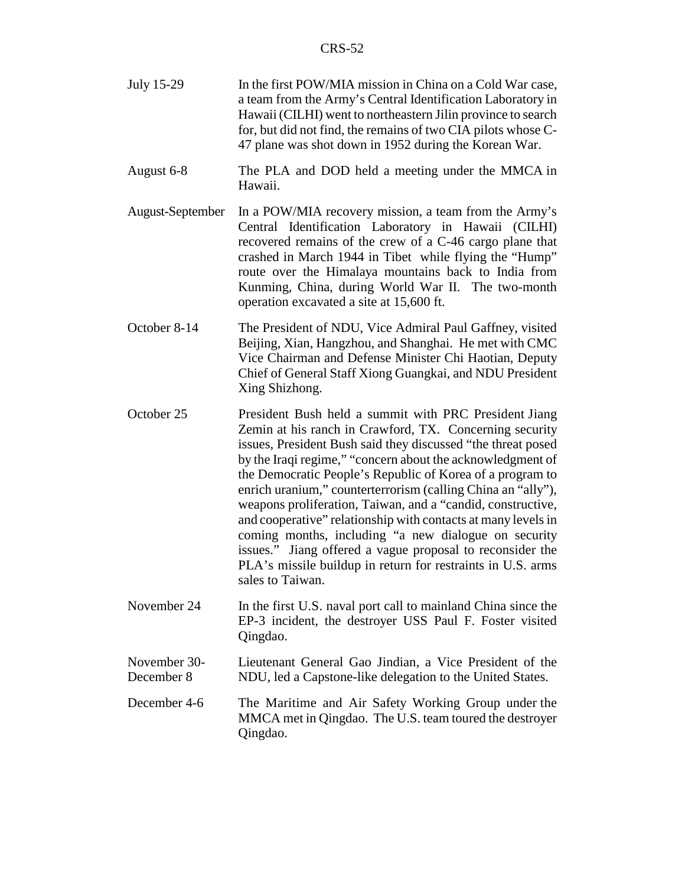| | |
|---|---|
| July 15-29 | In the first POW/MIA mission in China on a Cold War case, a team from the Army's Central Identification Laboratory in Hawaii (CILHI) went to northeastern Jilin province to search for, but did not find, the remains of two CIA pilots whose C-47 plane was shot down in 1952 during the Korean War. |
| August 6-8 | The PLA and DOD held a meeting under the MMCA in Hawaii. |
| August-September | In a POW/MIA recovery mission, a team from the Army's Central Identification Laboratory in Hawaii (CILHI) recovered remains of the crew of a C-46 cargo plane that crashed in March 1944 in Tibet while flying the "Hump" route over the Himalaya mountains back to India from Kunming, China, during World War II. The two-month operation excavated a site at 15,600 ft. |
| October 8-14 | The President of NDU, Vice Admiral Paul Gaffney, visited Beijing, Xian, Hangzhou, and Shanghai. He met with CMC Vice Chairman and Defense Minister Chi Haotian, Deputy Chief of General Staff Xiong Guangkai, and NDU President Xing Shizhong. |
| October 25 | President Bush held a summit with PRC President Jiang Zemin at his ranch in Crawford, TX. Concerning security issues, President Bush said they discussed "the threat posed by the Iraqi regime," "concern about the acknowledgment of the Democratic People's Republic of Korea of a program to enrich uranium," counterterrorism (calling China an "ally"), weapons proliferation, Taiwan, and a "candid, constructive, and cooperative" relationship with contacts at many levels in coming months, including "a new dialogue on security issues." Jiang offered a vague proposal to reconsider the PLA's missile buildup in return for restraints in U.S. arms sales to Taiwan. |
| November 24 | In the first U.S. naval port call to mainland China since the EP-3 incident, the destroyer USS Paul F. Foster visited Qingdao. |
| November 30-December 8 | Lieutenant General Gao Jindian, a Vice President of the NDU, led a Capstone-like delegation to the United States. |
| December 4-6 | The Maritime and Air Safety Working Group under the MMCA met in Qingdao. The U.S. team toured the destroyer Qingdao. |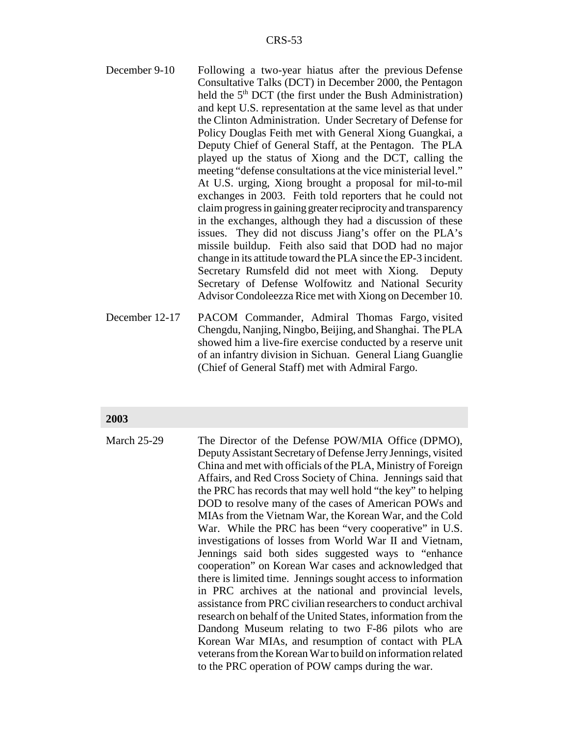| | |
|---|---|
| December 9-10 | Following a two-year hiatus after the previous Defense Consultative Talks (DCT) in December 2000, the Pentagon held the 5th DCT (the first under the Bush Administration) and kept U.S. representation at the same level as that under the Clinton Administration. Under Secretary of Defense for Policy Douglas Feith met with General Xiong Guangkai, a Deputy Chief of General Staff, at the Pentagon. The PLA played up the status of Xiong and the DCT, calling the meeting "defense consultations at the vice ministerial level." At U.S. urging, Xiong brought a proposal for mil-to-mil exchanges in 2003. Feith told reporters that he could not claim progress in gaining greater reciprocity and transparency in the exchanges, although they had a discussion of these issues. They did not discuss Jiang's offer on the PLA's missile buildup. Feith also said that DOD had no major change in its attitude toward the PLA since the EP-3 incident. Secretary Rumsfeld did not meet with Xiong. Deputy Secretary of Defense Wolfowitz and National Security Advisor Condoleezza Rice met with Xiong on December 10. |
| December 12-17 | PACOM Commander, Admiral Thomas Fargo, visited Chengdu, Nanjing, Ningbo, Beijing, and Shanghai. The PLA showed him a live-fire exercise conducted by a reserve unit of an infantry division in Sichuan. General Liang Guanglie (Chief of General Staff) met with Admiral Fargo. |

## 2003

| | |
|---|---|
| March 25-29 | The Director of the Defense POW/MIA Office (DPMO), Deputy Assistant Secretary of Defense Jerry Jennings, visited China and met with officials of the PLA, Ministry of Foreign Affairs, and Red Cross Society of China. Jennings said that the PRC has records that may well hold "the key" to helping DOD to resolve many of the cases of American POWs and MIAs from the Vietnam War, the Korean War, and the Cold War. While the PRC has been "very cooperative" in U.S. investigations of losses from World War II and Vietnam, Jennings said both sides suggested ways to "enhance cooperation" on Korean War cases and acknowledged that there is limited time. Jennings sought access to information in PRC archives at the national and provincial levels, assistance from PRC civilian researchers to conduct archival research on behalf of the United States, information from the Dandong Museum relating to two F-86 pilots who are Korean War MIAs, and resumption of contact with PLA veterans from the Korean War to build on information related to the PRC operation of POW camps during the war. |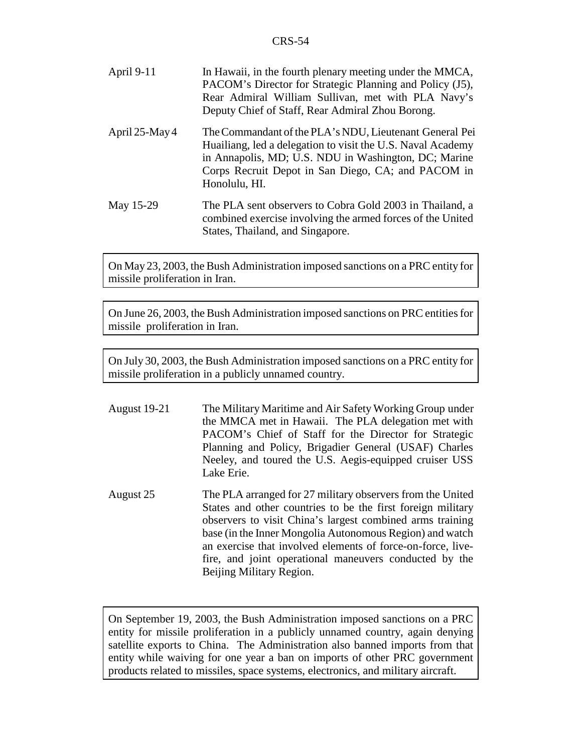April 9-11 In Hawaii, in the fourth plenary meeting under the MMCA, PACOM's Director for Strategic Planning and Policy (J5), Rear Admiral William Sullivan, met with PLA Navy's Deputy Chief of Staff, Rear Admiral Zhou Borong.

April 25-May 4 The Commandant of the PLA's NDU, Lieutenant General Pei Huailiang, led a delegation to visit the U.S. Naval Academy in Annapolis, MD; U.S. NDU in Washington, DC; Marine Corps Recruit Depot in San Diego, CA; and PACOM in Honolulu, HI.

May 15-29 The PLA sent observers to Cobra Gold 2003 in Thailand, a combined exercise involving the armed forces of the United States, Thailand, and Singapore.

> On May 23, 2003, the Bush Administration imposed sanctions on a PRC entity for missile proliferation in Iran.

> On June 26, 2003, the Bush Administration imposed sanctions on PRC entities for missile proliferation in Iran.

> On July 30, 2003, the Bush Administration imposed sanctions on a PRC entity for missile proliferation in a publicly unnamed country.

August 19-21 The Military Maritime and Air Safety Working Group under the MMCA met in Hawaii. The PLA delegation met with PACOM's Chief of Staff for the Director for Strategic Planning and Policy, Brigadier General (USAF) Charles Neeley, and toured the U.S. Aegis-equipped cruiser USS Lake Erie.

August 25 The PLA arranged for 27 military observers from the United States and other countries to be the first foreign military observers to visit China's largest combined arms training base (in the Inner Mongolia Autonomous Region) and watch an exercise that involved elements of force-on-force, live-fire, and joint operational maneuvers conducted by the Beijing Military Region.

> On September 19, 2003, the Bush Administration imposed sanctions on a PRC entity for missile proliferation in a publicly unnamed country, again denying satellite exports to China. The Administration also banned imports from that entity while waiving for one year a ban on imports of other PRC government products related to missiles, space systems, electronics, and military aircraft.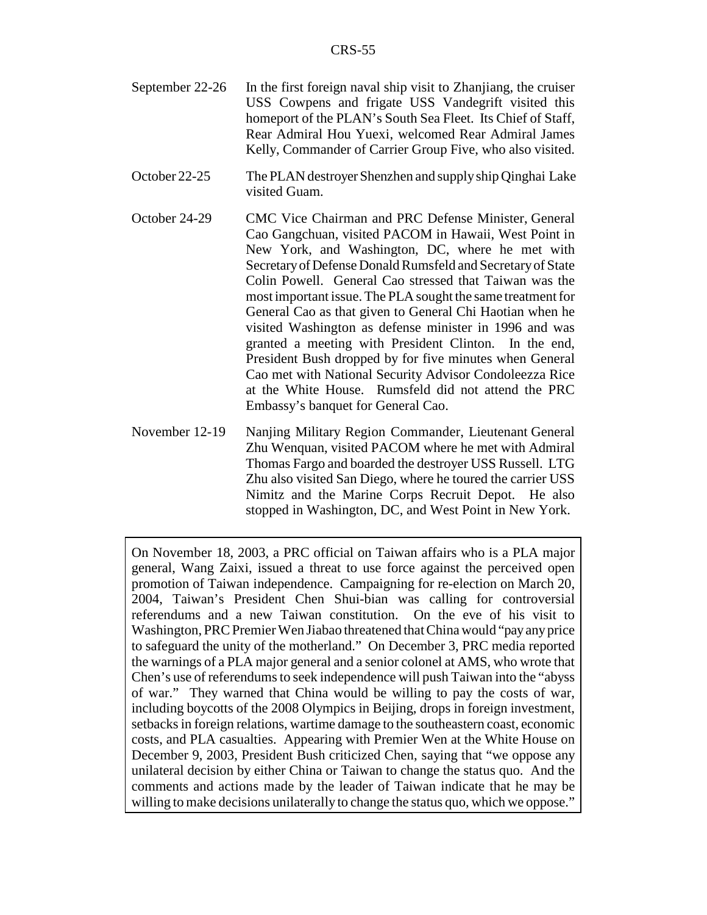| | |
|---|---|
| September 22-26 | In the first foreign naval ship visit to Zhanjiang, the cruiser USS Cowpens and frigate USS Vandegrift visited this homeport of the PLAN's South Sea Fleet. Its Chief of Staff, Rear Admiral Hou Yuexi, welcomed Rear Admiral James Kelly, Commander of Carrier Group Five, who also visited. |
| October 22-25 | The PLAN destroyer Shenzhen and supply ship Qinghai Lake visited Guam. |
| October 24-29 | CMC Vice Chairman and PRC Defense Minister, General Cao Gangchuan, visited PACOM in Hawaii, West Point in New York, and Washington, DC, where he met with Secretary of Defense Donald Rumsfeld and Secretary of State Colin Powell. General Cao stressed that Taiwan was the most important issue. The PLA sought the same treatment for General Cao as that given to General Chi Haotian when he visited Washington as defense minister in 1996 and was granted a meeting with President Clinton. In the end, President Bush dropped by for five minutes when General Cao met with National Security Advisor Condoleezza Rice at the White House. Rumsfeld did not attend the PRC Embassy's banquet for General Cao. |
| November 12-19 | Nanjing Military Region Commander, Lieutenant General Zhu Wenquan, visited PACOM where he met with Admiral Thomas Fargo and boarded the destroyer USS Russell. LTG Zhu also visited San Diego, where he toured the carrier USS Nimitz and the Marine Corps Recruit Depot. He also stopped in Washington, DC, and West Point in New York. |

On November 18, 2003, a PRC official on Taiwan affairs who is a PLA major general, Wang Zaixi, issued a threat to use force against the perceived open promotion of Taiwan independence. Campaigning for re-election on March 20, 2004, Taiwan's President Chen Shui-bian was calling for controversial referendums and a new Taiwan constitution. On the eve of his visit to Washington, PRC Premier Wen Jiabao threatened that China would "pay any price to safeguard the unity of the motherland." On December 3, PRC media reported the warnings of a PLA major general and a senior colonel at AMS, who wrote that Chen's use of referendums to seek independence will push Taiwan into the "abyss of war." They warned that China would be willing to pay the costs of war, including boycotts of the 2008 Olympics in Beijing, drops in foreign investment, setbacks in foreign relations, wartime damage to the southeastern coast, economic costs, and PLA casualties. Appearing with Premier Wen at the White House on December 9, 2003, President Bush criticized Chen, saying that "we oppose any unilateral decision by either China or Taiwan to change the status quo. And the comments and actions made by the leader of Taiwan indicate that he may be willing to make decisions unilaterally to change the status quo, which we oppose."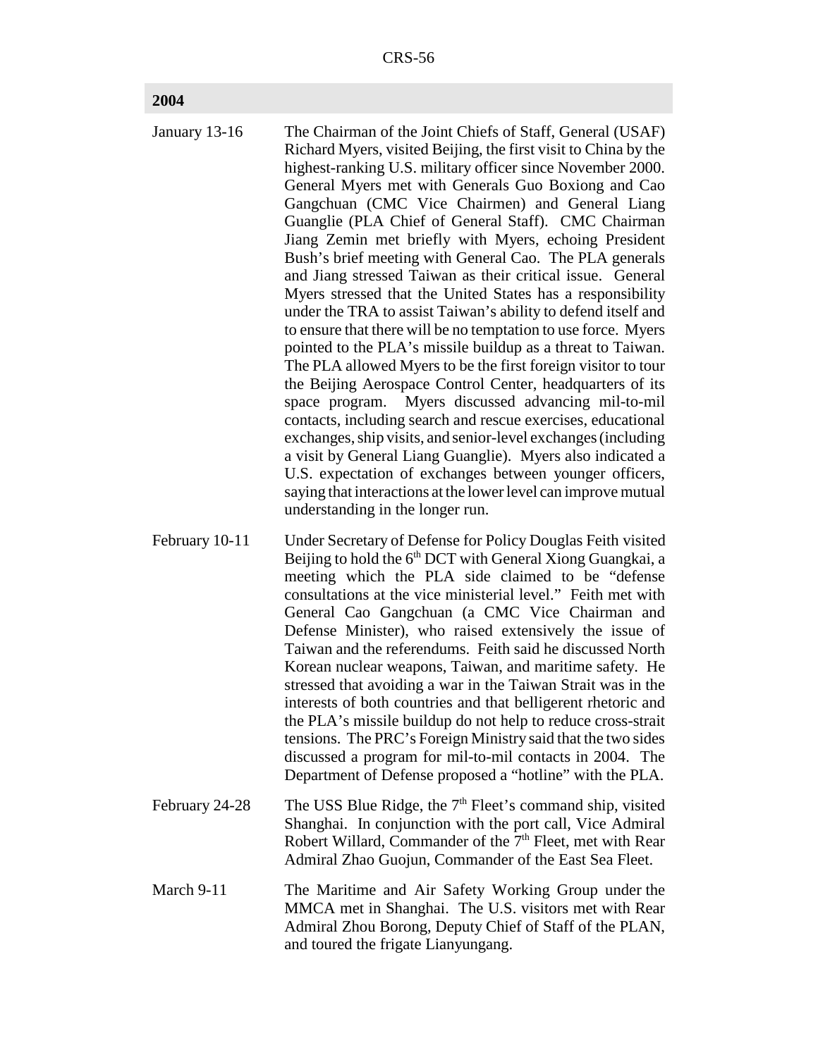## 2004

| | |
|---|---|
| January 13-16 | The Chairman of the Joint Chiefs of Staff, General (USAF) Richard Myers, visited Beijing, the first visit to China by the highest-ranking U.S. military officer since November 2000. General Myers met with Generals Guo Boxiong and Cao Gangchuan (CMC Vice Chairmen) and General Liang Guanglie (PLA Chief of General Staff). CMC Chairman Jiang Zemin met briefly with Myers, echoing President Bush's brief meeting with General Cao. The PLA generals and Jiang stressed Taiwan as their critical issue. General Myers stressed that the United States has a responsibility under the TRA to assist Taiwan's ability to defend itself and to ensure that there will be no temptation to use force. Myers pointed to the PLA's missile buildup as a threat to Taiwan. The PLA allowed Myers to be the first foreign visitor to tour the Beijing Aerospace Control Center, headquarters of its space program. Myers discussed advancing mil-to-mil contacts, including search and rescue exercises, educational exchanges, ship visits, and senior-level exchanges (including a visit by General Liang Guanglie). Myers also indicated a U.S. expectation of exchanges between younger officers, saying that interactions at the lower level can improve mutual understanding in the longer run. |
| February 10-11 | Under Secretary of Defense for Policy Douglas Feith visited Beijing to hold the 6th DCT with General Xiong Guangkai, a meeting which the PLA side claimed to be "defense consultations at the vice ministerial level." Feith met with General Cao Gangchuan (a CMC Vice Chairman and Defense Minister), who raised extensively the issue of Taiwan and the referendums. Feith said he discussed North Korean nuclear weapons, Taiwan, and maritime safety. He stressed that avoiding a war in the Taiwan Strait was in the interests of both countries and that belligerent rhetoric and the PLA's missile buildup do not help to reduce cross-strait tensions. The PRC's Foreign Ministry said that the two sides discussed a program for mil-to-mil contacts in 2004. The Department of Defense proposed a "hotline" with the PLA. |
| February 24-28 | The USS Blue Ridge, the 7th Fleet's command ship, visited Shanghai. In conjunction with the port call, Vice Admiral Robert Willard, Commander of the 7th Fleet, met with Rear Admiral Zhao Guojun, Commander of the East Sea Fleet. |
| March 9-11 | The Maritime and Air Safety Working Group under the MMCA met in Shanghai. The U.S. visitors met with Rear Admiral Zhou Borong, Deputy Chief of Staff of the PLAN, and toured the frigate Lianyungang. |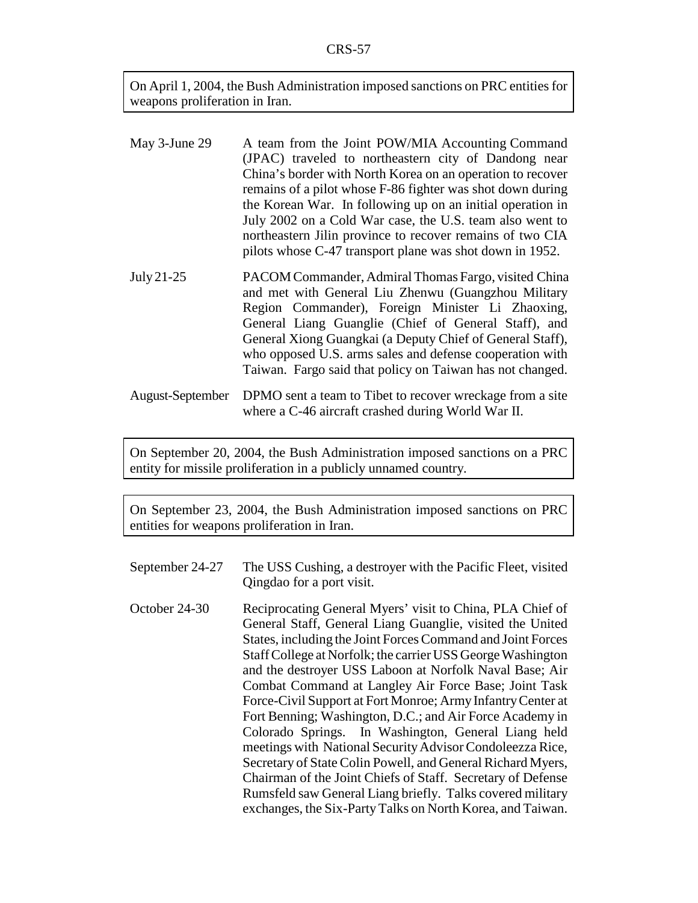On April 1, 2004, the Bush Administration imposed sanctions on PRC entities for weapons proliferation in Iran.

| | |
|---|---|
| May 3-June 29 | A team from the Joint POW/MIA Accounting Command (JPAC) traveled to northeastern city of Dandong near China's border with North Korea on an operation to recover remains of a pilot whose F-86 fighter was shot down during the Korean War. In following up on an initial operation in July 2002 on a Cold War case, the U.S. team also went to northeastern Jilin province to recover remains of two CIA pilots whose C-47 transport plane was shot down in 1952. |
| July 21-25 | PACOM Commander, Admiral Thomas Fargo, visited China and met with General Liu Zhenwu (Guangzhou Military Region Commander), Foreign Minister Li Zhaoxing, General Liang Guanglie (Chief of General Staff), and General Xiong Guangkai (a Deputy Chief of General Staff), who opposed U.S. arms sales and defense cooperation with Taiwan. Fargo said that policy on Taiwan has not changed. |
| August-September | DPMO sent a team to Tibet to recover wreckage from a site where a C-46 aircraft crashed during World War II. |

On September 20, 2004, the Bush Administration imposed sanctions on a PRC entity for missile proliferation in a publicly unnamed country.

On September 23, 2004, the Bush Administration imposed sanctions on PRC entities for weapons proliferation in Iran.

| | |
|---|---|
| September 24-27 | The USS Cushing, a destroyer with the Pacific Fleet, visited Qingdao for a port visit. |
| October 24-30 | Reciprocating General Myers' visit to China, PLA Chief of General Staff, General Liang Guanglie, visited the United States, including the Joint Forces Command and Joint Forces Staff College at Norfolk; the carrier USS George Washington and the destroyer USS Laboon at Norfolk Naval Base; Air Combat Command at Langley Air Force Base; Joint Task Force-Civil Support at Fort Monroe; Army Infantry Center at Fort Benning; Washington, D.C.; and Air Force Academy in Colorado Springs. In Washington, General Liang held meetings with National Security Advisor Condoleezza Rice, Secretary of State Colin Powell, and General Richard Myers, Chairman of the Joint Chiefs of Staff. Secretary of Defense Rumsfeld saw General Liang briefly. Talks covered military exchanges, the Six-Party Talks on North Korea, and Taiwan. |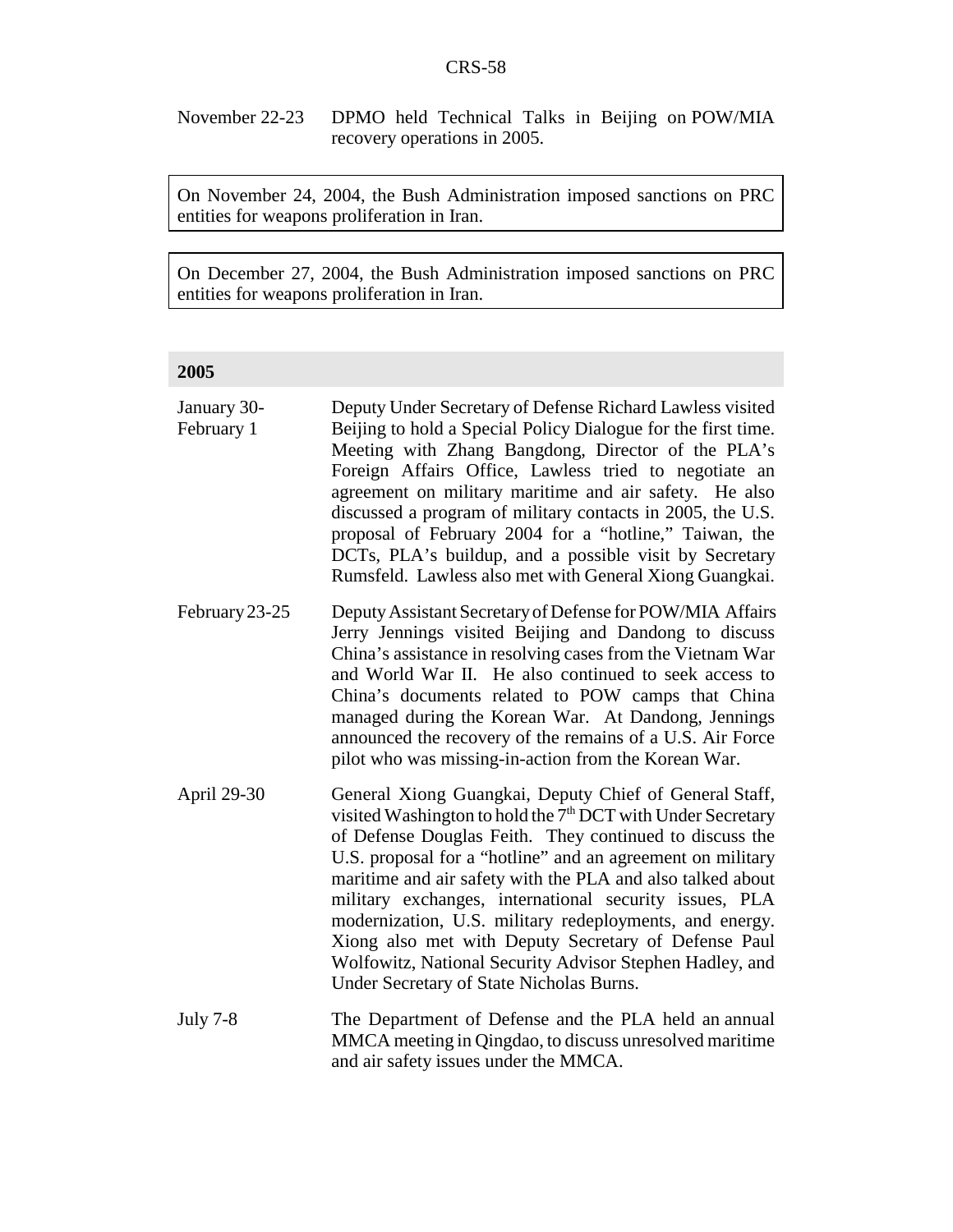November 22-23 DPMO held Technical Talks in Beijing on POW/MIA recovery operations in 2005.

> On November 24, 2004, the Bush Administration imposed sanctions on PRC entities for weapons proliferation in Iran.

> On December 27, 2004, the Bush Administration imposed sanctions on PRC entities for weapons proliferation in Iran.

## 2005

January 30-February 1 Deputy Under Secretary of Defense Richard Lawless visited Beijing to hold a Special Policy Dialogue for the first time. Meeting with Zhang Bangdong, Director of the PLA's Foreign Affairs Office, Lawless tried to negotiate an agreement on military maritime and air safety. He also discussed a program of military contacts in 2005, the U.S. proposal of February 2004 for a "hotline," Taiwan, the DCTs, PLA's buildup, and a possible visit by Secretary Rumsfeld. Lawless also met with General Xiong Guangkai.

February 23-25 Deputy Assistant Secretary of Defense for POW/MIA Affairs Jerry Jennings visited Beijing and Dandong to discuss China's assistance in resolving cases from the Vietnam War and World War II. He also continued to seek access to China's documents related to POW camps that China managed during the Korean War. At Dandong, Jennings announced the recovery of the remains of a U.S. Air Force pilot who was missing-in-action from the Korean War.

April 29-30 General Xiong Guangkai, Deputy Chief of General Staff, visited Washington to hold the 7th DCT with Under Secretary of Defense Douglas Feith. They continued to discuss the U.S. proposal for a "hotline" and an agreement on military maritime and air safety with the PLA and also talked about military exchanges, international security issues, PLA modernization, U.S. military redeployments, and energy. Xiong also met with Deputy Secretary of Defense Paul Wolfowitz, National Security Advisor Stephen Hadley, and Under Secretary of State Nicholas Burns.

July 7-8 The Department of Defense and the PLA held an annual MMCA meeting in Qingdao, to discuss unresolved maritime and air safety issues under the MMCA.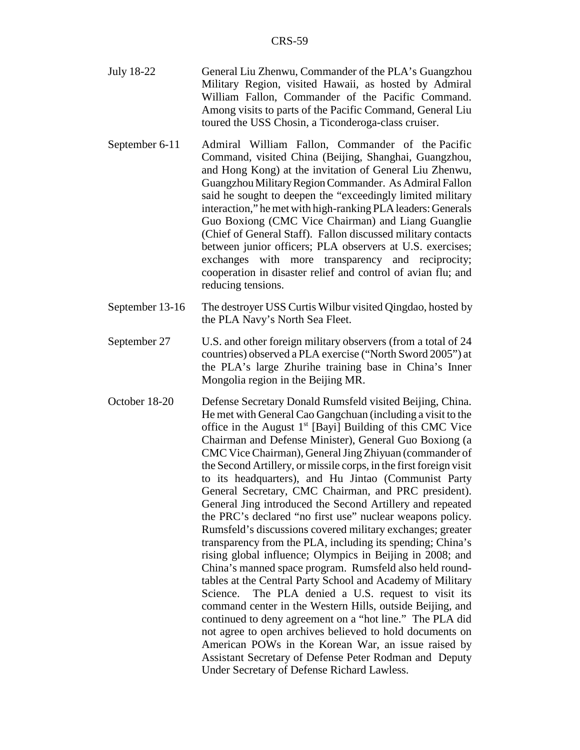July 18-22 General Liu Zhenwu, Commander of the PLA's Guangzhou Military Region, visited Hawaii, as hosted by Admiral William Fallon, Commander of the Pacific Command. Among visits to parts of the Pacific Command, General Liu toured the USS Chosin, a Ticonderoga-class cruiser.

September 6-11 Admiral William Fallon, Commander of the Pacific Command, visited China (Beijing, Shanghai, Guangzhou, and Hong Kong) at the invitation of General Liu Zhenwu, Guangzhou Military Region Commander. As Admiral Fallon said he sought to deepen the "exceedingly limited military interaction," he met with high-ranking PLA leaders: Generals Guo Boxiong (CMC Vice Chairman) and Liang Guanglie (Chief of General Staff). Fallon discussed military contacts between junior officers; PLA observers at U.S. exercises; exchanges with more transparency and reciprocity; cooperation in disaster relief and control of avian flu; and reducing tensions.

September 13-16 The destroyer USS Curtis Wilbur visited Qingdao, hosted by the PLA Navy's North Sea Fleet.

September 27 U.S. and other foreign military observers (from a total of 24 countries) observed a PLA exercise ("North Sword 2005") at the PLA's large Zhurihe training base in China's Inner Mongolia region in the Beijing MR.

October 18-20 Defense Secretary Donald Rumsfeld visited Beijing, China. He met with General Cao Gangchuan (including a visit to the office in the August 1st [Bayi] Building of this CMC Vice Chairman and Defense Minister), General Guo Boxiong (a CMC Vice Chairman), General Jing Zhiyuan (commander of the Second Artillery, or missile corps, in the first foreign visit to its headquarters), and Hu Jintao (Communist Party General Secretary, CMC Chairman, and PRC president). General Jing introduced the Second Artillery and repeated the PRC's declared "no first use" nuclear weapons policy. Rumsfeld's discussions covered military exchanges; greater transparency from the PLA, including its spending; China's rising global influence; Olympics in Beijing in 2008; and China's manned space program. Rumsfeld also held round-tables at the Central Party School and Academy of Military Science. The PLA denied a U.S. request to visit its command center in the Western Hills, outside Beijing, and continued to deny agreement on a "hot line." The PLA did not agree to open archives believed to hold documents on American POWs in the Korean War, an issue raised by Assistant Secretary of Defense Peter Rodman and Deputy Under Secretary of Defense Richard Lawless.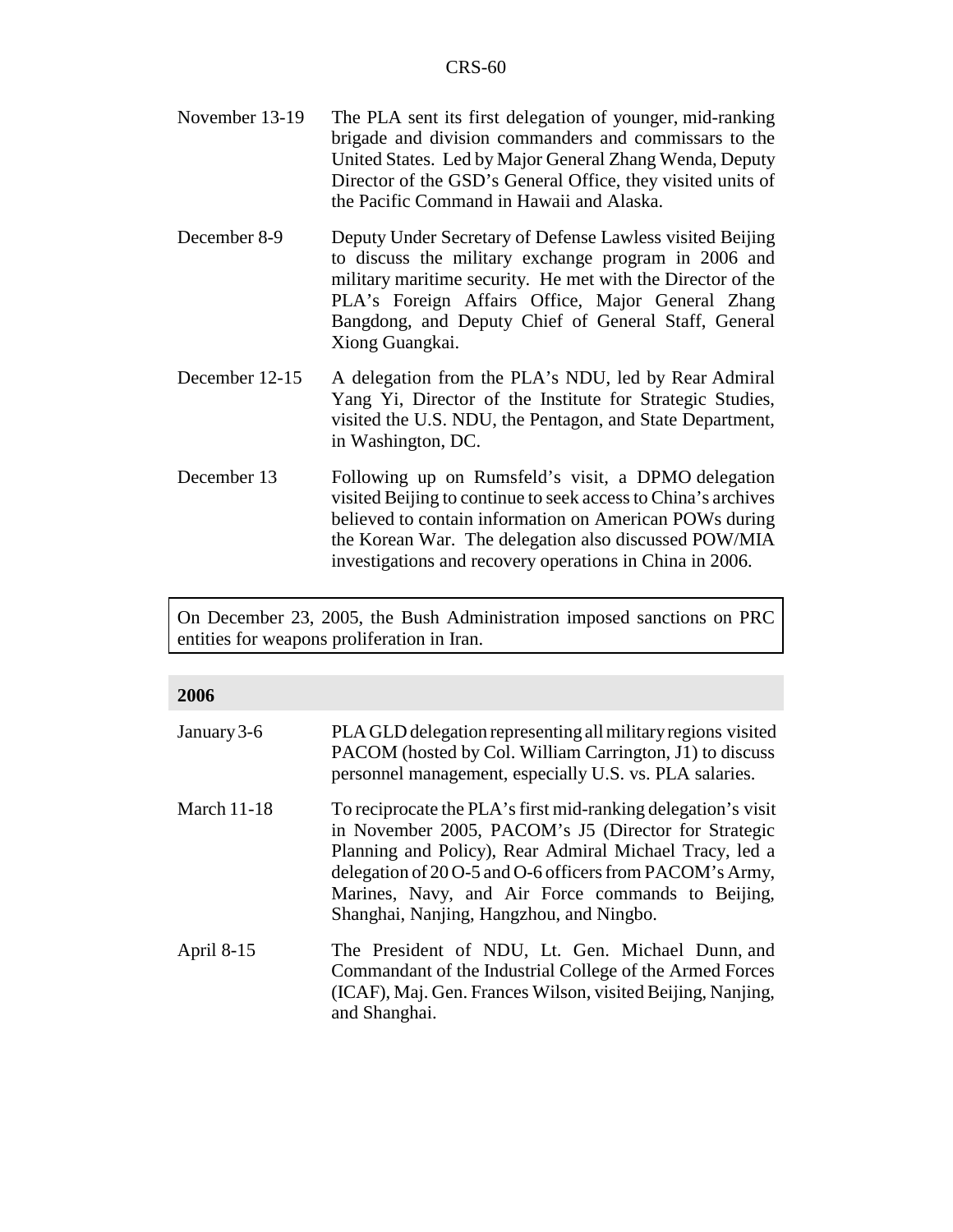November 13-19 — The PLA sent its first delegation of younger, mid-ranking brigade and division commanders and commissars to the United States. Led by Major General Zhang Wenda, Deputy Director of the GSD's General Office, they visited units of the Pacific Command in Hawaii and Alaska.

December 8-9 — Deputy Under Secretary of Defense Lawless visited Beijing to discuss the military exchange program in 2006 and military maritime security. He met with the Director of the PLA's Foreign Affairs Office, Major General Zhang Bangdong, and Deputy Chief of General Staff, General Xiong Guangkai.

December 12-15 — A delegation from the PLA's NDU, led by Rear Admiral Yang Yi, Director of the Institute for Strategic Studies, visited the U.S. NDU, the Pentagon, and State Department, in Washington, DC.

December 13 — Following up on Rumsfeld's visit, a DPMO delegation visited Beijing to continue to seek access to China's archives believed to contain information on American POWs during the Korean War. The delegation also discussed POW/MIA investigations and recovery operations in China in 2006.

> On December 23, 2005, the Bush Administration imposed sanctions on PRC entities for weapons proliferation in Iran.

## 2006

January 3-6 — PLA GLD delegation representing all military regions visited PACOM (hosted by Col. William Carrington, J1) to discuss personnel management, especially U.S. vs. PLA salaries.

March 11-18 — To reciprocate the PLA's first mid-ranking delegation's visit in November 2005, PACOM's J5 (Director for Strategic Planning and Policy), Rear Admiral Michael Tracy, led a delegation of 20 O-5 and O-6 officers from PACOM's Army, Marines, Navy, and Air Force commands to Beijing, Shanghai, Nanjing, Hangzhou, and Ningbo.

April 8-15 — The President of NDU, Lt. Gen. Michael Dunn, and Commandant of the Industrial College of the Armed Forces (ICAF), Maj. Gen. Frances Wilson, visited Beijing, Nanjing, and Shanghai.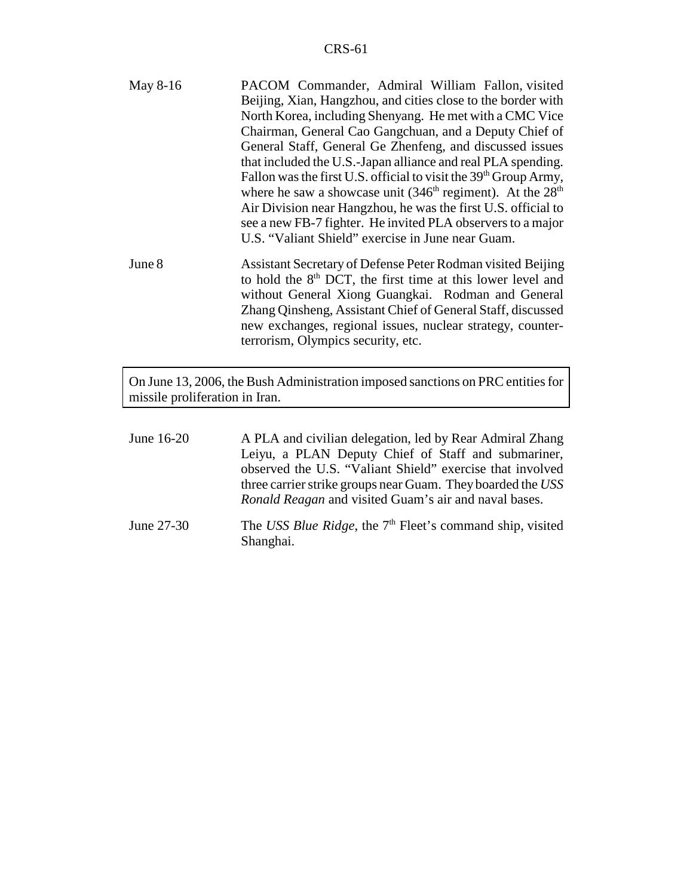| | |
|---|---|
| May 8-16 | PACOM Commander, Admiral William Fallon, visited Beijing, Xian, Hangzhou, and cities close to the border with North Korea, including Shenyang. He met with a CMC Vice Chairman, General Cao Gangchuan, and a Deputy Chief of General Staff, General Ge Zhenfeng, and discussed issues that included the U.S.-Japan alliance and real PLA spending. Fallon was the first U.S. official to visit the 39th Group Army, where he saw a showcase unit (346th regiment). At the 28th Air Division near Hangzhou, he was the first U.S. official to see a new FB-7 fighter. He invited PLA observers to a major U.S. "Valiant Shield" exercise in June near Guam. |
| June 8 | Assistant Secretary of Defense Peter Rodman visited Beijing to hold the 8th DCT, the first time at this lower level and without General Xiong Guangkai. Rodman and General Zhang Qinsheng, Assistant Chief of General Staff, discussed new exchanges, regional issues, nuclear strategy, counter-terrorism, Olympics security, etc. |

> On June 13, 2006, the Bush Administration imposed sanctions on PRC entities for missile proliferation in Iran.

| | |
|---|---|
| June 16-20 | A PLA and civilian delegation, led by Rear Admiral Zhang Leiyu, a PLAN Deputy Chief of Staff and submariner, observed the U.S. "Valiant Shield" exercise that involved three carrier strike groups near Guam. They boarded the *USS Ronald Reagan* and visited Guam's air and naval bases. |
| June 27-30 | The *USS Blue Ridge*, the 7th Fleet's command ship, visited Shanghai. |